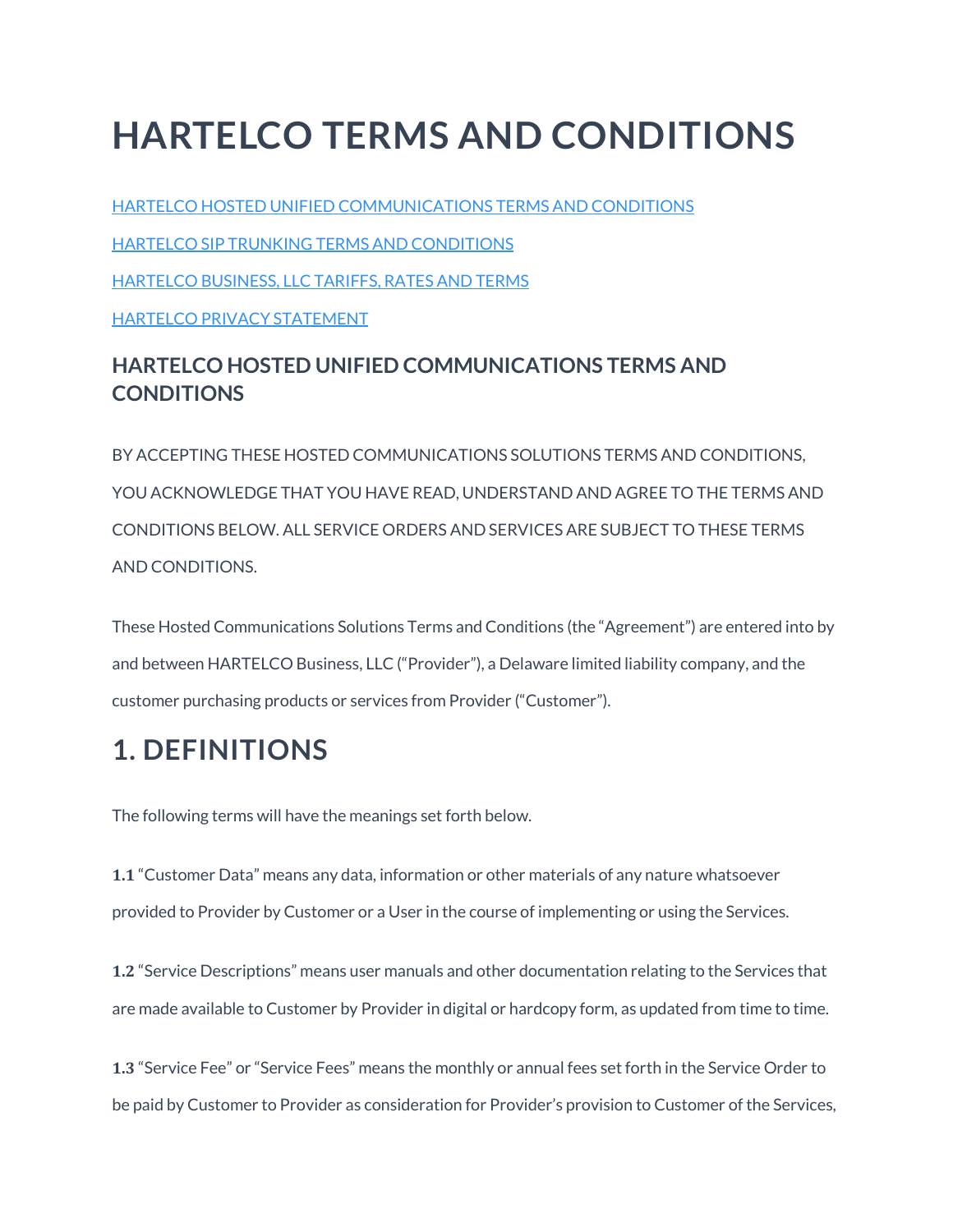# HARTELCO TERMS AND CONDITIONS

HARTELCO HOSTED UNIFIED COMMUNICATIONS TERMS AND CONDITIONS

HARTELCO SIP TRUNKING TERMS AND CONDITIONS

HARTELCO BUSINESS, LLC TARIFFS, RATES AND TERMS

HARTELCO PRIVACY STATEMENT

### HARTELCO HOSTED UNIFIED COMMUNICATIONS TERMS AND CONDITIONS

BY ACCEPTING THESE HOSTED COMMUNICATIONS SOLUTIONS TERMS AND CONDITIONS, YOU ACKNOWLEDGE THAT YOU HAVE READ, UNDERSTAND AND AGREE TO THE TERMS AND CONDITIONS BELOW. ALL SERVICE ORDERS AND SERVICES ARE SUBJECT TO THESE TERMS AND CONDITIONS.

These Hosted Communications Solutions Terms and Conditions (the "Agreement") are entered into by and between HARTELCO Business, LLC ("Provider"), a Delaware limited liability company, and the customer purchasing products or services from Provider ("Customer").

## 1. DEFINITIONS

The following terms will have the meanings set forth below.

**1.1** "Customer Data" means any data, information or other materials of any nature whatsoever provided to Provider by Customer or a User in the course of implementing or using the Services.

**1.2** "Service Descriptions" means user manuals and other documentation relating to the Services that are made available to Customer by Provider in digital or hardcopy form, as updated from time to time.

**1.3** "Service Fee" or "Service Fees" means the monthly or annual fees set forth in the Service Order to be paid by Customer to Provider as consideration for Provider's provision to Customer of the Services,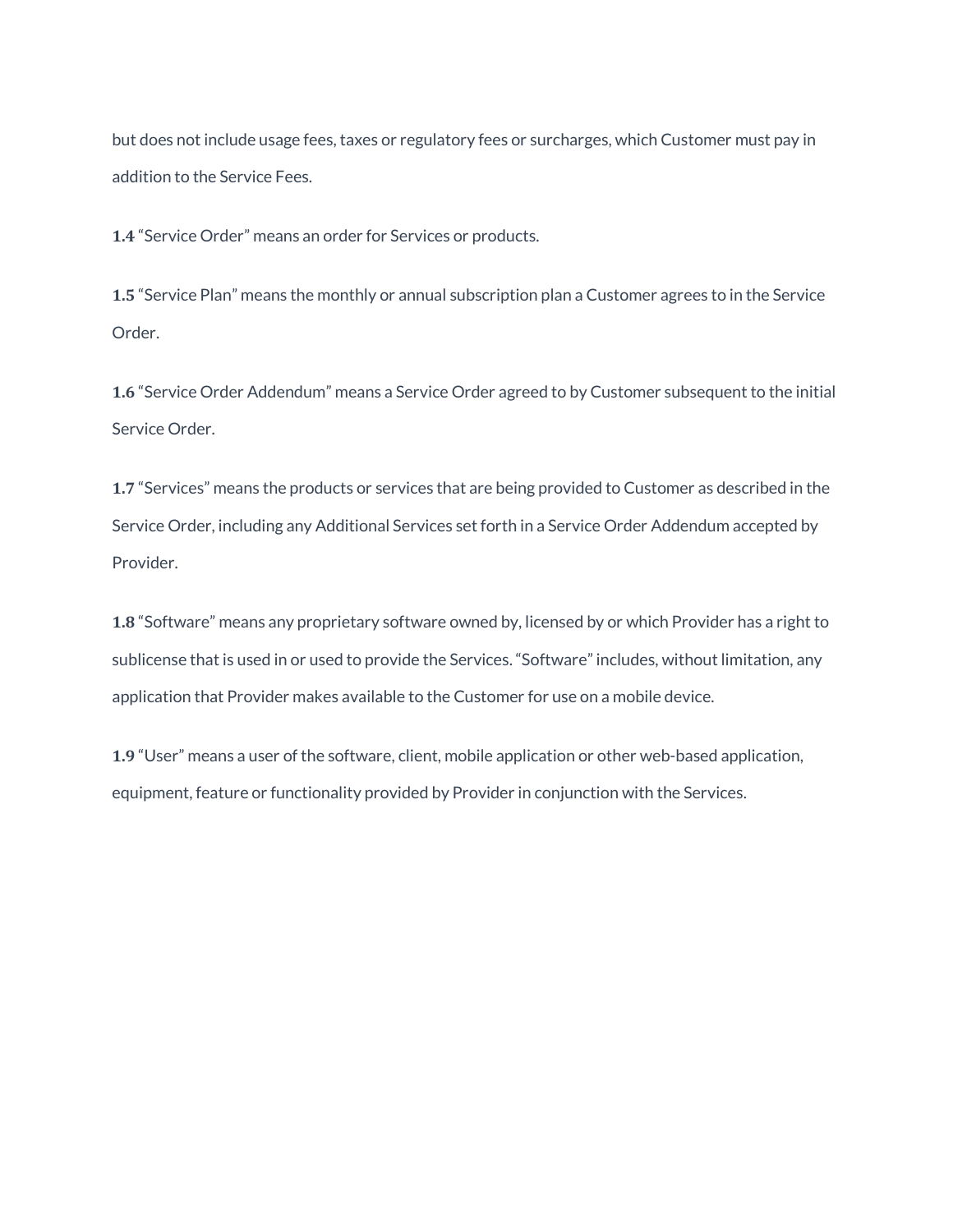but does not include usage fees, taxes or regulatory fees or surcharges, which Customer must pay in addition to the Service Fees.

**1.4** "Service Order" means an order for Services or products.

**1.5** "Service Plan" means the monthly or annual subscription plan a Customer agrees to in the Service Order.

**1.6** "Service Order Addendum" means a Service Order agreed to by Customer subsequent to the initial Service Order.

**1.7** "Services" means the products or services that are being provided to Customer as described in the Service Order, including any Additional Services set forth in a Service Order Addendum accepted by Provider.

**1.8** "Software" means any proprietary software owned by, licensed by or which Provider has a right to sublicense that is used in or used to provide the Services. "Software" includes, without limitation, any application that Provider makes available to the Customer for use on a mobile device.

**1.9** "User" means a user of the software, client, mobile application or other web-based application, equipment, feature or functionality provided by Provider in conjunction with the Services.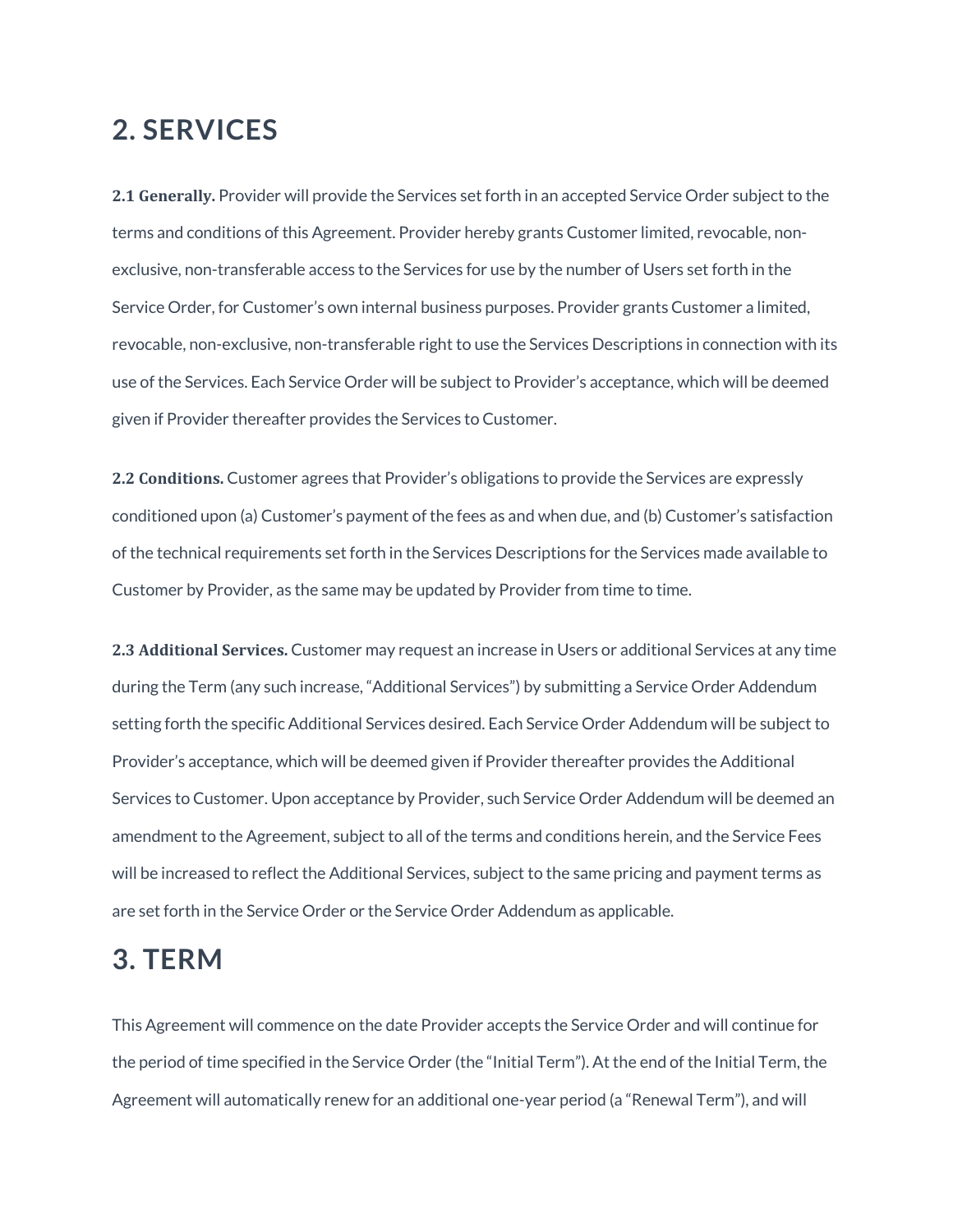## 2. SERVICES

**2.1 Generally.** Provider will provide the Services set forth in an accepted Service Order subject to the terms and conditions of this Agreement. Provider hereby grants Customer limited, revocable, non-exclusive, non-transferable access to the Services for use by the number of Users set forth in the Service Order, for Customer's own internal business purposes. Provider grants Customer a limited, revocable, non-exclusive, non-transferable right to use the Services Descriptions in connection with its use of the Services. Each Service Order will be subject to Provider's acceptance, which will be deemed given if Provider thereafter provides the Services to Customer.

**2.2 Conditions.** Customer agrees that Provider's obligations to provide the Services are expressly conditioned upon (a) Customer's payment of the fees as and when due, and (b) Customer's satisfaction of the technical requirements set forth in the Services Descriptions for the Services made available to Customer by Provider, as the same may be updated by Provider from time to time.

**2.3 Additional Services.** Customer may request an increase in Users or additional Services at any time during the Term (any such increase, "Additional Services") by submitting a Service Order Addendum setting forth the specific Additional Services desired. Each Service Order Addendum will be subject to Provider's acceptance, which will be deemed given if Provider thereafter provides the Additional Services to Customer. Upon acceptance by Provider, such Service Order Addendum will be deemed an amendment to the Agreement, subject to all of the terms and conditions herein, and the Service Fees will be increased to reflect the Additional Services, subject to the same pricing and payment terms as are set forth in the Service Order or the Service Order Addendum as applicable.

## 3. TERM

This Agreement will commence on the date Provider accepts the Service Order and will continue for the period of time specified in the Service Order (the "Initial Term"). At the end of the Initial Term, the Agreement will automatically renew for an additional one-year period (a "Renewal Term"), and will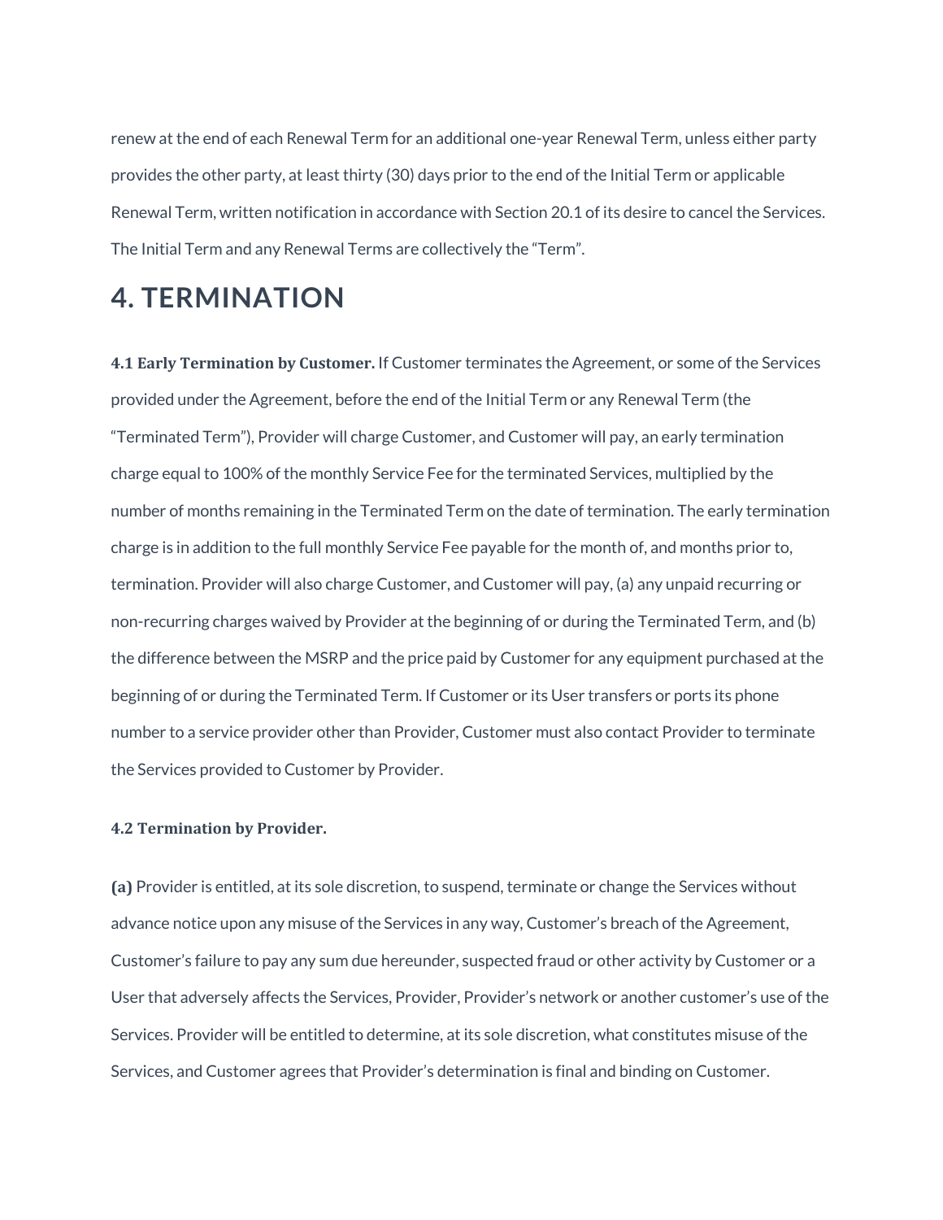renew at the end of each Renewal Term for an additional one-year Renewal Term, unless either party provides the other party, at least thirty (30) days prior to the end of the Initial Term or applicable Renewal Term, written notification in accordance with Section 20.1 of its desire to cancel the Services. The Initial Term and any Renewal Terms are collectively the "Term".

# 4. TERMINATION

**4.1 Early Termination by Customer.** If Customer terminates the Agreement, or some of the Services provided under the Agreement, before the end of the Initial Term or any Renewal Term (the "Terminated Term"), Provider will charge Customer, and Customer will pay, an early termination charge equal to 100% of the monthly Service Fee for the terminated Services, multiplied by the number of months remaining in the Terminated Term on the date of termination. The early termination charge is in addition to the full monthly Service Fee payable for the month of, and months prior to, termination. Provider will also charge Customer, and Customer will pay, (a) any unpaid recurring or non-recurring charges waived by Provider at the beginning of or during the Terminated Term, and (b) the difference between the MSRP and the price paid by Customer for any equipment purchased at the beginning of or during the Terminated Term. If Customer or its User transfers or ports its phone number to a service provider other than Provider, Customer must also contact Provider to terminate the Services provided to Customer by Provider.

**4.2 Termination by Provider.**

**(a)** Provider is entitled, at its sole discretion, to suspend, terminate or change the Services without advance notice upon any misuse of the Services in any way, Customer's breach of the Agreement, Customer's failure to pay any sum due hereunder, suspected fraud or other activity by Customer or a User that adversely affects the Services, Provider, Provider's network or another customer's use of the Services. Provider will be entitled to determine, at its sole discretion, what constitutes misuse of the Services, and Customer agrees that Provider's determination is final and binding on Customer.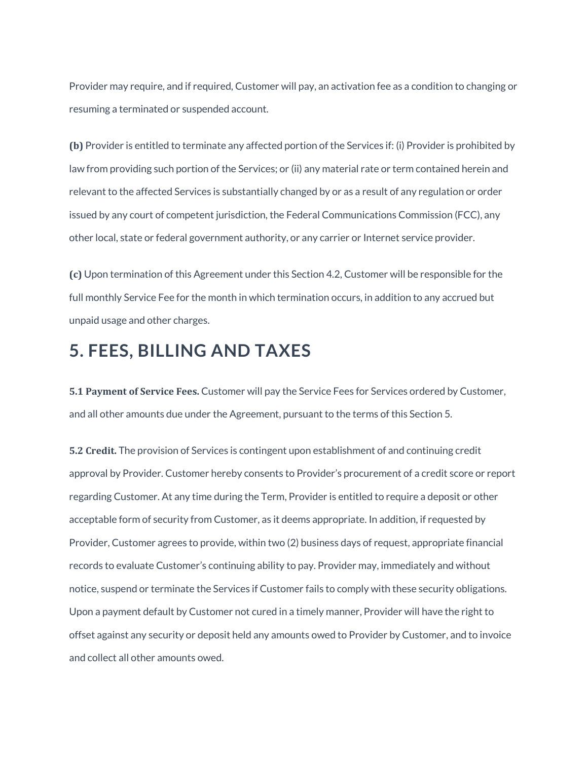Provider may require, and if required, Customer will pay, an activation fee as a condition to changing or resuming a terminated or suspended account.

**(b)** Provider is entitled to terminate any affected portion of the Services if: (i) Provider is prohibited by law from providing such portion of the Services; or (ii) any material rate or term contained herein and relevant to the affected Services is substantially changed by or as a result of any regulation or order issued by any court of competent jurisdiction, the Federal Communications Commission (FCC), any other local, state or federal government authority, or any carrier or Internet service provider.

**(c)** Upon termination of this Agreement under this Section 4.2, Customer will be responsible for the full monthly Service Fee for the month in which termination occurs, in addition to any accrued but unpaid usage and other charges.

# 5. FEES, BILLING AND TAXES

**5.1 Payment of Service Fees.** Customer will pay the Service Fees for Services ordered by Customer, and all other amounts due under the Agreement, pursuant to the terms of this Section 5.

**5.2 Credit.** The provision of Services is contingent upon establishment of and continuing credit approval by Provider. Customer hereby consents to Provider's procurement of a credit score or report regarding Customer. At any time during the Term, Provider is entitled to require a deposit or other acceptable form of security from Customer, as it deems appropriate. In addition, if requested by Provider, Customer agrees to provide, within two (2) business days of request, appropriate financial records to evaluate Customer's continuing ability to pay. Provider may, immediately and without notice, suspend or terminate the Services if Customer fails to comply with these security obligations. Upon a payment default by Customer not cured in a timely manner, Provider will have the right to offset against any security or deposit held any amounts owed to Provider by Customer, and to invoice and collect all other amounts owed.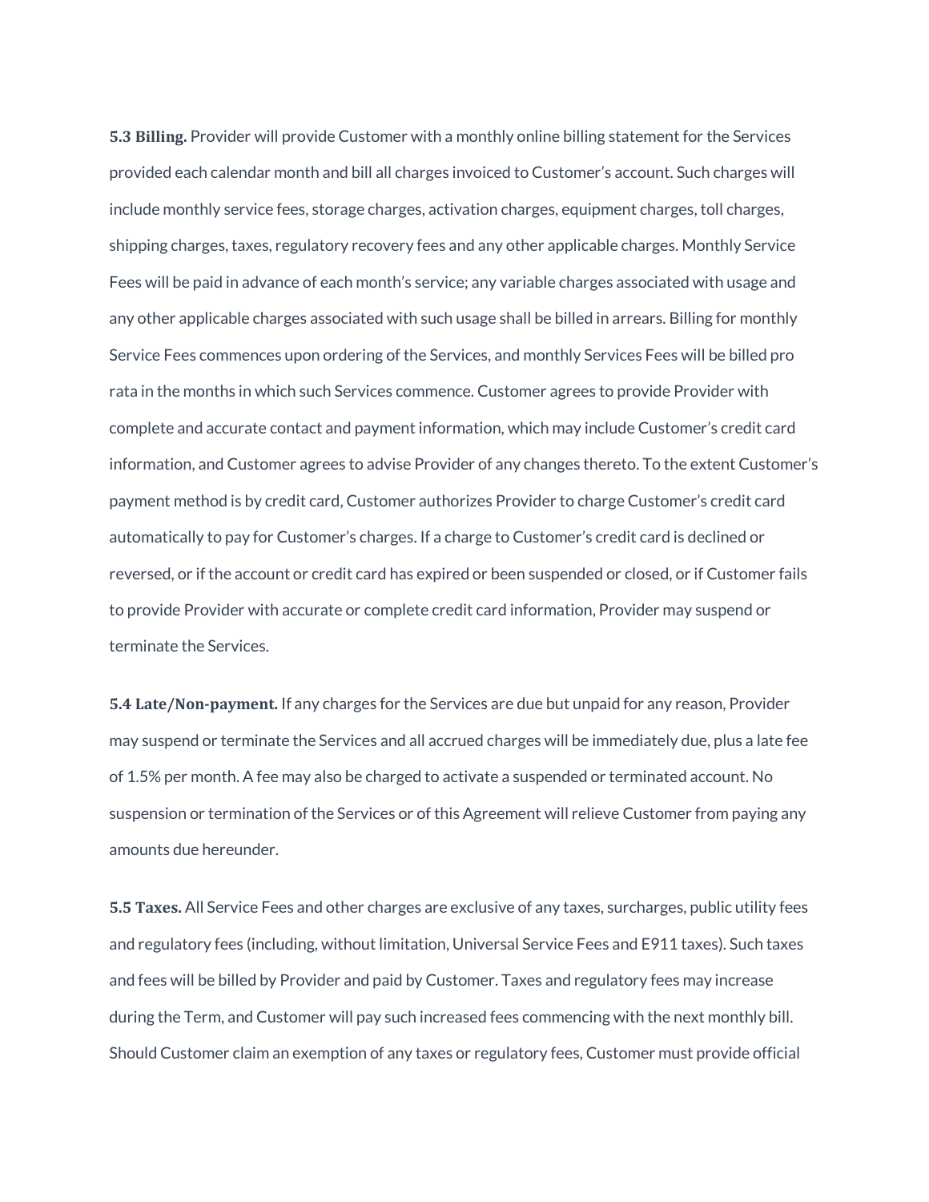**5.3 Billing.** Provider will provide Customer with a monthly online billing statement for the Services provided each calendar month and bill all charges invoiced to Customer's account. Such charges will include monthly service fees, storage charges, activation charges, equipment charges, toll charges, shipping charges, taxes, regulatory recovery fees and any other applicable charges. Monthly Service Fees will be paid in advance of each month's service; any variable charges associated with usage and any other applicable charges associated with such usage shall be billed in arrears. Billing for monthly Service Fees commences upon ordering of the Services, and monthly Services Fees will be billed pro rata in the months in which such Services commence. Customer agrees to provide Provider with complete and accurate contact and payment information, which may include Customer's credit card information, and Customer agrees to advise Provider of any changes thereto. To the extent Customer's payment method is by credit card, Customer authorizes Provider to charge Customer's credit card automatically to pay for Customer's charges. If a charge to Customer's credit card is declined or reversed, or if the account or credit card has expired or been suspended or closed, or if Customer fails to provide Provider with accurate or complete credit card information, Provider may suspend or terminate the Services.

**5.4 Late/Non-payment.** If any charges for the Services are due but unpaid for any reason, Provider may suspend or terminate the Services and all accrued charges will be immediately due, plus a late fee of 1.5% per month. A fee may also be charged to activate a suspended or terminated account. No suspension or termination of the Services or of this Agreement will relieve Customer from paying any amounts due hereunder.

**5.5 Taxes.** All Service Fees and other charges are exclusive of any taxes, surcharges, public utility fees and regulatory fees (including, without limitation, Universal Service Fees and E911 taxes). Such taxes and fees will be billed by Provider and paid by Customer. Taxes and regulatory fees may increase during the Term, and Customer will pay such increased fees commencing with the next monthly bill. Should Customer claim an exemption of any taxes or regulatory fees, Customer must provide official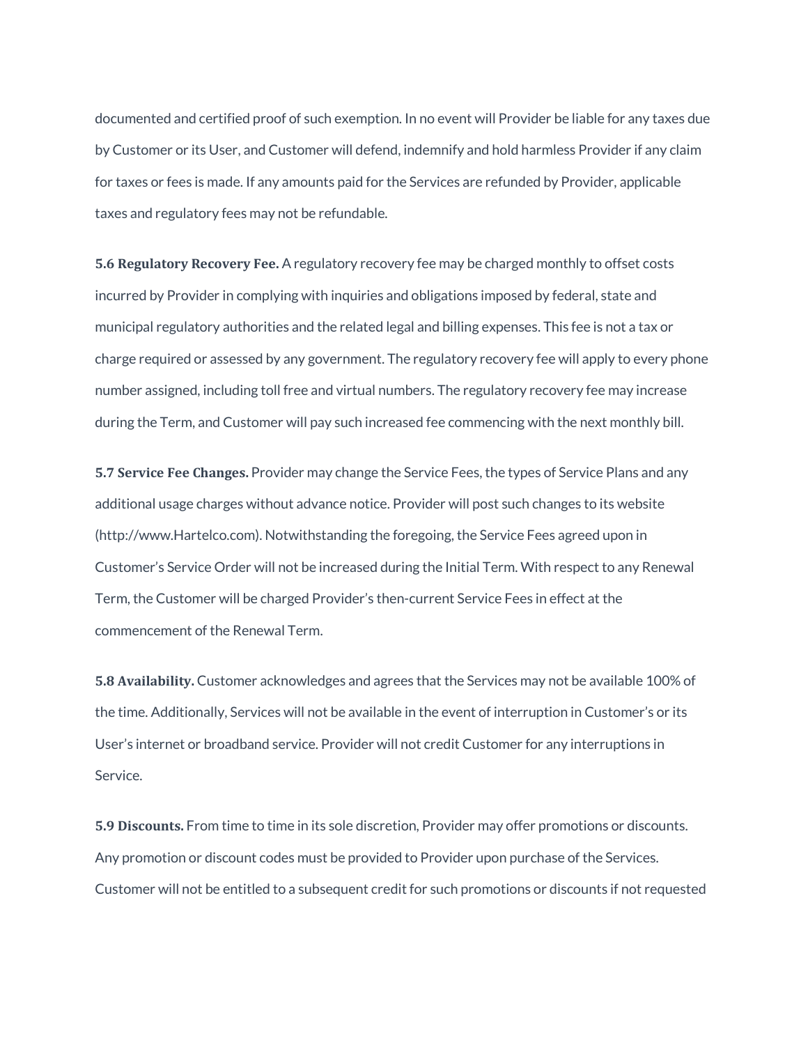documented and certified proof of such exemption. In no event will Provider be liable for any taxes due by Customer or its User, and Customer will defend, indemnify and hold harmless Provider if any claim for taxes or fees is made. If any amounts paid for the Services are refunded by Provider, applicable taxes and regulatory fees may not be refundable.

**5.6 Regulatory Recovery Fee.** A regulatory recovery fee may be charged monthly to offset costs incurred by Provider in complying with inquiries and obligations imposed by federal, state and municipal regulatory authorities and the related legal and billing expenses. This fee is not a tax or charge required or assessed by any government. The regulatory recovery fee will apply to every phone number assigned, including toll free and virtual numbers. The regulatory recovery fee may increase during the Term, and Customer will pay such increased fee commencing with the next monthly bill.

**5.7 Service Fee Changes.** Provider may change the Service Fees, the types of Service Plans and any additional usage charges without advance notice. Provider will post such changes to its website (http://www.Hartelco.com). Notwithstanding the foregoing, the Service Fees agreed upon in Customer's Service Order will not be increased during the Initial Term. With respect to any Renewal Term, the Customer will be charged Provider's then-current Service Fees in effect at the commencement of the Renewal Term.

**5.8 Availability.** Customer acknowledges and agrees that the Services may not be available 100% of the time. Additionally, Services will not be available in the event of interruption in Customer's or its User's internet or broadband service. Provider will not credit Customer for any interruptions in Service.

**5.9 Discounts.** From time to time in its sole discretion, Provider may offer promotions or discounts. Any promotion or discount codes must be provided to Provider upon purchase of the Services. Customer will not be entitled to a subsequent credit for such promotions or discounts if not requested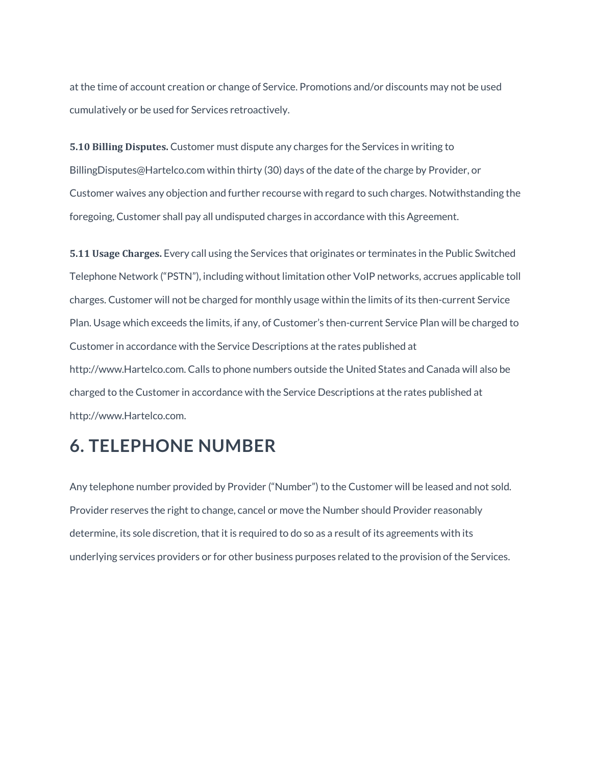at the time of account creation or change of Service. Promotions and/or discounts may not be used cumulatively or be used for Services retroactively.

**5.10 Billing Disputes.** Customer must dispute any charges for the Services in writing to BillingDisputes@Hartelco.com within thirty (30) days of the date of the charge by Provider, or Customer waives any objection and further recourse with regard to such charges. Notwithstanding the foregoing, Customer shall pay all undisputed charges in accordance with this Agreement.

**5.11 Usage Charges.** Every call using the Services that originates or terminates in the Public Switched Telephone Network ("PSTN"), including without limitation other VoIP networks, accrues applicable toll charges. Customer will not be charged for monthly usage within the limits of its then-current Service Plan. Usage which exceeds the limits, if any, of Customer's then-current Service Plan will be charged to Customer in accordance with the Service Descriptions at the rates published at http://www.Hartelco.com. Calls to phone numbers outside the United States and Canada will also be charged to the Customer in accordance with the Service Descriptions at the rates published at http://www.Hartelco.com.

## 6. TELEPHONE NUMBER

Any telephone number provided by Provider ("Number") to the Customer will be leased and not sold. Provider reserves the right to change, cancel or move the Number should Provider reasonably determine, its sole discretion, that it is required to do so as a result of its agreements with its underlying services providers or for other business purposes related to the provision of the Services.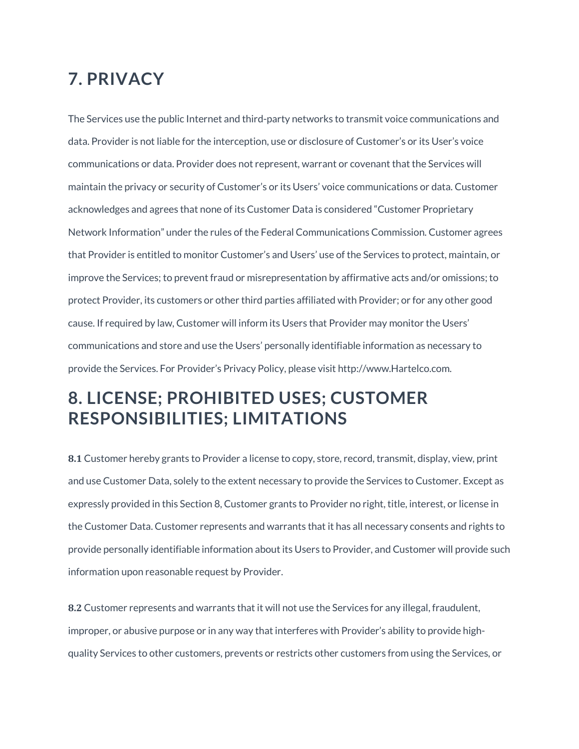## 7. PRIVACY

The Services use the public Internet and third-party networks to transmit voice communications and data. Provider is not liable for the interception, use or disclosure of Customer's or its User's voice communications or data. Provider does not represent, warrant or covenant that the Services will maintain the privacy or security of Customer's or its Users' voice communications or data. Customer acknowledges and agrees that none of its Customer Data is considered "Customer Proprietary Network Information" under the rules of the Federal Communications Commission. Customer agrees that Provider is entitled to monitor Customer's and Users' use of the Services to protect, maintain, or improve the Services; to prevent fraud or misrepresentation by affirmative acts and/or omissions; to protect Provider, its customers or other third parties affiliated with Provider; or for any other good cause. If required by law, Customer will inform its Users that Provider may monitor the Users' communications and store and use the Users' personally identifiable information as necessary to provide the Services. For Provider's Privacy Policy, please visit http://www.Hartelco.com.

## 8. LICENSE; PROHIBITED USES; CUSTOMER RESPONSIBILITIES; LIMITATIONS

**8.1** Customer hereby grants to Provider a license to copy, store, record, transmit, display, view, print and use Customer Data, solely to the extent necessary to provide the Services to Customer. Except as expressly provided in this Section 8, Customer grants to Provider no right, title, interest, or license in the Customer Data. Customer represents and warrants that it has all necessary consents and rights to provide personally identifiable information about its Users to Provider, and Customer will provide such information upon reasonable request by Provider.

**8.2** Customer represents and warrants that it will not use the Services for any illegal, fraudulent, improper, or abusive purpose or in any way that interferes with Provider's ability to provide high-quality Services to other customers, prevents or restricts other customers from using the Services, or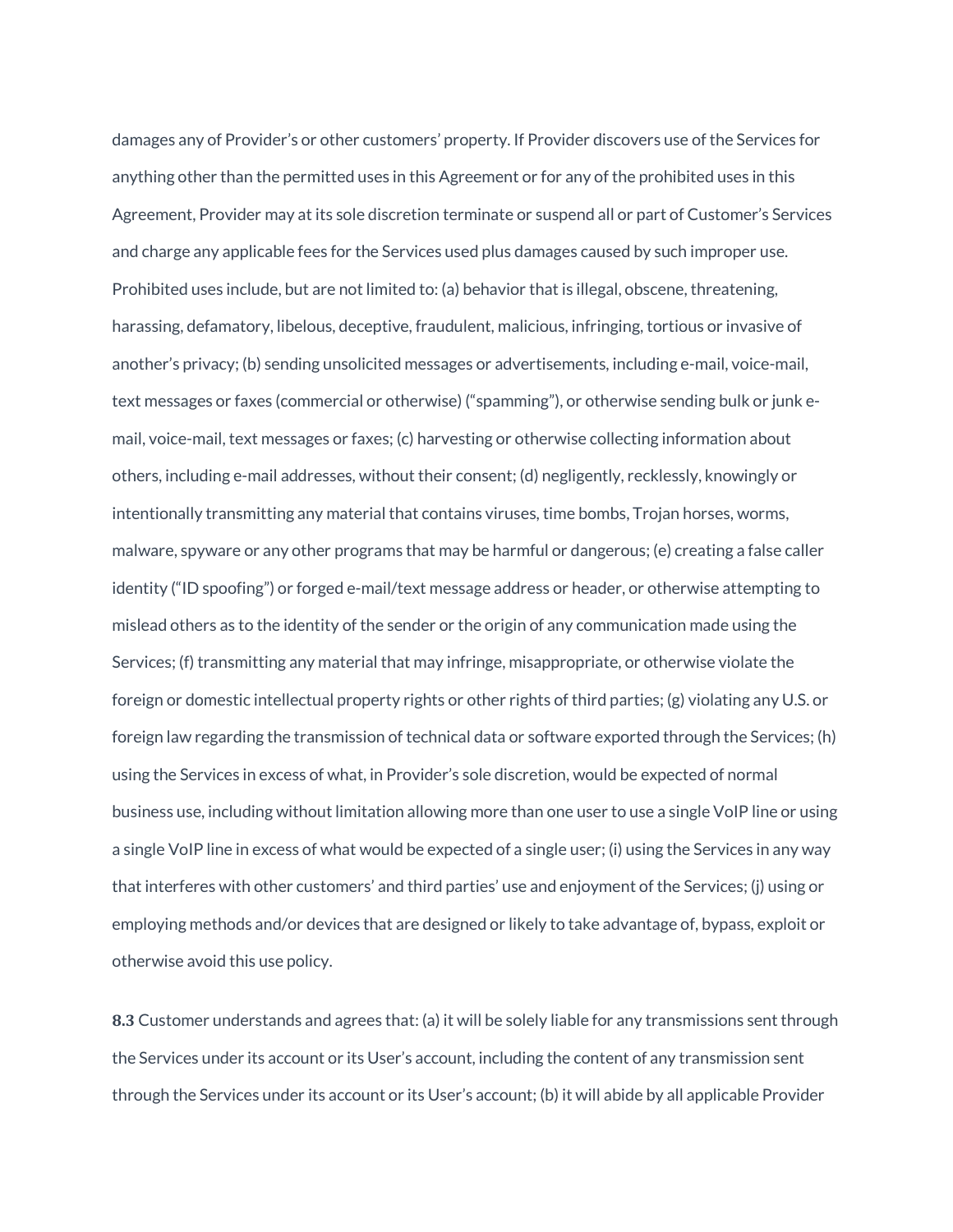damages any of Provider's or other customers' property. If Provider discovers use of the Services for anything other than the permitted uses in this Agreement or for any of the prohibited uses in this Agreement, Provider may at its sole discretion terminate or suspend all or part of Customer's Services and charge any applicable fees for the Services used plus damages caused by such improper use. Prohibited uses include, but are not limited to: (a) behavior that is illegal, obscene, threatening, harassing, defamatory, libelous, deceptive, fraudulent, malicious, infringing, tortious or invasive of another's privacy; (b) sending unsolicited messages or advertisements, including e-mail, voice-mail, text messages or faxes (commercial or otherwise) ("spamming"), or otherwise sending bulk or junk e-mail, voice-mail, text messages or faxes; (c) harvesting or otherwise collecting information about others, including e-mail addresses, without their consent; (d) negligently, recklessly, knowingly or intentionally transmitting any material that contains viruses, time bombs, Trojan horses, worms, malware, spyware or any other programs that may be harmful or dangerous; (e) creating a false caller identity ("ID spoofing") or forged e-mail/text message address or header, or otherwise attempting to mislead others as to the identity of the sender or the origin of any communication made using the Services; (f) transmitting any material that may infringe, misappropriate, or otherwise violate the foreign or domestic intellectual property rights or other rights of third parties; (g) violating any U.S. or foreign law regarding the transmission of technical data or software exported through the Services; (h) using the Services in excess of what, in Provider's sole discretion, would be expected of normal business use, including without limitation allowing more than one user to use a single VoIP line or using a single VoIP line in excess of what would be expected of a single user; (i) using the Services in any way that interferes with other customers' and third parties' use and enjoyment of the Services; (j) using or employing methods and/or devices that are designed or likely to take advantage of, bypass, exploit or otherwise avoid this use policy.

**8.3** Customer understands and agrees that: (a) it will be solely liable for any transmissions sent through the Services under its account or its User's account, including the content of any transmission sent through the Services under its account or its User's account; (b) it will abide by all applicable Provider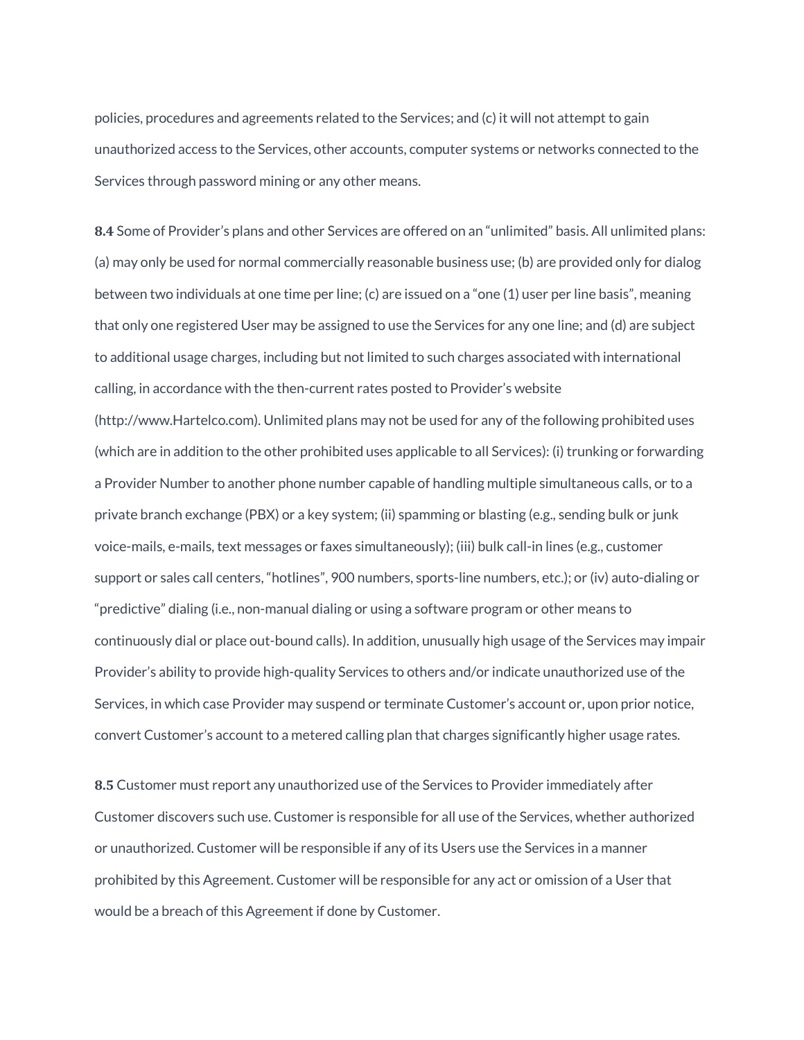policies, procedures and agreements related to the Services; and (c) it will not attempt to gain unauthorized access to the Services, other accounts, computer systems or networks connected to the Services through password mining or any other means.

**8.4** Some of Provider's plans and other Services are offered on an "unlimited" basis. All unlimited plans: (a) may only be used for normal commercially reasonable business use; (b) are provided only for dialog between two individuals at one time per line; (c) are issued on a "one (1) user per line basis", meaning that only one registered User may be assigned to use the Services for any one line; and (d) are subject to additional usage charges, including but not limited to such charges associated with international calling, in accordance with the then-current rates posted to Provider's website (http://www.Hartelco.com). Unlimited plans may not be used for any of the following prohibited uses (which are in addition to the other prohibited uses applicable to all Services): (i) trunking or forwarding a Provider Number to another phone number capable of handling multiple simultaneous calls, or to a private branch exchange (PBX) or a key system; (ii) spamming or blasting (e.g., sending bulk or junk voice-mails, e-mails, text messages or faxes simultaneously); (iii) bulk call-in lines (e.g., customer support or sales call centers, "hotlines", 900 numbers, sports-line numbers, etc.); or (iv) auto-dialing or "predictive" dialing (i.e., non-manual dialing or using a software program or other means to continuously dial or place out-bound calls). In addition, unusually high usage of the Services may impair Provider's ability to provide high-quality Services to others and/or indicate unauthorized use of the Services, in which case Provider may suspend or terminate Customer's account or, upon prior notice, convert Customer's account to a metered calling plan that charges significantly higher usage rates.

**8.5** Customer must report any unauthorized use of the Services to Provider immediately after Customer discovers such use. Customer is responsible for all use of the Services, whether authorized or unauthorized. Customer will be responsible if any of its Users use the Services in a manner prohibited by this Agreement. Customer will be responsible for any act or omission of a User that would be a breach of this Agreement if done by Customer.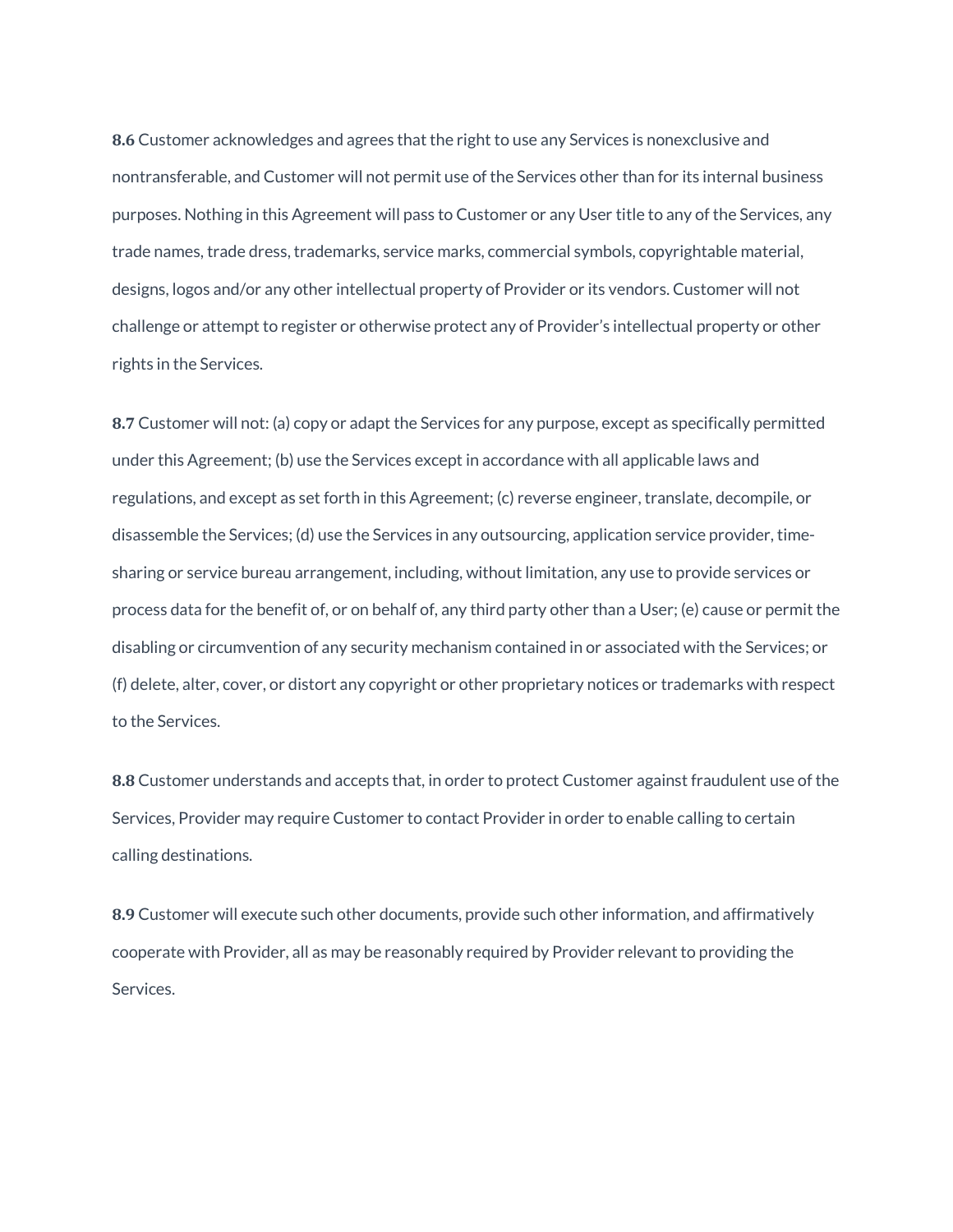**8.6** Customer acknowledges and agrees that the right to use any Services is nonexclusive and nontransferable, and Customer will not permit use of the Services other than for its internal business purposes. Nothing in this Agreement will pass to Customer or any User title to any of the Services, any trade names, trade dress, trademarks, service marks, commercial symbols, copyrightable material, designs, logos and/or any other intellectual property of Provider or its vendors. Customer will not challenge or attempt to register or otherwise protect any of Provider's intellectual property or other rights in the Services.

**8.7** Customer will not: (a) copy or adapt the Services for any purpose, except as specifically permitted under this Agreement; (b) use the Services except in accordance with all applicable laws and regulations, and except as set forth in this Agreement; (c) reverse engineer, translate, decompile, or disassemble the Services; (d) use the Services in any outsourcing, application service provider, time-sharing or service bureau arrangement, including, without limitation, any use to provide services or process data for the benefit of, or on behalf of, any third party other than a User; (e) cause or permit the disabling or circumvention of any security mechanism contained in or associated with the Services; or (f) delete, alter, cover, or distort any copyright or other proprietary notices or trademarks with respect to the Services.

**8.8** Customer understands and accepts that, in order to protect Customer against fraudulent use of the Services, Provider may require Customer to contact Provider in order to enable calling to certain calling destinations.

**8.9** Customer will execute such other documents, provide such other information, and affirmatively cooperate with Provider, all as may be reasonably required by Provider relevant to providing the Services.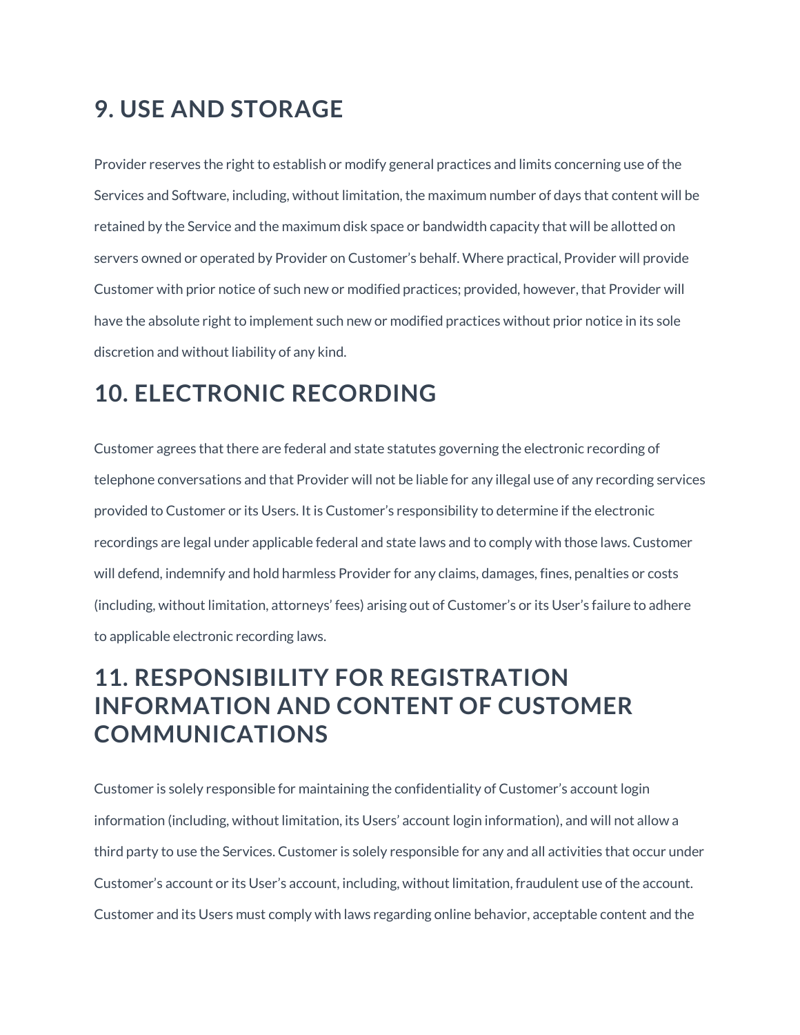## 9. USE AND STORAGE

Provider reserves the right to establish or modify general practices and limits concerning use of the Services and Software, including, without limitation, the maximum number of days that content will be retained by the Service and the maximum disk space or bandwidth capacity that will be allotted on servers owned or operated by Provider on Customer's behalf. Where practical, Provider will provide Customer with prior notice of such new or modified practices; provided, however, that Provider will have the absolute right to implement such new or modified practices without prior notice in its sole discretion and without liability of any kind.

## 10. ELECTRONIC RECORDING

Customer agrees that there are federal and state statutes governing the electronic recording of telephone conversations and that Provider will not be liable for any illegal use of any recording services provided to Customer or its Users. It is Customer's responsibility to determine if the electronic recordings are legal under applicable federal and state laws and to comply with those laws. Customer will defend, indemnify and hold harmless Provider for any claims, damages, fines, penalties or costs (including, without limitation, attorneys' fees) arising out of Customer's or its User's failure to adhere to applicable electronic recording laws.

## 11. RESPONSIBILITY FOR REGISTRATION INFORMATION AND CONTENT OF CUSTOMER COMMUNICATIONS

Customer is solely responsible for maintaining the confidentiality of Customer's account login information (including, without limitation, its Users' account login information), and will not allow a third party to use the Services. Customer is solely responsible for any and all activities that occur under Customer's account or its User's account, including, without limitation, fraudulent use of the account. Customer and its Users must comply with laws regarding online behavior, acceptable content and the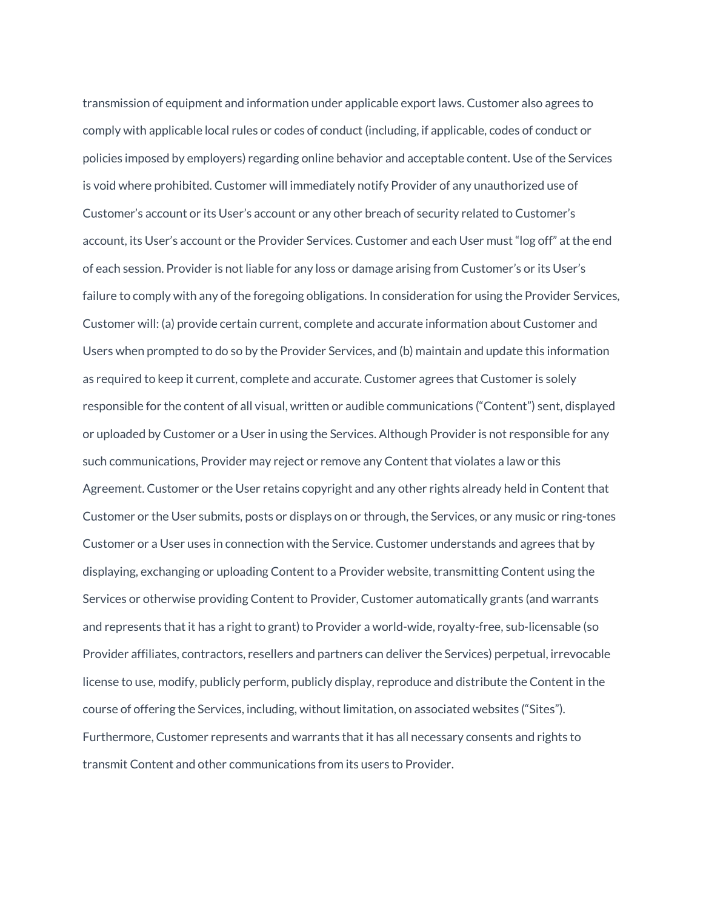transmission of equipment and information under applicable export laws. Customer also agrees to comply with applicable local rules or codes of conduct (including, if applicable, codes of conduct or policies imposed by employers) regarding online behavior and acceptable content. Use of the Services is void where prohibited. Customer will immediately notify Provider of any unauthorized use of Customer's account or its User's account or any other breach of security related to Customer's account, its User's account or the Provider Services. Customer and each User must "log off" at the end of each session. Provider is not liable for any loss or damage arising from Customer's or its User's failure to comply with any of the foregoing obligations. In consideration for using the Provider Services, Customer will: (a) provide certain current, complete and accurate information about Customer and Users when prompted to do so by the Provider Services, and (b) maintain and update this information as required to keep it current, complete and accurate. Customer agrees that Customer is solely responsible for the content of all visual, written or audible communications ("Content") sent, displayed or uploaded by Customer or a User in using the Services. Although Provider is not responsible for any such communications, Provider may reject or remove any Content that violates a law or this Agreement. Customer or the User retains copyright and any other rights already held in Content that Customer or the User submits, posts or displays on or through, the Services, or any music or ring-tones Customer or a User uses in connection with the Service. Customer understands and agrees that by displaying, exchanging or uploading Content to a Provider website, transmitting Content using the Services or otherwise providing Content to Provider, Customer automatically grants (and warrants and represents that it has a right to grant) to Provider a world-wide, royalty-free, sub-licensable (so Provider affiliates, contractors, resellers and partners can deliver the Services) perpetual, irrevocable license to use, modify, publicly perform, publicly display, reproduce and distribute the Content in the course of offering the Services, including, without limitation, on associated websites ("Sites"). Furthermore, Customer represents and warrants that it has all necessary consents and rights to transmit Content and other communications from its users to Provider.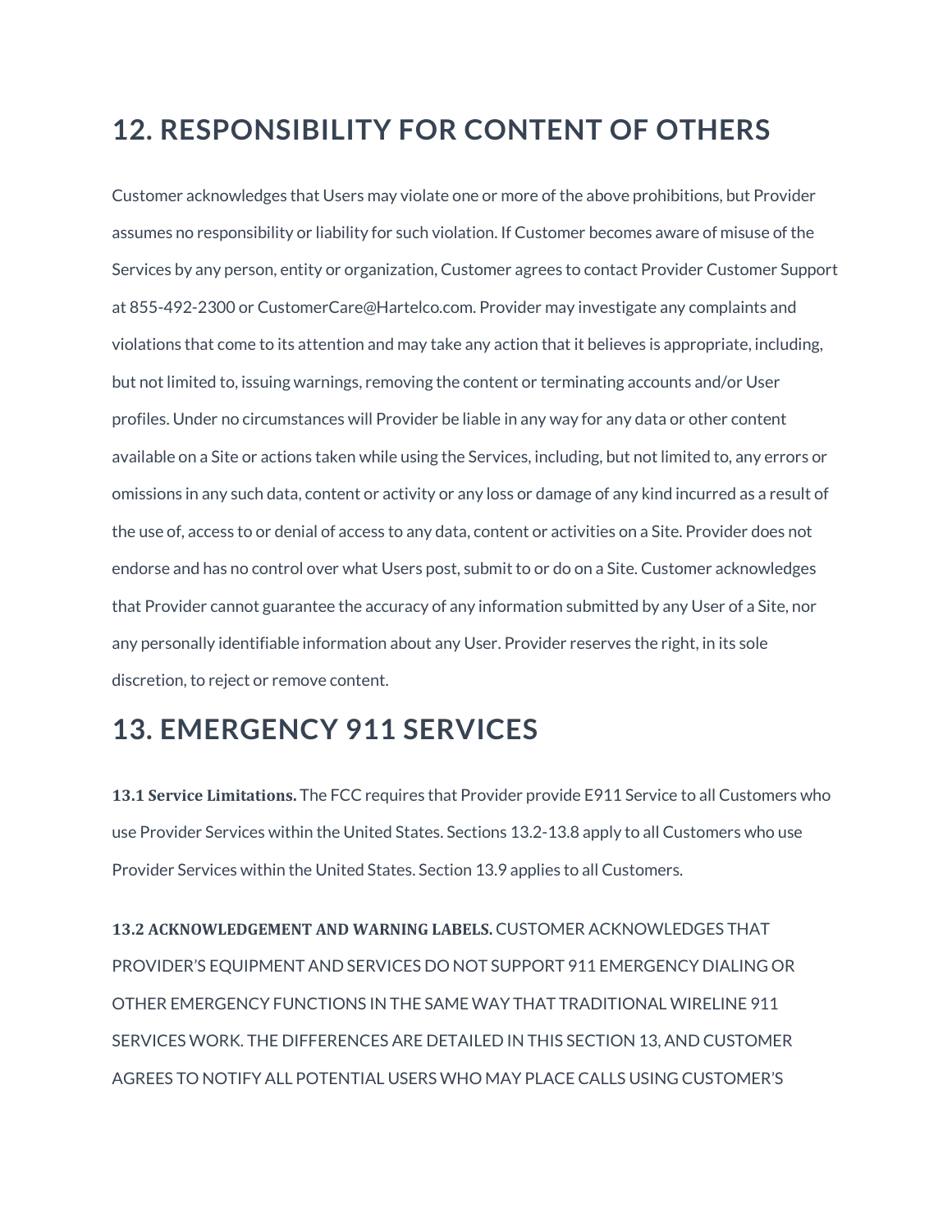## 12. RESPONSIBILITY FOR CONTENT OF OTHERS

Customer acknowledges that Users may violate one or more of the above prohibitions, but Provider assumes no responsibility or liability for such violation. If Customer becomes aware of misuse of the Services by any person, entity or organization, Customer agrees to contact Provider Customer Support at 855-492-2300 or CustomerCare@Hartelco.com. Provider may investigate any complaints and violations that come to its attention and may take any action that it believes is appropriate, including, but not limited to, issuing warnings, removing the content or terminating accounts and/or User profiles. Under no circumstances will Provider be liable in any way for any data or other content available on a Site or actions taken while using the Services, including, but not limited to, any errors or omissions in any such data, content or activity or any loss or damage of any kind incurred as a result of the use of, access to or denial of access to any data, content or activities on a Site. Provider does not endorse and has no control over what Users post, submit to or do on a Site. Customer acknowledges that Provider cannot guarantee the accuracy of any information submitted by any User of a Site, nor any personally identifiable information about any User. Provider reserves the right, in its sole discretion, to reject or remove content.

## 13. EMERGENCY 911 SERVICES

**13.1 Service Limitations.** The FCC requires that Provider provide E911 Service to all Customers who use Provider Services within the United States. Sections 13.2-13.8 apply to all Customers who use Provider Services within the United States. Section 13.9 applies to all Customers.

**13.2 ACKNOWLEDGEMENT AND WARNING LABELS.** CUSTOMER ACKNOWLEDGES THAT PROVIDER'S EQUIPMENT AND SERVICES DO NOT SUPPORT 911 EMERGENCY DIALING OR OTHER EMERGENCY FUNCTIONS IN THE SAME WAY THAT TRADITIONAL WIRELINE 911 SERVICES WORK. THE DIFFERENCES ARE DETAILED IN THIS SECTION 13, AND CUSTOMER AGREES TO NOTIFY ALL POTENTIAL USERS WHO MAY PLACE CALLS USING CUSTOMER'S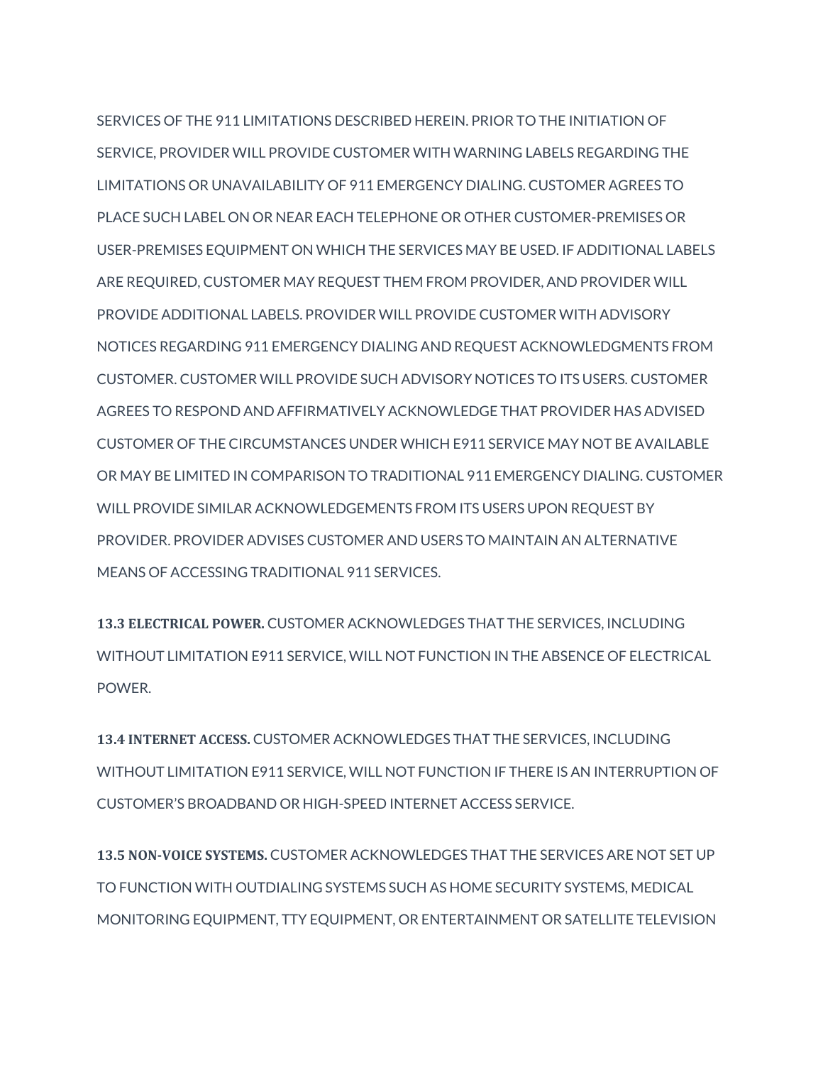SERVICES OF THE 911 LIMITATIONS DESCRIBED HEREIN. PRIOR TO THE INITIATION OF SERVICE, PROVIDER WILL PROVIDE CUSTOMER WITH WARNING LABELS REGARDING THE LIMITATIONS OR UNAVAILABILITY OF 911 EMERGENCY DIALING. CUSTOMER AGREES TO PLACE SUCH LABEL ON OR NEAR EACH TELEPHONE OR OTHER CUSTOMER-PREMISES OR USER-PREMISES EQUIPMENT ON WHICH THE SERVICES MAY BE USED. IF ADDITIONAL LABELS ARE REQUIRED, CUSTOMER MAY REQUEST THEM FROM PROVIDER, AND PROVIDER WILL PROVIDE ADDITIONAL LABELS. PROVIDER WILL PROVIDE CUSTOMER WITH ADVISORY NOTICES REGARDING 911 EMERGENCY DIALING AND REQUEST ACKNOWLEDGMENTS FROM CUSTOMER. CUSTOMER WILL PROVIDE SUCH ADVISORY NOTICES TO ITS USERS. CUSTOMER AGREES TO RESPOND AND AFFIRMATIVELY ACKNOWLEDGE THAT PROVIDER HAS ADVISED CUSTOMER OF THE CIRCUMSTANCES UNDER WHICH E911 SERVICE MAY NOT BE AVAILABLE OR MAY BE LIMITED IN COMPARISON TO TRADITIONAL 911 EMERGENCY DIALING. CUSTOMER WILL PROVIDE SIMILAR ACKNOWLEDGEMENTS FROM ITS USERS UPON REQUEST BY PROVIDER. PROVIDER ADVISES CUSTOMER AND USERS TO MAINTAIN AN ALTERNATIVE MEANS OF ACCESSING TRADITIONAL 911 SERVICES.

**13.3 ELECTRICAL POWER.** CUSTOMER ACKNOWLEDGES THAT THE SERVICES, INCLUDING WITHOUT LIMITATION E911 SERVICE, WILL NOT FUNCTION IN THE ABSENCE OF ELECTRICAL POWER.

**13.4 INTERNET ACCESS.** CUSTOMER ACKNOWLEDGES THAT THE SERVICES, INCLUDING WITHOUT LIMITATION E911 SERVICE, WILL NOT FUNCTION IF THERE IS AN INTERRUPTION OF CUSTOMER'S BROADBAND OR HIGH-SPEED INTERNET ACCESS SERVICE.

**13.5 NON-VOICE SYSTEMS.** CUSTOMER ACKNOWLEDGES THAT THE SERVICES ARE NOT SET UP TO FUNCTION WITH OUTDIALING SYSTEMS SUCH AS HOME SECURITY SYSTEMS, MEDICAL MONITORING EQUIPMENT, TTY EQUIPMENT, OR ENTERTAINMENT OR SATELLITE TELEVISION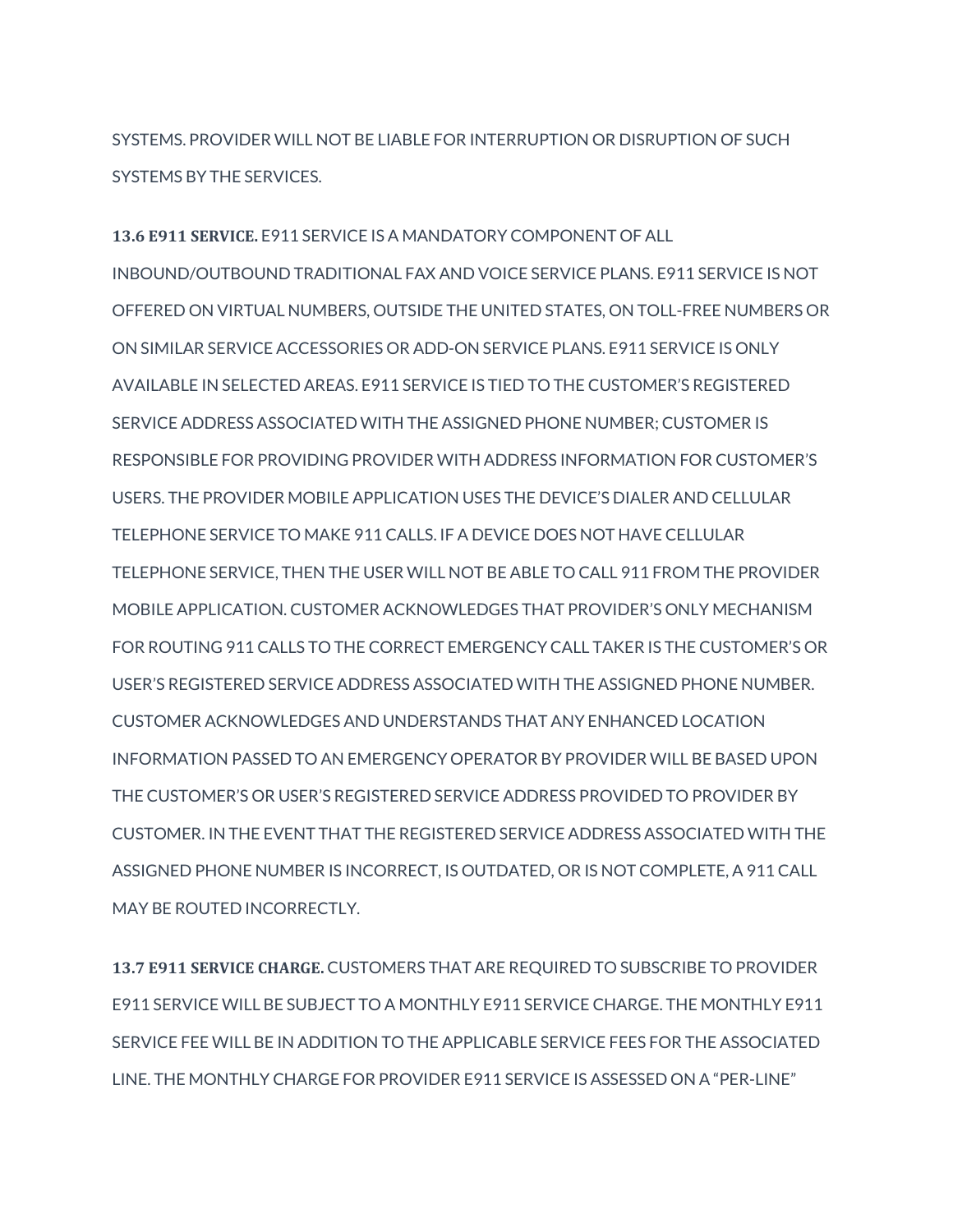SYSTEMS. PROVIDER WILL NOT BE LIABLE FOR INTERRUPTION OR DISRUPTION OF SUCH SYSTEMS BY THE SERVICES.

**13.6 E911 SERVICE.** E911 SERVICE IS A MANDATORY COMPONENT OF ALL INBOUND/OUTBOUND TRADITIONAL FAX AND VOICE SERVICE PLANS. E911 SERVICE IS NOT OFFERED ON VIRTUAL NUMBERS, OUTSIDE THE UNITED STATES, ON TOLL-FREE NUMBERS OR ON SIMILAR SERVICE ACCESSORIES OR ADD-ON SERVICE PLANS. E911 SERVICE IS ONLY AVAILABLE IN SELECTED AREAS. E911 SERVICE IS TIED TO THE CUSTOMER'S REGISTERED SERVICE ADDRESS ASSOCIATED WITH THE ASSIGNED PHONE NUMBER; CUSTOMER IS RESPONSIBLE FOR PROVIDING PROVIDER WITH ADDRESS INFORMATION FOR CUSTOMER'S USERS. THE PROVIDER MOBILE APPLICATION USES THE DEVICE'S DIALER AND CELLULAR TELEPHONE SERVICE TO MAKE 911 CALLS. IF A DEVICE DOES NOT HAVE CELLULAR TELEPHONE SERVICE, THEN THE USER WILL NOT BE ABLE TO CALL 911 FROM THE PROVIDER MOBILE APPLICATION. CUSTOMER ACKNOWLEDGES THAT PROVIDER'S ONLY MECHANISM FOR ROUTING 911 CALLS TO THE CORRECT EMERGENCY CALL TAKER IS THE CUSTOMER'S OR USER'S REGISTERED SERVICE ADDRESS ASSOCIATED WITH THE ASSIGNED PHONE NUMBER. CUSTOMER ACKNOWLEDGES AND UNDERSTANDS THAT ANY ENHANCED LOCATION INFORMATION PASSED TO AN EMERGENCY OPERATOR BY PROVIDER WILL BE BASED UPON THE CUSTOMER'S OR USER'S REGISTERED SERVICE ADDRESS PROVIDED TO PROVIDER BY CUSTOMER. IN THE EVENT THAT THE REGISTERED SERVICE ADDRESS ASSOCIATED WITH THE ASSIGNED PHONE NUMBER IS INCORRECT, IS OUTDATED, OR IS NOT COMPLETE, A 911 CALL MAY BE ROUTED INCORRECTLY.

**13.7 E911 SERVICE CHARGE.** CUSTOMERS THAT ARE REQUIRED TO SUBSCRIBE TO PROVIDER E911 SERVICE WILL BE SUBJECT TO A MONTHLY E911 SERVICE CHARGE. THE MONTHLY E911 SERVICE FEE WILL BE IN ADDITION TO THE APPLICABLE SERVICE FEES FOR THE ASSOCIATED LINE. THE MONTHLY CHARGE FOR PROVIDER E911 SERVICE IS ASSESSED ON A "PER-LINE"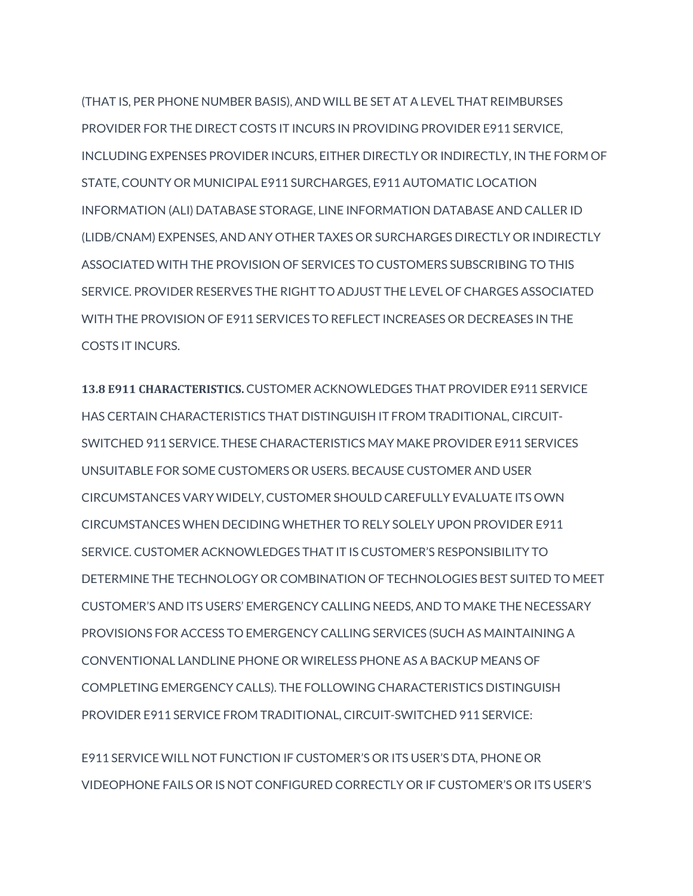(THAT IS, PER PHONE NUMBER BASIS), AND WILL BE SET AT A LEVEL THAT REIMBURSES PROVIDER FOR THE DIRECT COSTS IT INCURS IN PROVIDING PROVIDER E911 SERVICE, INCLUDING EXPENSES PROVIDER INCURS, EITHER DIRECTLY OR INDIRECTLY, IN THE FORM OF STATE, COUNTY OR MUNICIPAL E911 SURCHARGES, E911 AUTOMATIC LOCATION INFORMATION (ALI) DATABASE STORAGE, LINE INFORMATION DATABASE AND CALLER ID (LIDB/CNAM) EXPENSES, AND ANY OTHER TAXES OR SURCHARGES DIRECTLY OR INDIRECTLY ASSOCIATED WITH THE PROVISION OF SERVICES TO CUSTOMERS SUBSCRIBING TO THIS SERVICE. PROVIDER RESERVES THE RIGHT TO ADJUST THE LEVEL OF CHARGES ASSOCIATED WITH THE PROVISION OF E911 SERVICES TO REFLECT INCREASES OR DECREASES IN THE COSTS IT INCURS.

**13.8 E911 CHARACTERISTICS.** CUSTOMER ACKNOWLEDGES THAT PROVIDER E911 SERVICE HAS CERTAIN CHARACTERISTICS THAT DISTINGUISH IT FROM TRADITIONAL, CIRCUIT-SWITCHED 911 SERVICE. THESE CHARACTERISTICS MAY MAKE PROVIDER E911 SERVICES UNSUITABLE FOR SOME CUSTOMERS OR USERS. BECAUSE CUSTOMER AND USER CIRCUMSTANCES VARY WIDELY, CUSTOMER SHOULD CAREFULLY EVALUATE ITS OWN CIRCUMSTANCES WHEN DECIDING WHETHER TO RELY SOLELY UPON PROVIDER E911 SERVICE. CUSTOMER ACKNOWLEDGES THAT IT IS CUSTOMER'S RESPONSIBILITY TO DETERMINE THE TECHNOLOGY OR COMBINATION OF TECHNOLOGIES BEST SUITED TO MEET CUSTOMER'S AND ITS USERS' EMERGENCY CALLING NEEDS, AND TO MAKE THE NECESSARY PROVISIONS FOR ACCESS TO EMERGENCY CALLING SERVICES (SUCH AS MAINTAINING A CONVENTIONAL LANDLINE PHONE OR WIRELESS PHONE AS A BACKUP MEANS OF COMPLETING EMERGENCY CALLS). THE FOLLOWING CHARACTERISTICS DISTINGUISH PROVIDER E911 SERVICE FROM TRADITIONAL, CIRCUIT-SWITCHED 911 SERVICE:

E911 SERVICE WILL NOT FUNCTION IF CUSTOMER'S OR ITS USER'S DTA, PHONE OR VIDEOPHONE FAILS OR IS NOT CONFIGURED CORRECTLY OR IF CUSTOMER'S OR ITS USER'S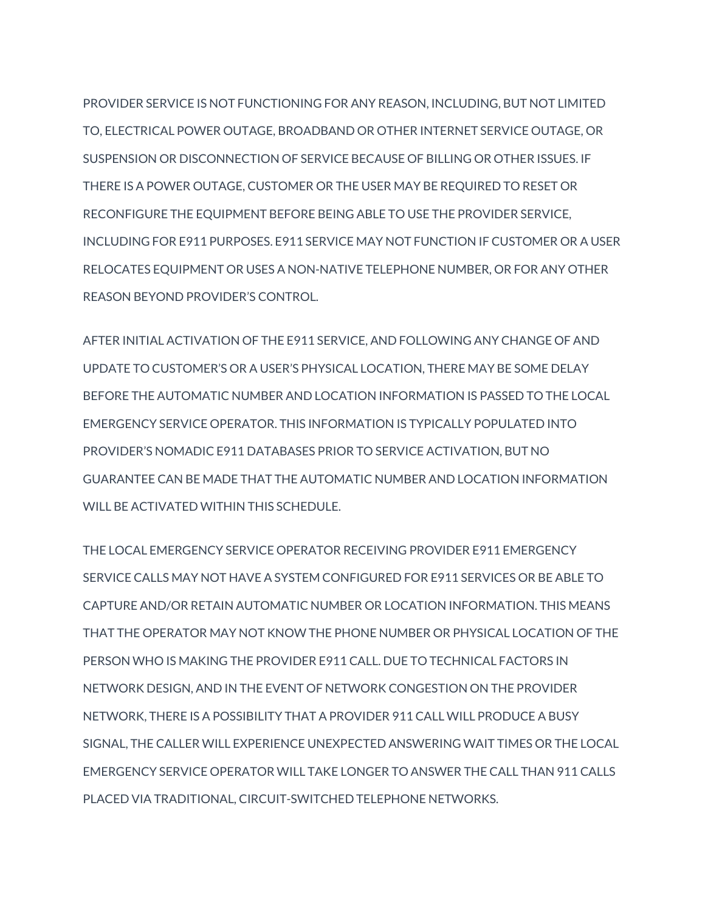PROVIDER SERVICE IS NOT FUNCTIONING FOR ANY REASON, INCLUDING, BUT NOT LIMITED TO, ELECTRICAL POWER OUTAGE, BROADBAND OR OTHER INTERNET SERVICE OUTAGE, OR SUSPENSION OR DISCONNECTION OF SERVICE BECAUSE OF BILLING OR OTHER ISSUES. IF THERE IS A POWER OUTAGE, CUSTOMER OR THE USER MAY BE REQUIRED TO RESET OR RECONFIGURE THE EQUIPMENT BEFORE BEING ABLE TO USE THE PROVIDER SERVICE, INCLUDING FOR E911 PURPOSES. E911 SERVICE MAY NOT FUNCTION IF CUSTOMER OR A USER RELOCATES EQUIPMENT OR USES A NON-NATIVE TELEPHONE NUMBER, OR FOR ANY OTHER REASON BEYOND PROVIDER'S CONTROL.

AFTER INITIAL ACTIVATION OF THE E911 SERVICE, AND FOLLOWING ANY CHANGE OF AND UPDATE TO CUSTOMER'S OR A USER'S PHYSICAL LOCATION, THERE MAY BE SOME DELAY BEFORE THE AUTOMATIC NUMBER AND LOCATION INFORMATION IS PASSED TO THE LOCAL EMERGENCY SERVICE OPERATOR. THIS INFORMATION IS TYPICALLY POPULATED INTO PROVIDER'S NOMADIC E911 DATABASES PRIOR TO SERVICE ACTIVATION, BUT NO GUARANTEE CAN BE MADE THAT THE AUTOMATIC NUMBER AND LOCATION INFORMATION WILL BE ACTIVATED WITHIN THIS SCHEDULE.

THE LOCAL EMERGENCY SERVICE OPERATOR RECEIVING PROVIDER E911 EMERGENCY SERVICE CALLS MAY NOT HAVE A SYSTEM CONFIGURED FOR E911 SERVICES OR BE ABLE TO CAPTURE AND/OR RETAIN AUTOMATIC NUMBER OR LOCATION INFORMATION. THIS MEANS THAT THE OPERATOR MAY NOT KNOW THE PHONE NUMBER OR PHYSICAL LOCATION OF THE PERSON WHO IS MAKING THE PROVIDER E911 CALL. DUE TO TECHNICAL FACTORS IN NETWORK DESIGN, AND IN THE EVENT OF NETWORK CONGESTION ON THE PROVIDER NETWORK, THERE IS A POSSIBILITY THAT A PROVIDER 911 CALL WILL PRODUCE A BUSY SIGNAL, THE CALLER WILL EXPERIENCE UNEXPECTED ANSWERING WAIT TIMES OR THE LOCAL EMERGENCY SERVICE OPERATOR WILL TAKE LONGER TO ANSWER THE CALL THAN 911 CALLS PLACED VIA TRADITIONAL, CIRCUIT-SWITCHED TELEPHONE NETWORKS.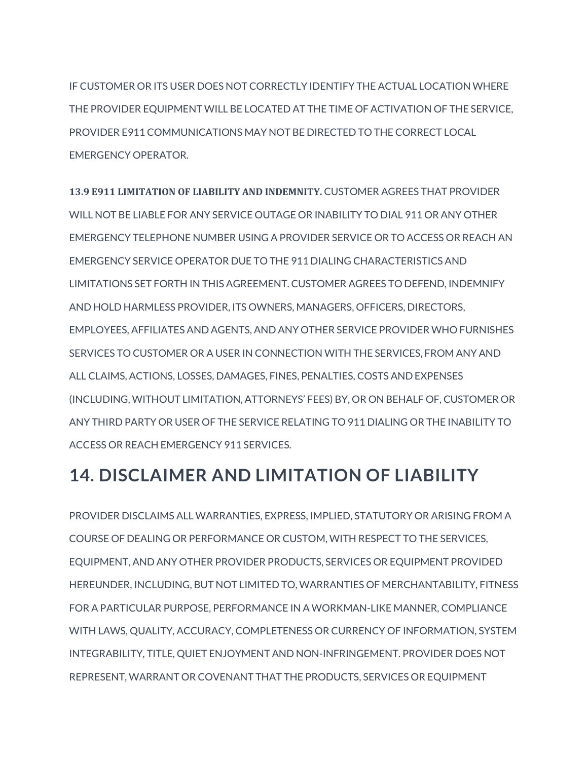IF CUSTOMER OR ITS USER DOES NOT CORRECTLY IDENTIFY THE ACTUAL LOCATION WHERE THE PROVIDER EQUIPMENT WILL BE LOCATED AT THE TIME OF ACTIVATION OF THE SERVICE, PROVIDER E911 COMMUNICATIONS MAY NOT BE DIRECTED TO THE CORRECT LOCAL EMERGENCY OPERATOR.

**13.9 E911 LIMITATION OF LIABILITY AND INDEMNITY.** CUSTOMER AGREES THAT PROVIDER WILL NOT BE LIABLE FOR ANY SERVICE OUTAGE OR INABILITY TO DIAL 911 OR ANY OTHER EMERGENCY TELEPHONE NUMBER USING A PROVIDER SERVICE OR TO ACCESS OR REACH AN EMERGENCY SERVICE OPERATOR DUE TO THE 911 DIALING CHARACTERISTICS AND LIMITATIONS SET FORTH IN THIS AGREEMENT. CUSTOMER AGREES TO DEFEND, INDEMNIFY AND HOLD HARMLESS PROVIDER, ITS OWNERS, MANAGERS, OFFICERS, DIRECTORS, EMPLOYEES, AFFILIATES AND AGENTS, AND ANY OTHER SERVICE PROVIDER WHO FURNISHES SERVICES TO CUSTOMER OR A USER IN CONNECTION WITH THE SERVICES, FROM ANY AND ALL CLAIMS, ACTIONS, LOSSES, DAMAGES, FINES, PENALTIES, COSTS AND EXPENSES (INCLUDING, WITHOUT LIMITATION, ATTORNEYS' FEES) BY, OR ON BEHALF OF, CUSTOMER OR ANY THIRD PARTY OR USER OF THE SERVICE RELATING TO 911 DIALING OR THE INABILITY TO ACCESS OR REACH EMERGENCY 911 SERVICES.

## 14. DISCLAIMER AND LIMITATION OF LIABILITY

PROVIDER DISCLAIMS ALL WARRANTIES, EXPRESS, IMPLIED, STATUTORY OR ARISING FROM A COURSE OF DEALING OR PERFORMANCE OR CUSTOM, WITH RESPECT TO THE SERVICES, EQUIPMENT, AND ANY OTHER PROVIDER PRODUCTS, SERVICES OR EQUIPMENT PROVIDED HEREUNDER, INCLUDING, BUT NOT LIMITED TO, WARRANTIES OF MERCHANTABILITY, FITNESS FOR A PARTICULAR PURPOSE, PERFORMANCE IN A WORKMAN-LIKE MANNER, COMPLIANCE WITH LAWS, QUALITY, ACCURACY, COMPLETENESS OR CURRENCY OF INFORMATION, SYSTEM INTEGRABILITY, TITLE, QUIET ENJOYMENT AND NON-INFRINGEMENT. PROVIDER DOES NOT REPRESENT, WARRANT OR COVENANT THAT THE PRODUCTS, SERVICES OR EQUIPMENT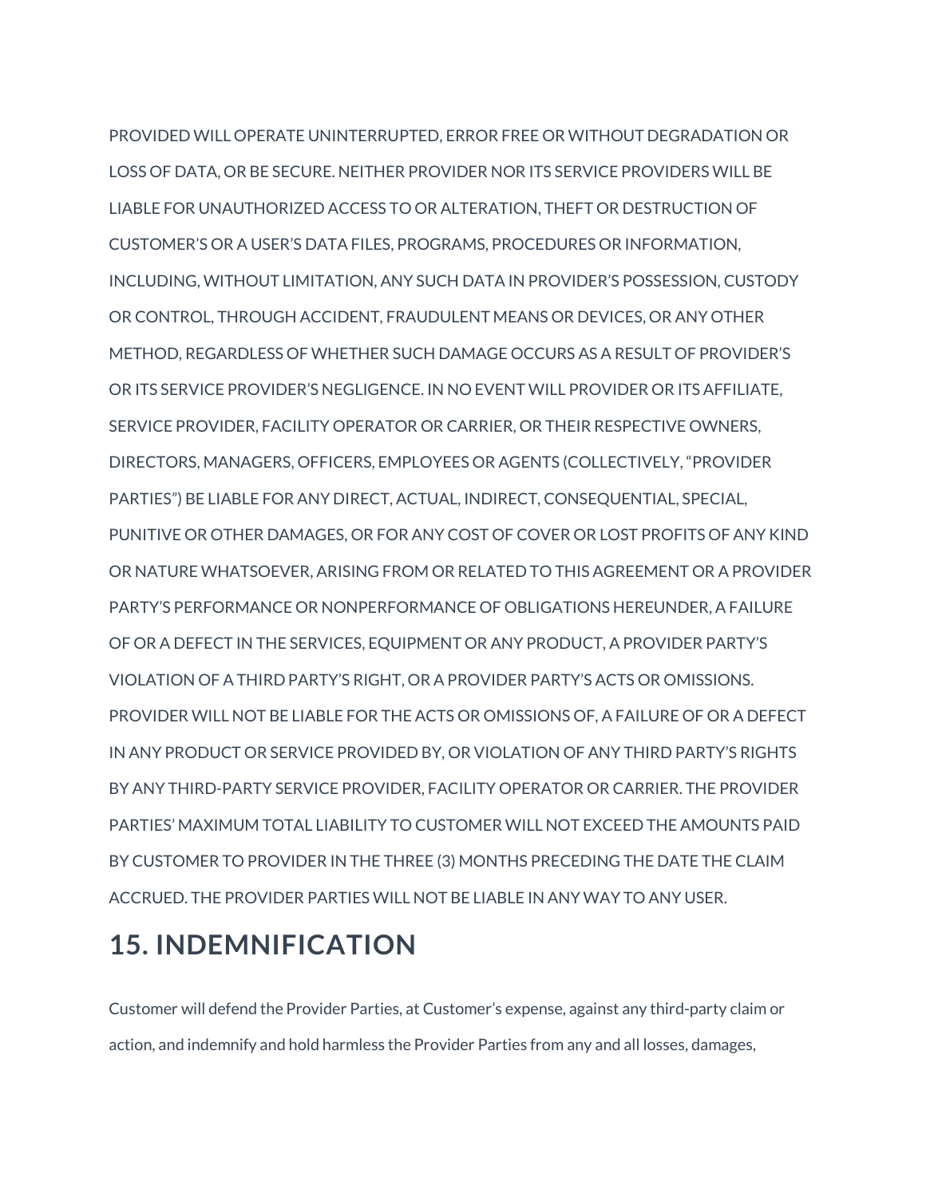PROVIDED WILL OPERATE UNINTERRUPTED, ERROR FREE OR WITHOUT DEGRADATION OR LOSS OF DATA, OR BE SECURE. NEITHER PROVIDER NOR ITS SERVICE PROVIDERS WILL BE LIABLE FOR UNAUTHORIZED ACCESS TO OR ALTERATION, THEFT OR DESTRUCTION OF CUSTOMER'S OR A USER'S DATA FILES, PROGRAMS, PROCEDURES OR INFORMATION, INCLUDING, WITHOUT LIMITATION, ANY SUCH DATA IN PROVIDER'S POSSESSION, CUSTODY OR CONTROL, THROUGH ACCIDENT, FRAUDULENT MEANS OR DEVICES, OR ANY OTHER METHOD, REGARDLESS OF WHETHER SUCH DAMAGE OCCURS AS A RESULT OF PROVIDER'S OR ITS SERVICE PROVIDER'S NEGLIGENCE. IN NO EVENT WILL PROVIDER OR ITS AFFILIATE, SERVICE PROVIDER, FACILITY OPERATOR OR CARRIER, OR THEIR RESPECTIVE OWNERS, DIRECTORS, MANAGERS, OFFICERS, EMPLOYEES OR AGENTS (COLLECTIVELY, "PROVIDER PARTIES") BE LIABLE FOR ANY DIRECT, ACTUAL, INDIRECT, CONSEQUENTIAL, SPECIAL, PUNITIVE OR OTHER DAMAGES, OR FOR ANY COST OF COVER OR LOST PROFITS OF ANY KIND OR NATURE WHATSOEVER, ARISING FROM OR RELATED TO THIS AGREEMENT OR A PROVIDER PARTY'S PERFORMANCE OR NONPERFORMANCE OF OBLIGATIONS HEREUNDER, A FAILURE OF OR A DEFECT IN THE SERVICES, EQUIPMENT OR ANY PRODUCT, A PROVIDER PARTY'S VIOLATION OF A THIRD PARTY'S RIGHT, OR A PROVIDER PARTY'S ACTS OR OMISSIONS. PROVIDER WILL NOT BE LIABLE FOR THE ACTS OR OMISSIONS OF, A FAILURE OF OR A DEFECT IN ANY PRODUCT OR SERVICE PROVIDED BY, OR VIOLATION OF ANY THIRD PARTY'S RIGHTS BY ANY THIRD-PARTY SERVICE PROVIDER, FACILITY OPERATOR OR CARRIER. THE PROVIDER PARTIES' MAXIMUM TOTAL LIABILITY TO CUSTOMER WILL NOT EXCEED THE AMOUNTS PAID BY CUSTOMER TO PROVIDER IN THE THREE (3) MONTHS PRECEDING THE DATE THE CLAIM ACCRUED. THE PROVIDER PARTIES WILL NOT BE LIABLE IN ANY WAY TO ANY USER.

## 15. INDEMNIFICATION

Customer will defend the Provider Parties, at Customer's expense, against any third-party claim or action, and indemnify and hold harmless the Provider Parties from any and all losses, damages,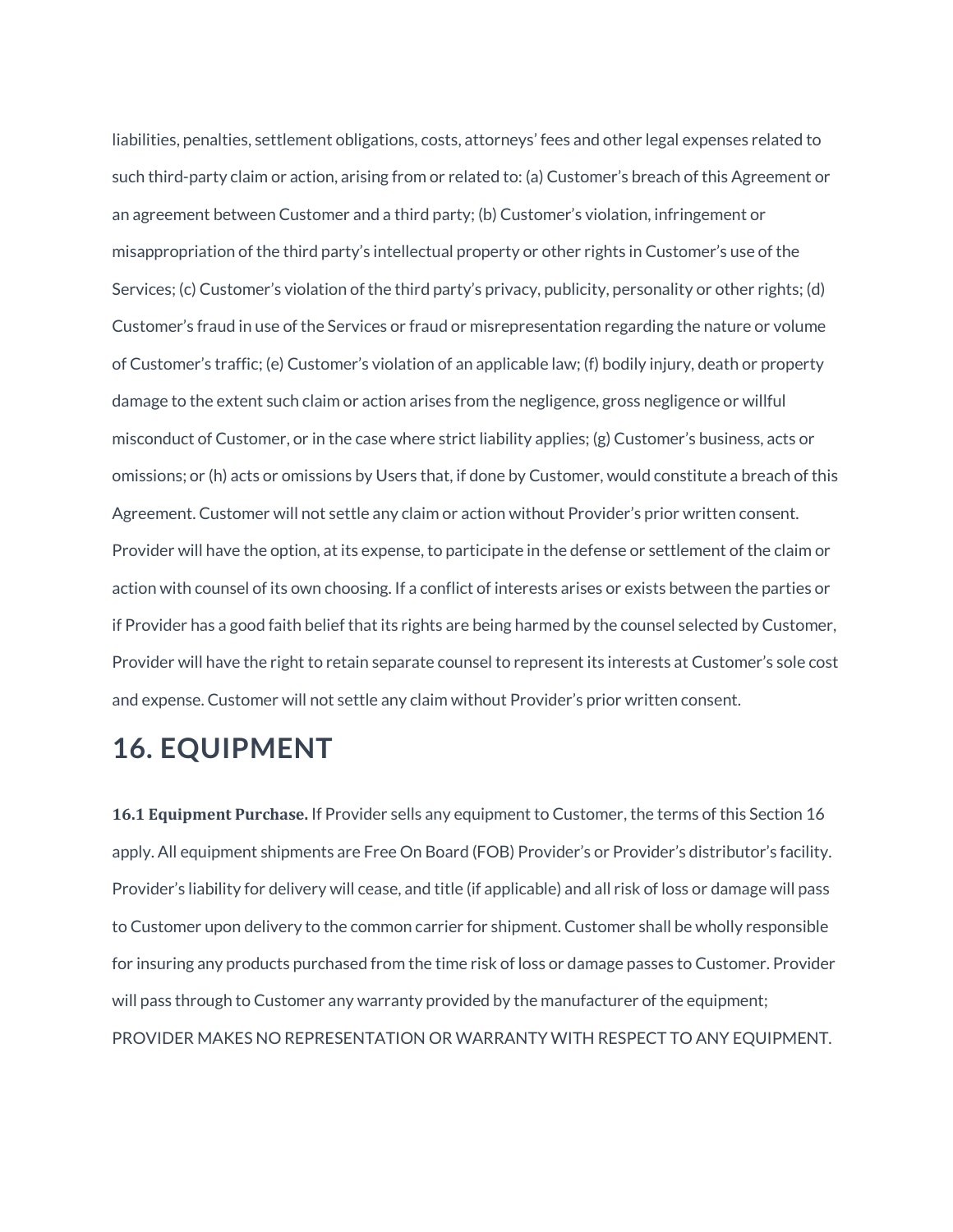liabilities, penalties, settlement obligations, costs, attorneys' fees and other legal expenses related to such third-party claim or action, arising from or related to: (a) Customer's breach of this Agreement or an agreement between Customer and a third party; (b) Customer's violation, infringement or misappropriation of the third party's intellectual property or other rights in Customer's use of the Services; (c) Customer's violation of the third party's privacy, publicity, personality or other rights; (d) Customer's fraud in use of the Services or fraud or misrepresentation regarding the nature or volume of Customer's traffic; (e) Customer's violation of an applicable law; (f) bodily injury, death or property damage to the extent such claim or action arises from the negligence, gross negligence or willful misconduct of Customer, or in the case where strict liability applies; (g) Customer's business, acts or omissions; or (h) acts or omissions by Users that, if done by Customer, would constitute a breach of this Agreement. Customer will not settle any claim or action without Provider's prior written consent. Provider will have the option, at its expense, to participate in the defense or settlement of the claim or action with counsel of its own choosing. If a conflict of interests arises or exists between the parties or if Provider has a good faith belief that its rights are being harmed by the counsel selected by Customer, Provider will have the right to retain separate counsel to represent its interests at Customer's sole cost and expense. Customer will not settle any claim without Provider's prior written consent.

# 16. EQUIPMENT

**16.1 Equipment Purchase.** If Provider sells any equipment to Customer, the terms of this Section 16 apply. All equipment shipments are Free On Board (FOB) Provider's or Provider's distributor's facility. Provider's liability for delivery will cease, and title (if applicable) and all risk of loss or damage will pass to Customer upon delivery to the common carrier for shipment. Customer shall be wholly responsible for insuring any products purchased from the time risk of loss or damage passes to Customer. Provider will pass through to Customer any warranty provided by the manufacturer of the equipment; PROVIDER MAKES NO REPRESENTATION OR WARRANTY WITH RESPECT TO ANY EQUIPMENT.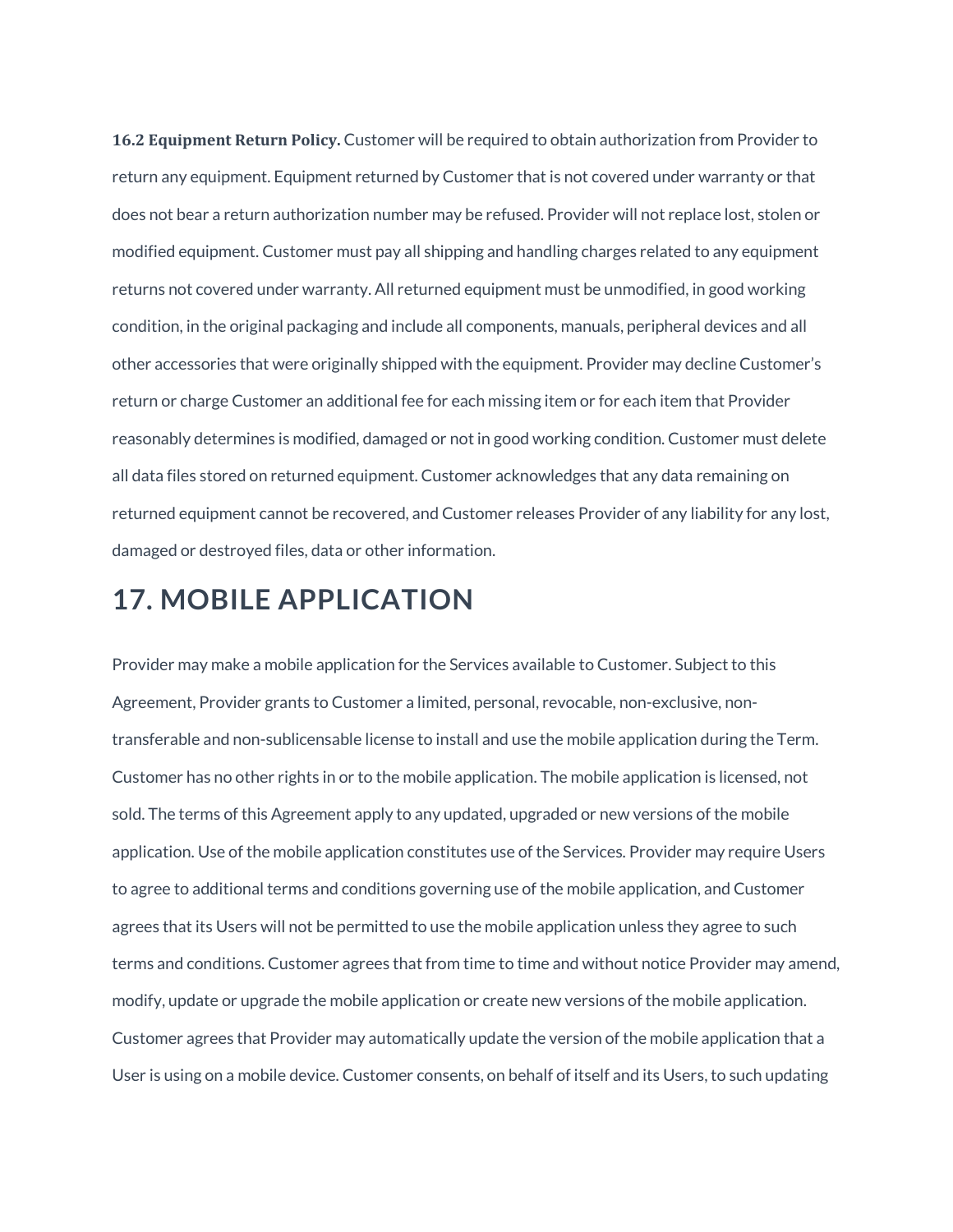**16.2 Equipment Return Policy.** Customer will be required to obtain authorization from Provider to return any equipment. Equipment returned by Customer that is not covered under warranty or that does not bear a return authorization number may be refused. Provider will not replace lost, stolen or modified equipment. Customer must pay all shipping and handling charges related to any equipment returns not covered under warranty. All returned equipment must be unmodified, in good working condition, in the original packaging and include all components, manuals, peripheral devices and all other accessories that were originally shipped with the equipment. Provider may decline Customer's return or charge Customer an additional fee for each missing item or for each item that Provider reasonably determines is modified, damaged or not in good working condition. Customer must delete all data files stored on returned equipment. Customer acknowledges that any data remaining on returned equipment cannot be recovered, and Customer releases Provider of any liability for any lost, damaged or destroyed files, data or other information.

# 17. MOBILE APPLICATION

Provider may make a mobile application for the Services available to Customer. Subject to this Agreement, Provider grants to Customer a limited, personal, revocable, non-exclusive, non-transferable and non-sublicensable license to install and use the mobile application during the Term. Customer has no other rights in or to the mobile application. The mobile application is licensed, not sold. The terms of this Agreement apply to any updated, upgraded or new versions of the mobile application. Use of the mobile application constitutes use of the Services. Provider may require Users to agree to additional terms and conditions governing use of the mobile application, and Customer agrees that its Users will not be permitted to use the mobile application unless they agree to such terms and conditions. Customer agrees that from time to time and without notice Provider may amend, modify, update or upgrade the mobile application or create new versions of the mobile application. Customer agrees that Provider may automatically update the version of the mobile application that a User is using on a mobile device. Customer consents, on behalf of itself and its Users, to such updating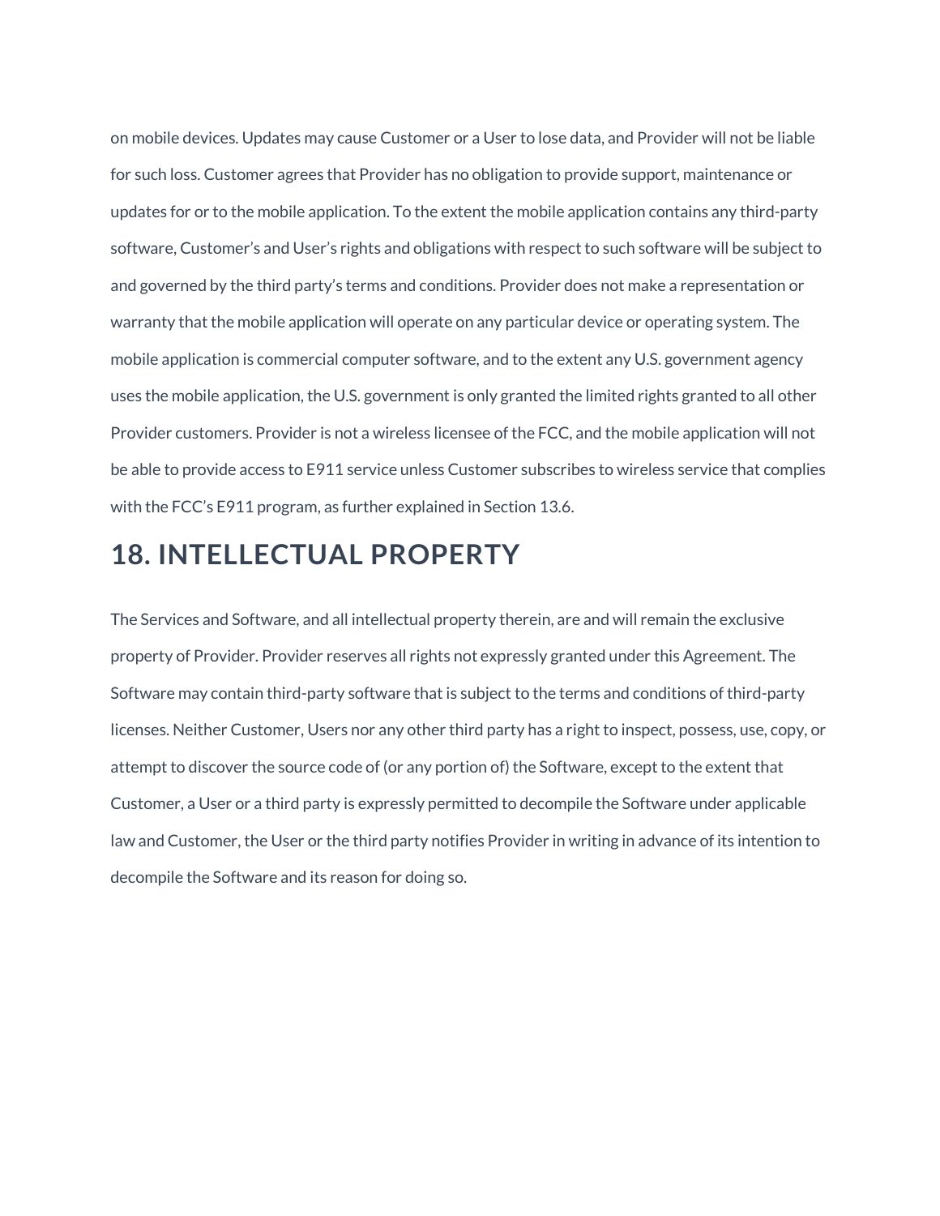on mobile devices. Updates may cause Customer or a User to lose data, and Provider will not be liable for such loss. Customer agrees that Provider has no obligation to provide support, maintenance or updates for or to the mobile application. To the extent the mobile application contains any third-party software, Customer's and User's rights and obligations with respect to such software will be subject to and governed by the third party's terms and conditions. Provider does not make a representation or warranty that the mobile application will operate on any particular device or operating system. The mobile application is commercial computer software, and to the extent any U.S. government agency uses the mobile application, the U.S. government is only granted the limited rights granted to all other Provider customers. Provider is not a wireless licensee of the FCC, and the mobile application will not be able to provide access to E911 service unless Customer subscribes to wireless service that complies with the FCC's E911 program, as further explained in Section 13.6.

## 18. INTELLECTUAL PROPERTY

The Services and Software, and all intellectual property therein, are and will remain the exclusive property of Provider. Provider reserves all rights not expressly granted under this Agreement. The Software may contain third-party software that is subject to the terms and conditions of third-party licenses. Neither Customer, Users nor any other third party has a right to inspect, possess, use, copy, or attempt to discover the source code of (or any portion of) the Software, except to the extent that Customer, a User or a third party is expressly permitted to decompile the Software under applicable law and Customer, the User or the third party notifies Provider in writing in advance of its intention to decompile the Software and its reason for doing so.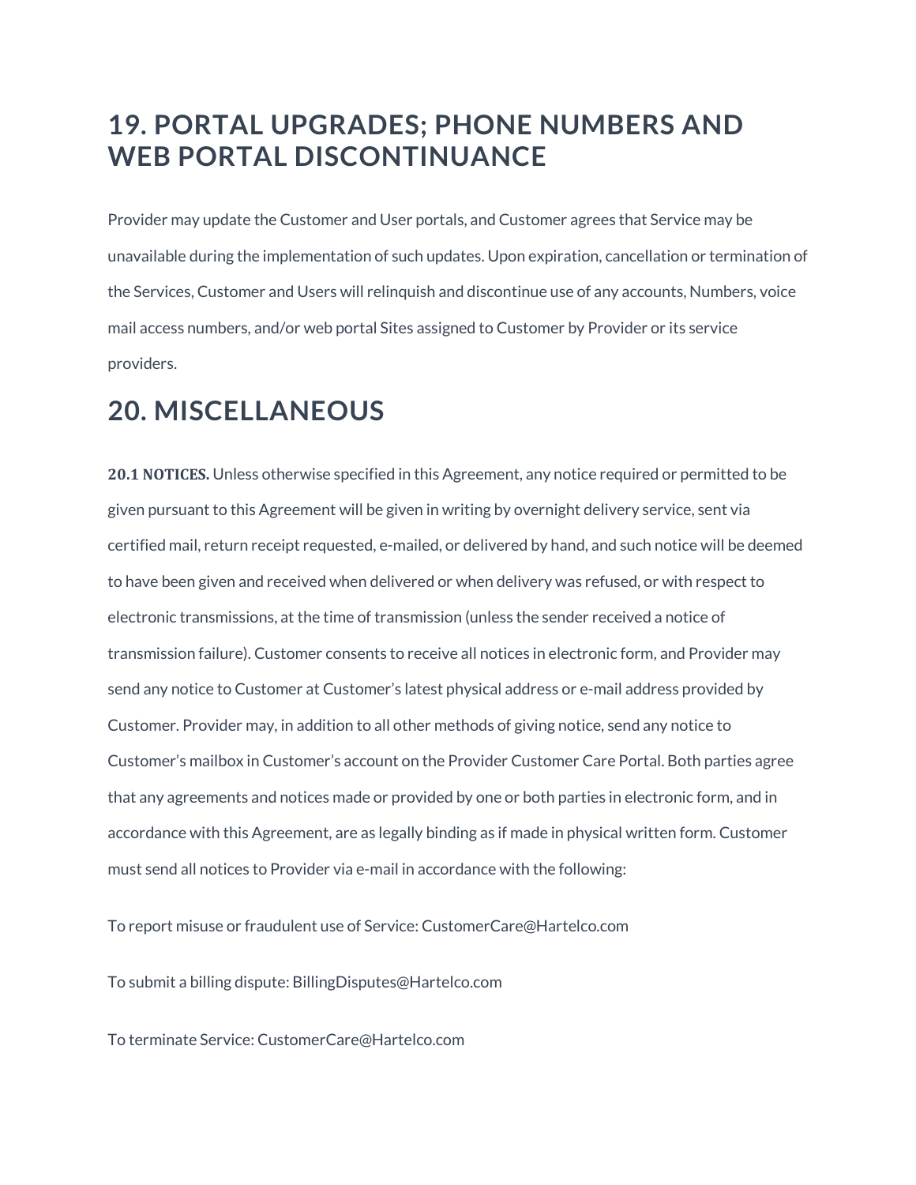# 19. PORTAL UPGRADES; PHONE NUMBERS AND WEB PORTAL DISCONTINUANCE

Provider may update the Customer and User portals, and Customer agrees that Service may be unavailable during the implementation of such updates. Upon expiration, cancellation or termination of the Services, Customer and Users will relinquish and discontinue use of any accounts, Numbers, voice mail access numbers, and/or web portal Sites assigned to Customer by Provider or its service providers.

# 20. MISCELLANEOUS

**20.1 NOTICES.** Unless otherwise specified in this Agreement, any notice required or permitted to be given pursuant to this Agreement will be given in writing by overnight delivery service, sent via certified mail, return receipt requested, e-mailed, or delivered by hand, and such notice will be deemed to have been given and received when delivered or when delivery was refused, or with respect to electronic transmissions, at the time of transmission (unless the sender received a notice of transmission failure). Customer consents to receive all notices in electronic form, and Provider may send any notice to Customer at Customer's latest physical address or e-mail address provided by Customer. Provider may, in addition to all other methods of giving notice, send any notice to Customer's mailbox in Customer's account on the Provider Customer Care Portal. Both parties agree that any agreements and notices made or provided by one or both parties in electronic form, and in accordance with this Agreement, are as legally binding as if made in physical written form. Customer must send all notices to Provider via e-mail in accordance with the following:

To report misuse or fraudulent use of Service: CustomerCare@Hartelco.com

To submit a billing dispute: BillingDisputes@Hartelco.com

To terminate Service: CustomerCare@Hartelco.com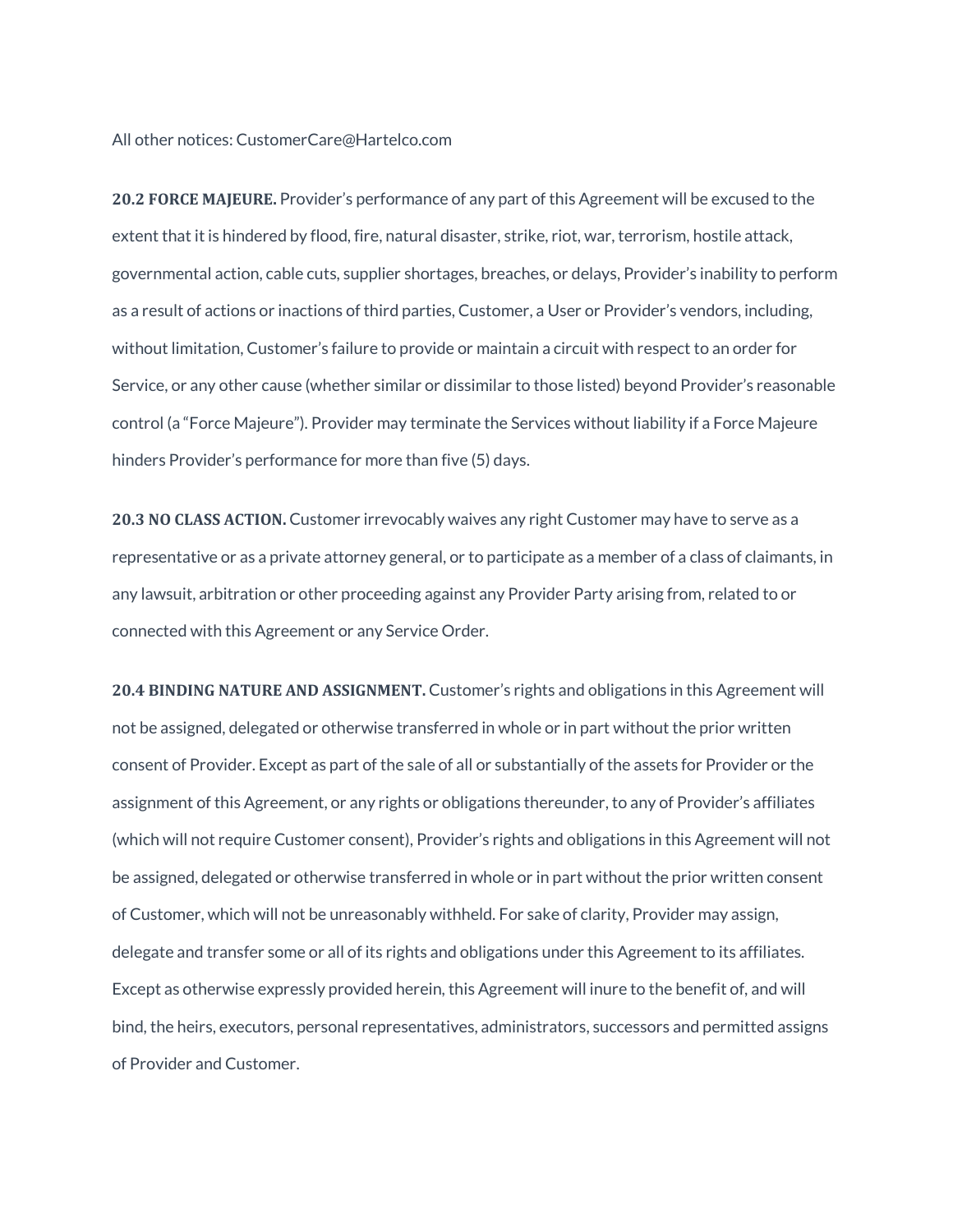All other notices: CustomerCare@Hartelco.com

**20.2 FORCE MAJEURE.** Provider's performance of any part of this Agreement will be excused to the extent that it is hindered by flood, fire, natural disaster, strike, riot, war, terrorism, hostile attack, governmental action, cable cuts, supplier shortages, breaches, or delays, Provider's inability to perform as a result of actions or inactions of third parties, Customer, a User or Provider's vendors, including, without limitation, Customer's failure to provide or maintain a circuit with respect to an order for Service, or any other cause (whether similar or dissimilar to those listed) beyond Provider's reasonable control (a "Force Majeure"). Provider may terminate the Services without liability if a Force Majeure hinders Provider's performance for more than five (5) days.

**20.3 NO CLASS ACTION.** Customer irrevocably waives any right Customer may have to serve as a representative or as a private attorney general, or to participate as a member of a class of claimants, in any lawsuit, arbitration or other proceeding against any Provider Party arising from, related to or connected with this Agreement or any Service Order.

**20.4 BINDING NATURE AND ASSIGNMENT.** Customer's rights and obligations in this Agreement will not be assigned, delegated or otherwise transferred in whole or in part without the prior written consent of Provider. Except as part of the sale of all or substantially of the assets for Provider or the assignment of this Agreement, or any rights or obligations thereunder, to any of Provider's affiliates (which will not require Customer consent), Provider's rights and obligations in this Agreement will not be assigned, delegated or otherwise transferred in whole or in part without the prior written consent of Customer, which will not be unreasonably withheld. For sake of clarity, Provider may assign, delegate and transfer some or all of its rights and obligations under this Agreement to its affiliates. Except as otherwise expressly provided herein, this Agreement will inure to the benefit of, and will bind, the heirs, executors, personal representatives, administrators, successors and permitted assigns of Provider and Customer.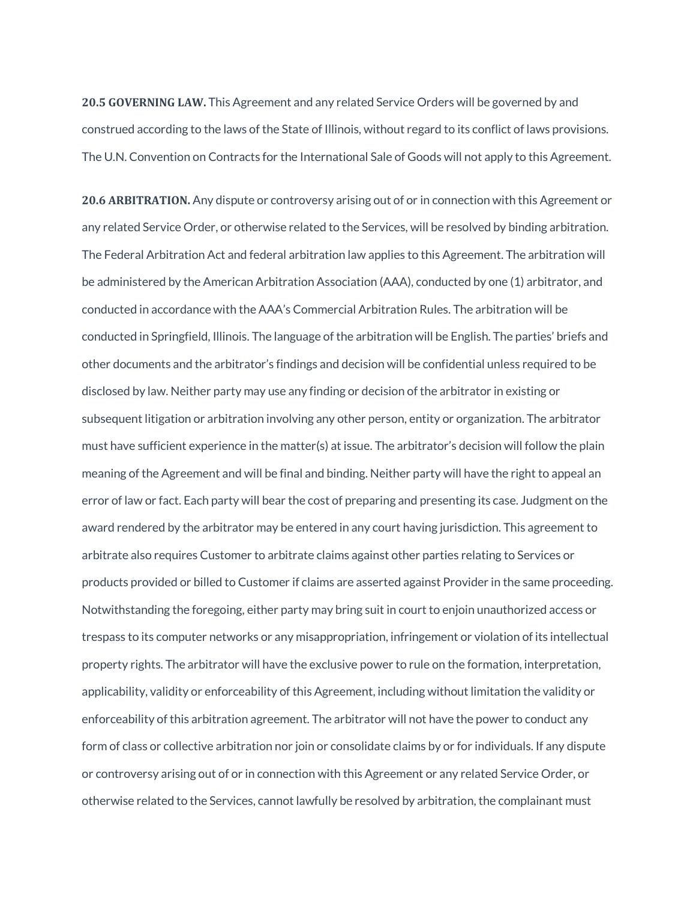**20.5 GOVERNING LAW.** This Agreement and any related Service Orders will be governed by and construed according to the laws of the State of Illinois, without regard to its conflict of laws provisions. The U.N. Convention on Contracts for the International Sale of Goods will not apply to this Agreement.

**20.6 ARBITRATION.** Any dispute or controversy arising out of or in connection with this Agreement or any related Service Order, or otherwise related to the Services, will be resolved by binding arbitration. The Federal Arbitration Act and federal arbitration law applies to this Agreement. The arbitration will be administered by the American Arbitration Association (AAA), conducted by one (1) arbitrator, and conducted in accordance with the AAA's Commercial Arbitration Rules. The arbitration will be conducted in Springfield, Illinois. The language of the arbitration will be English. The parties' briefs and other documents and the arbitrator's findings and decision will be confidential unless required to be disclosed by law. Neither party may use any finding or decision of the arbitrator in existing or subsequent litigation or arbitration involving any other person, entity or organization. The arbitrator must have sufficient experience in the matter(s) at issue. The arbitrator's decision will follow the plain meaning of the Agreement and will be final and binding. Neither party will have the right to appeal an error of law or fact. Each party will bear the cost of preparing and presenting its case. Judgment on the award rendered by the arbitrator may be entered in any court having jurisdiction. This agreement to arbitrate also requires Customer to arbitrate claims against other parties relating to Services or products provided or billed to Customer if claims are asserted against Provider in the same proceeding. Notwithstanding the foregoing, either party may bring suit in court to enjoin unauthorized access or trespass to its computer networks or any misappropriation, infringement or violation of its intellectual property rights. The arbitrator will have the exclusive power to rule on the formation, interpretation, applicability, validity or enforceability of this Agreement, including without limitation the validity or enforceability of this arbitration agreement. The arbitrator will not have the power to conduct any form of class or collective arbitration nor join or consolidate claims by or for individuals. If any dispute or controversy arising out of or in connection with this Agreement or any related Service Order, or otherwise related to the Services, cannot lawfully be resolved by arbitration, the complainant must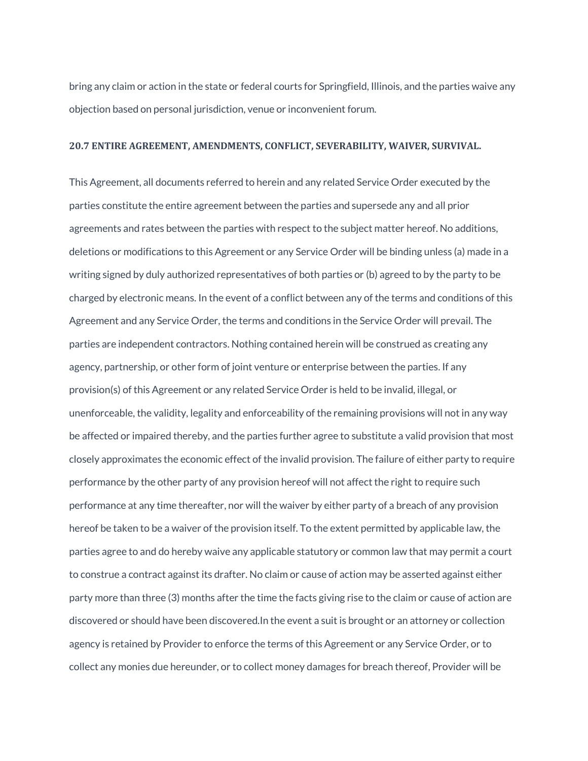bring any claim or action in the state or federal courts for Springfield, Illinois, and the parties waive any objection based on personal jurisdiction, venue or inconvenient forum.

**20.7 ENTIRE AGREEMENT, AMENDMENTS, CONFLICT, SEVERABILITY, WAIVER, SURVIVAL.**

This Agreement, all documents referred to herein and any related Service Order executed by the parties constitute the entire agreement between the parties and supersede any and all prior agreements and rates between the parties with respect to the subject matter hereof. No additions, deletions or modifications to this Agreement or any Service Order will be binding unless (a) made in a writing signed by duly authorized representatives of both parties or (b) agreed to by the party to be charged by electronic means. In the event of a conflict between any of the terms and conditions of this Agreement and any Service Order, the terms and conditions in the Service Order will prevail. The parties are independent contractors. Nothing contained herein will be construed as creating any agency, partnership, or other form of joint venture or enterprise between the parties. If any provision(s) of this Agreement or any related Service Order is held to be invalid, illegal, or unenforceable, the validity, legality and enforceability of the remaining provisions will not in any way be affected or impaired thereby, and the parties further agree to substitute a valid provision that most closely approximates the economic effect of the invalid provision. The failure of either party to require performance by the other party of any provision hereof will not affect the right to require such performance at any time thereafter, nor will the waiver by either party of a breach of any provision hereof be taken to be a waiver of the provision itself. To the extent permitted by applicable law, the parties agree to and do hereby waive any applicable statutory or common law that may permit a court to construe a contract against its drafter. No claim or cause of action may be asserted against either party more than three (3) months after the time the facts giving rise to the claim or cause of action are discovered or should have been discovered.In the event a suit is brought or an attorney or collection agency is retained by Provider to enforce the terms of this Agreement or any Service Order, or to collect any monies due hereunder, or to collect money damages for breach thereof, Provider will be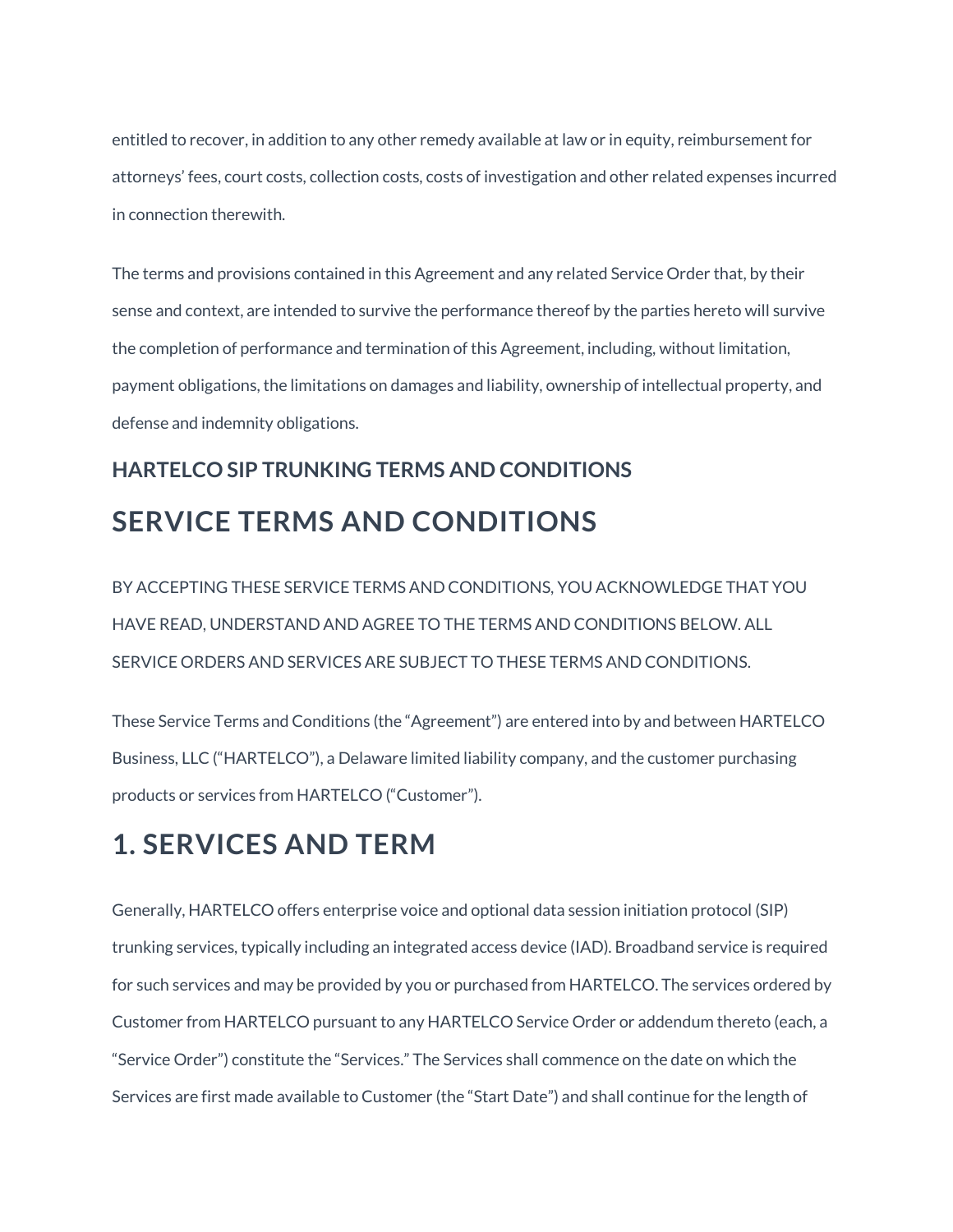entitled to recover, in addition to any other remedy available at law or in equity, reimbursement for attorneys' fees, court costs, collection costs, costs of investigation and other related expenses incurred in connection therewith.

The terms and provisions contained in this Agreement and any related Service Order that, by their sense and context, are intended to survive the performance thereof by the parties hereto will survive the completion of performance and termination of this Agreement, including, without limitation, payment obligations, the limitations on damages and liability, ownership of intellectual property, and defense and indemnity obligations.

### HARTELCO SIP TRUNKING TERMS AND CONDITIONS

## SERVICE TERMS AND CONDITIONS

BY ACCEPTING THESE SERVICE TERMS AND CONDITIONS, YOU ACKNOWLEDGE THAT YOU HAVE READ, UNDERSTAND AND AGREE TO THE TERMS AND CONDITIONS BELOW. ALL SERVICE ORDERS AND SERVICES ARE SUBJECT TO THESE TERMS AND CONDITIONS.

These Service Terms and Conditions (the "Agreement") are entered into by and between HARTELCO Business, LLC ("HARTELCO"), a Delaware limited liability company, and the customer purchasing products or services from HARTELCO ("Customer").

## 1. SERVICES AND TERM

Generally, HARTELCO offers enterprise voice and optional data session initiation protocol (SIP) trunking services, typically including an integrated access device (IAD). Broadband service is required for such services and may be provided by you or purchased from HARTELCO. The services ordered by Customer from HARTELCO pursuant to any HARTELCO Service Order or addendum thereto (each, a "Service Order") constitute the "Services." The Services shall commence on the date on which the Services are first made available to Customer (the "Start Date") and shall continue for the length of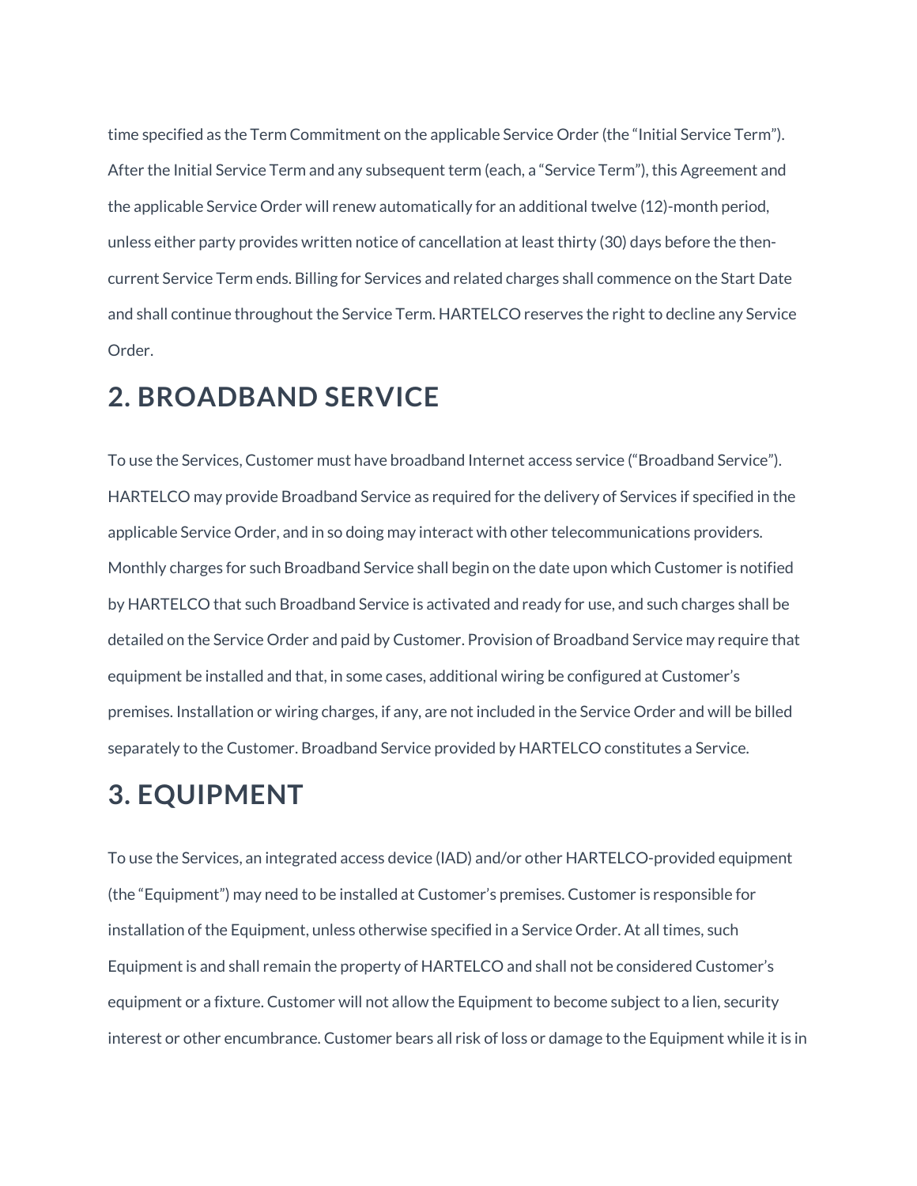time specified as the Term Commitment on the applicable Service Order (the “Initial Service Term”). After the Initial Service Term and any subsequent term (each, a “Service Term”), this Agreement and the applicable Service Order will renew automatically for an additional twelve (12)-month period, unless either party provides written notice of cancellation at least thirty (30) days before the then-current Service Term ends. Billing for Services and related charges shall commence on the Start Date and shall continue throughout the Service Term. HARTELCO reserves the right to decline any Service Order.

## 2. BROADBAND SERVICE

To use the Services, Customer must have broadband Internet access service (“Broadband Service”). HARTELCO may provide Broadband Service as required for the delivery of Services if specified in the applicable Service Order, and in so doing may interact with other telecommunications providers. Monthly charges for such Broadband Service shall begin on the date upon which Customer is notified by HARTELCO that such Broadband Service is activated and ready for use, and such charges shall be detailed on the Service Order and paid by Customer. Provision of Broadband Service may require that equipment be installed and that, in some cases, additional wiring be configured at Customer’s premises. Installation or wiring charges, if any, are not included in the Service Order and will be billed separately to the Customer. Broadband Service provided by HARTELCO constitutes a Service.

## 3. EQUIPMENT

To use the Services, an integrated access device (IAD) and/or other HARTELCO-provided equipment (the “Equipment”) may need to be installed at Customer’s premises. Customer is responsible for installation of the Equipment, unless otherwise specified in a Service Order. At all times, such Equipment is and shall remain the property of HARTELCO and shall not be considered Customer’s equipment or a fixture. Customer will not allow the Equipment to become subject to a lien, security interest or other encumbrance. Customer bears all risk of loss or damage to the Equipment while it is in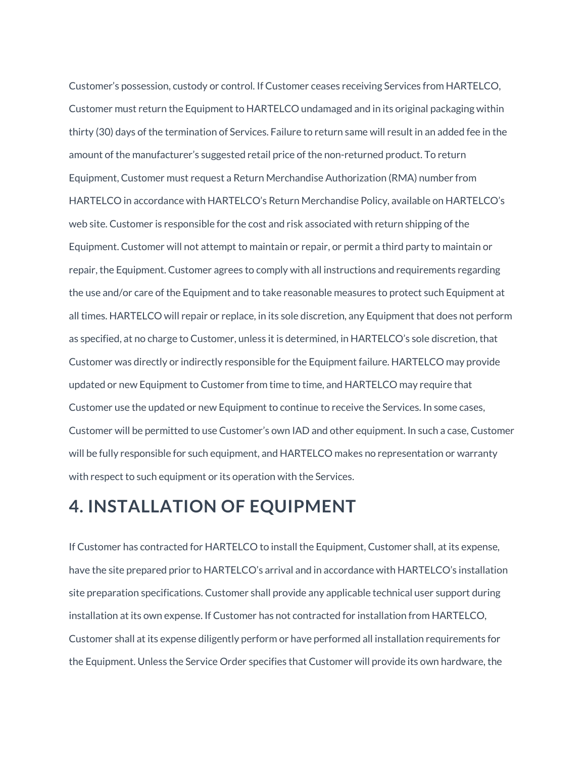Customer's possession, custody or control. If Customer ceases receiving Services from HARTELCO, Customer must return the Equipment to HARTELCO undamaged and in its original packaging within thirty (30) days of the termination of Services. Failure to return same will result in an added fee in the amount of the manufacturer's suggested retail price of the non-returned product. To return Equipment, Customer must request a Return Merchandise Authorization (RMA) number from HARTELCO in accordance with HARTELCO's Return Merchandise Policy, available on HARTELCO's web site. Customer is responsible for the cost and risk associated with return shipping of the Equipment. Customer will not attempt to maintain or repair, or permit a third party to maintain or repair, the Equipment. Customer agrees to comply with all instructions and requirements regarding the use and/or care of the Equipment and to take reasonable measures to protect such Equipment at all times. HARTELCO will repair or replace, in its sole discretion, any Equipment that does not perform as specified, at no charge to Customer, unless it is determined, in HARTELCO's sole discretion, that Customer was directly or indirectly responsible for the Equipment failure. HARTELCO may provide updated or new Equipment to Customer from time to time, and HARTELCO may require that Customer use the updated or new Equipment to continue to receive the Services. In some cases, Customer will be permitted to use Customer's own IAD and other equipment. In such a case, Customer will be fully responsible for such equipment, and HARTELCO makes no representation or warranty with respect to such equipment or its operation with the Services.

# 4. INSTALLATION OF EQUIPMENT

If Customer has contracted for HARTELCO to install the Equipment, Customer shall, at its expense, have the site prepared prior to HARTELCO's arrival and in accordance with HARTELCO's installation site preparation specifications. Customer shall provide any applicable technical user support during installation at its own expense. If Customer has not contracted for installation from HARTELCO, Customer shall at its expense diligently perform or have performed all installation requirements for the Equipment. Unless the Service Order specifies that Customer will provide its own hardware, the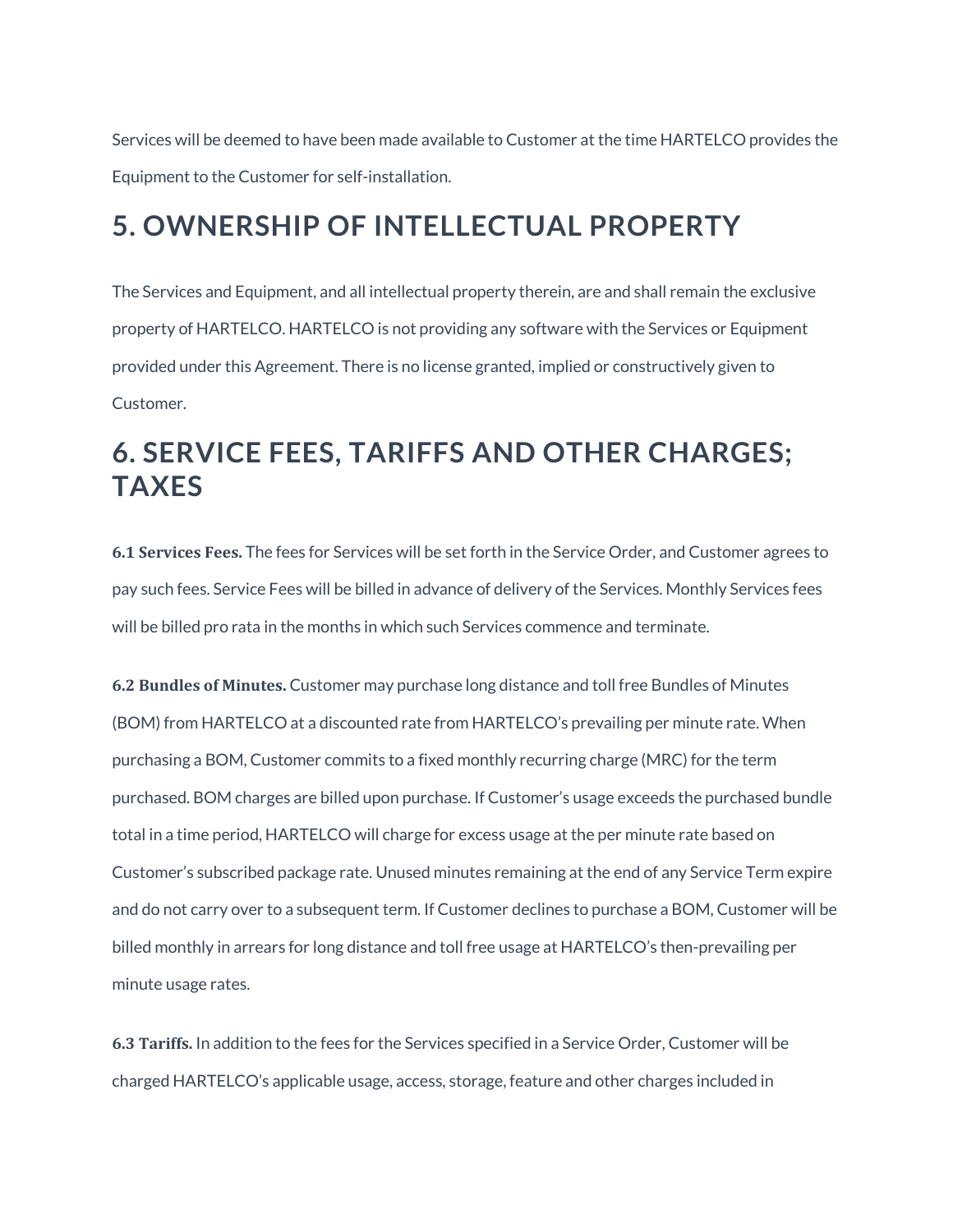Services will be deemed to have been made available to Customer at the time HARTELCO provides the Equipment to the Customer for self-installation.

# 5. OWNERSHIP OF INTELLECTUAL PROPERTY

The Services and Equipment, and all intellectual property therein, are and shall remain the exclusive property of HARTELCO. HARTELCO is not providing any software with the Services or Equipment provided under this Agreement. There is no license granted, implied or constructively given to Customer.

# 6. SERVICE FEES, TARIFFS AND OTHER CHARGES; TAXES

**6.1 Services Fees.** The fees for Services will be set forth in the Service Order, and Customer agrees to pay such fees. Service Fees will be billed in advance of delivery of the Services. Monthly Services fees will be billed pro rata in the months in which such Services commence and terminate.

**6.2 Bundles of Minutes.** Customer may purchase long distance and toll free Bundles of Minutes (BOM) from HARTELCO at a discounted rate from HARTELCO's prevailing per minute rate. When purchasing a BOM, Customer commits to a fixed monthly recurring charge (MRC) for the term purchased. BOM charges are billed upon purchase. If Customer's usage exceeds the purchased bundle total in a time period, HARTELCO will charge for excess usage at the per minute rate based on Customer's subscribed package rate. Unused minutes remaining at the end of any Service Term expire and do not carry over to a subsequent term. If Customer declines to purchase a BOM, Customer will be billed monthly in arrears for long distance and toll free usage at HARTELCO's then-prevailing per minute usage rates.

**6.3 Tariffs.** In addition to the fees for the Services specified in a Service Order, Customer will be charged HARTELCO's applicable usage, access, storage, feature and other charges included in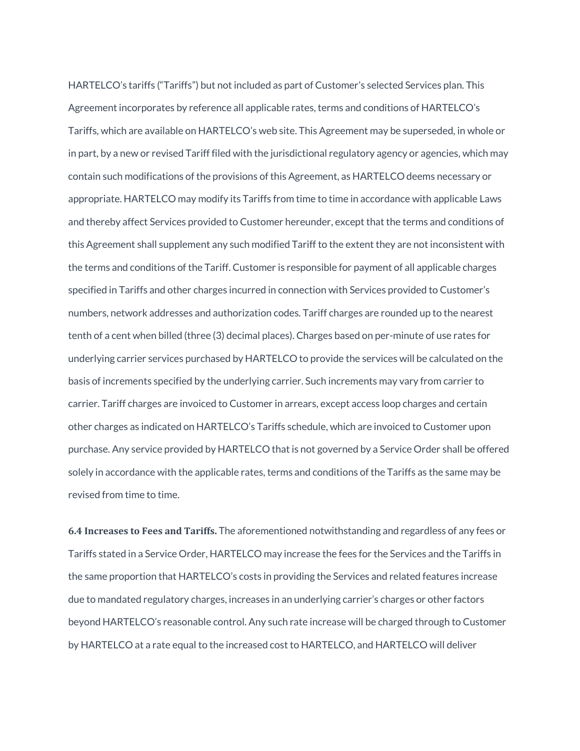HARTELCO's tariffs ("Tariffs") but not included as part of Customer's selected Services plan. This Agreement incorporates by reference all applicable rates, terms and conditions of HARTELCO's Tariffs, which are available on HARTELCO's web site. This Agreement may be superseded, in whole or in part, by a new or revised Tariff filed with the jurisdictional regulatory agency or agencies, which may contain such modifications of the provisions of this Agreement, as HARTELCO deems necessary or appropriate. HARTELCO may modify its Tariffs from time to time in accordance with applicable Laws and thereby affect Services provided to Customer hereunder, except that the terms and conditions of this Agreement shall supplement any such modified Tariff to the extent they are not inconsistent with the terms and conditions of the Tariff. Customer is responsible for payment of all applicable charges specified in Tariffs and other charges incurred in connection with Services provided to Customer's numbers, network addresses and authorization codes. Tariff charges are rounded up to the nearest tenth of a cent when billed (three (3) decimal places). Charges based on per-minute of use rates for underlying carrier services purchased by HARTELCO to provide the services will be calculated on the basis of increments specified by the underlying carrier. Such increments may vary from carrier to carrier. Tariff charges are invoiced to Customer in arrears, except access loop charges and certain other charges as indicated on HARTELCO's Tariffs schedule, which are invoiced to Customer upon purchase. Any service provided by HARTELCO that is not governed by a Service Order shall be offered solely in accordance with the applicable rates, terms and conditions of the Tariffs as the same may be revised from time to time.

**6.4 Increases to Fees and Tariffs.** The aforementioned notwithstanding and regardless of any fees or Tariffs stated in a Service Order, HARTELCO may increase the fees for the Services and the Tariffs in the same proportion that HARTELCO's costs in providing the Services and related features increase due to mandated regulatory charges, increases in an underlying carrier's charges or other factors beyond HARTELCO's reasonable control. Any such rate increase will be charged through to Customer by HARTELCO at a rate equal to the increased cost to HARTELCO, and HARTELCO will deliver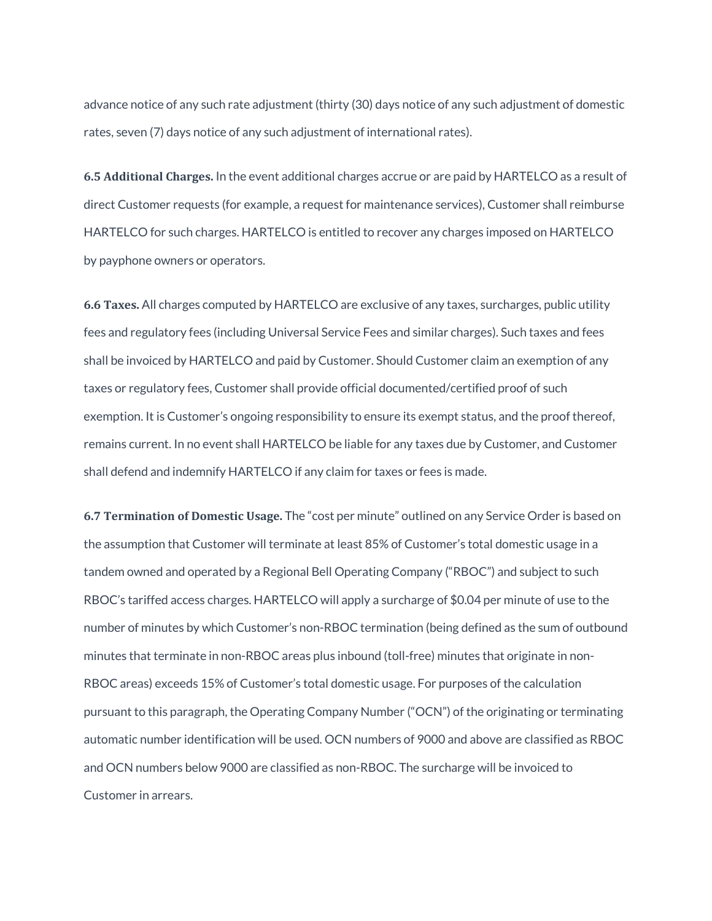advance notice of any such rate adjustment (thirty (30) days notice of any such adjustment of domestic rates, seven (7) days notice of any such adjustment of international rates).

**6.5 Additional Charges.** In the event additional charges accrue or are paid by HARTELCO as a result of direct Customer requests (for example, a request for maintenance services), Customer shall reimburse HARTELCO for such charges. HARTELCO is entitled to recover any charges imposed on HARTELCO by payphone owners or operators.

**6.6 Taxes.** All charges computed by HARTELCO are exclusive of any taxes, surcharges, public utility fees and regulatory fees (including Universal Service Fees and similar charges). Such taxes and fees shall be invoiced by HARTELCO and paid by Customer. Should Customer claim an exemption of any taxes or regulatory fees, Customer shall provide official documented/certified proof of such exemption. It is Customer's ongoing responsibility to ensure its exempt status, and the proof thereof, remains current. In no event shall HARTELCO be liable for any taxes due by Customer, and Customer shall defend and indemnify HARTELCO if any claim for taxes or fees is made.

**6.7 Termination of Domestic Usage.** The "cost per minute" outlined on any Service Order is based on the assumption that Customer will terminate at least 85% of Customer's total domestic usage in a tandem owned and operated by a Regional Bell Operating Company ("RBOC") and subject to such RBOC's tariffed access charges. HARTELCO will apply a surcharge of $0.04 per minute of use to the number of minutes by which Customer's non-RBOC termination (being defined as the sum of outbound minutes that terminate in non-RBOC areas plus inbound (toll-free) minutes that originate in non-RBOC areas) exceeds 15% of Customer's total domestic usage. For purposes of the calculation pursuant to this paragraph, the Operating Company Number ("OCN") of the originating or terminating automatic number identification will be used. OCN numbers of 9000 and above are classified as RBOC and OCN numbers below 9000 are classified as non-RBOC. The surcharge will be invoiced to Customer in arrears.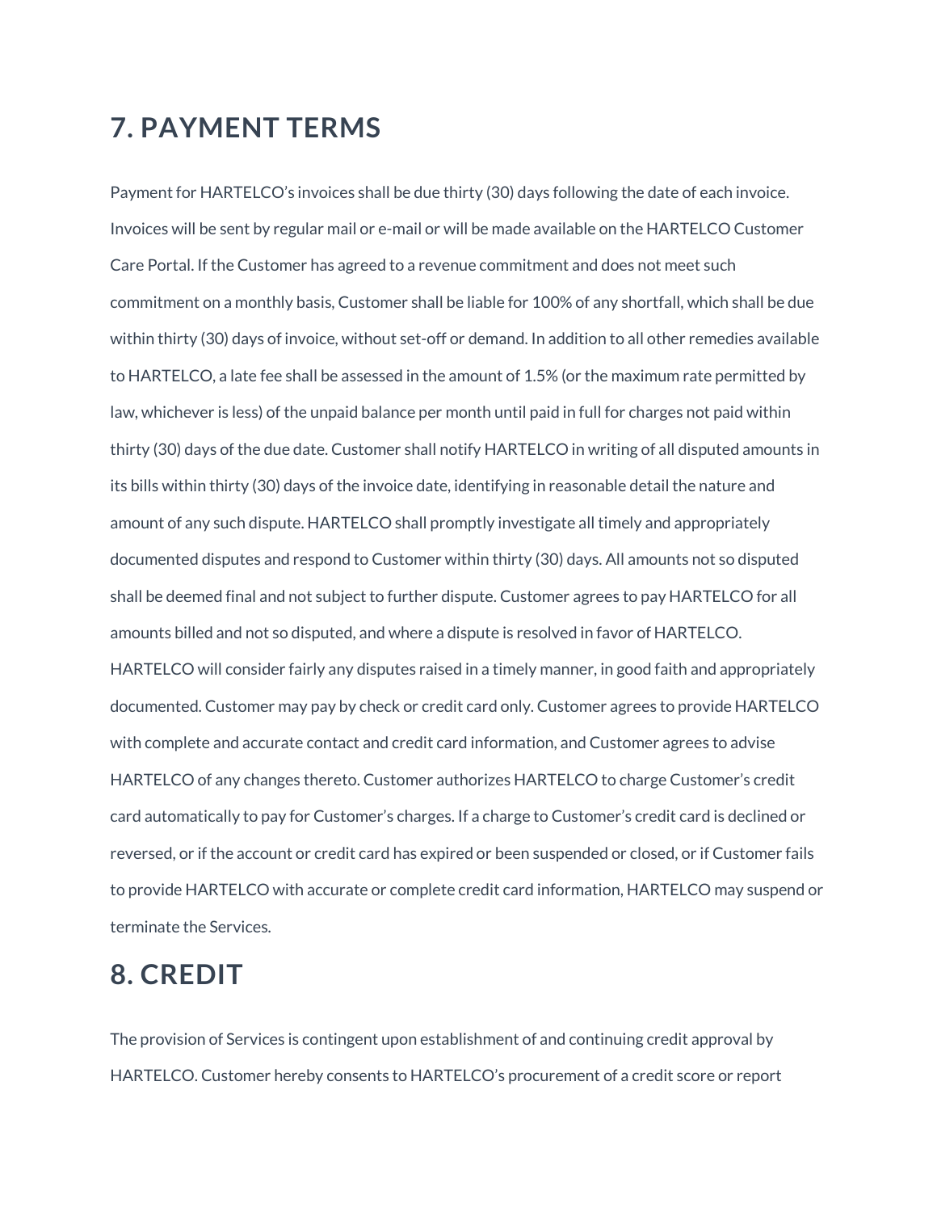## 7. PAYMENT TERMS

Payment for HARTELCO's invoices shall be due thirty (30) days following the date of each invoice. Invoices will be sent by regular mail or e-mail or will be made available on the HARTELCO Customer Care Portal. If the Customer has agreed to a revenue commitment and does not meet such commitment on a monthly basis, Customer shall be liable for 100% of any shortfall, which shall be due within thirty (30) days of invoice, without set-off or demand. In addition to all other remedies available to HARTELCO, a late fee shall be assessed in the amount of 1.5% (or the maximum rate permitted by law, whichever is less) of the unpaid balance per month until paid in full for charges not paid within thirty (30) days of the due date. Customer shall notify HARTELCO in writing of all disputed amounts in its bills within thirty (30) days of the invoice date, identifying in reasonable detail the nature and amount of any such dispute. HARTELCO shall promptly investigate all timely and appropriately documented disputes and respond to Customer within thirty (30) days. All amounts not so disputed shall be deemed final and not subject to further dispute. Customer agrees to pay HARTELCO for all amounts billed and not so disputed, and where a dispute is resolved in favor of HARTELCO. HARTELCO will consider fairly any disputes raised in a timely manner, in good faith and appropriately documented. Customer may pay by check or credit card only. Customer agrees to provide HARTELCO with complete and accurate contact and credit card information, and Customer agrees to advise HARTELCO of any changes thereto. Customer authorizes HARTELCO to charge Customer's credit card automatically to pay for Customer's charges. If a charge to Customer's credit card is declined or reversed, or if the account or credit card has expired or been suspended or closed, or if Customer fails to provide HARTELCO with accurate or complete credit card information, HARTELCO may suspend or terminate the Services.

## 8. CREDIT

The provision of Services is contingent upon establishment of and continuing credit approval by HARTELCO. Customer hereby consents to HARTELCO's procurement of a credit score or report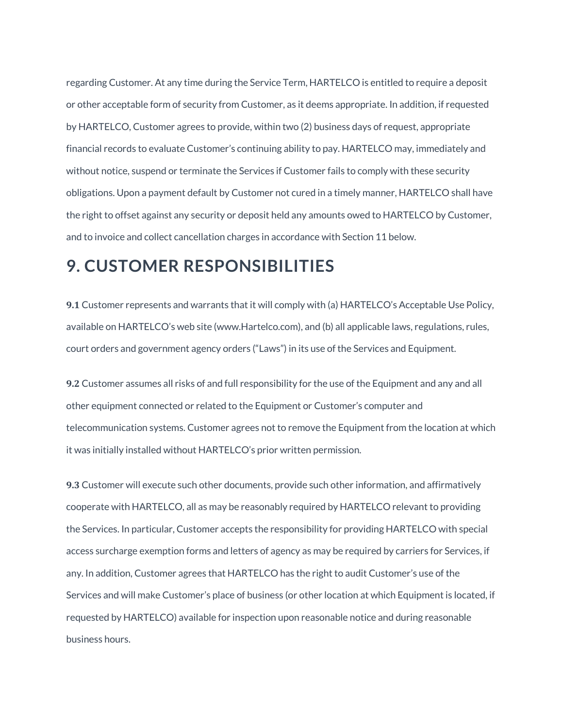regarding Customer. At any time during the Service Term, HARTELCO is entitled to require a deposit or other acceptable form of security from Customer, as it deems appropriate. In addition, if requested by HARTELCO, Customer agrees to provide, within two (2) business days of request, appropriate financial records to evaluate Customer's continuing ability to pay. HARTELCO may, immediately and without notice, suspend or terminate the Services if Customer fails to comply with these security obligations. Upon a payment default by Customer not cured in a timely manner, HARTELCO shall have the right to offset against any security or deposit held any amounts owed to HARTELCO by Customer, and to invoice and collect cancellation charges in accordance with Section 11 below.

# 9. CUSTOMER RESPONSIBILITIES

**9.1** Customer represents and warrants that it will comply with (a) HARTELCO's Acceptable Use Policy, available on HARTELCO's web site (www.Hartelco.com), and (b) all applicable laws, regulations, rules, court orders and government agency orders ("Laws") in its use of the Services and Equipment.

**9.2** Customer assumes all risks of and full responsibility for the use of the Equipment and any and all other equipment connected or related to the Equipment or Customer's computer and telecommunication systems. Customer agrees not to remove the Equipment from the location at which it was initially installed without HARTELCO's prior written permission.

**9.3** Customer will execute such other documents, provide such other information, and affirmatively cooperate with HARTELCO, all as may be reasonably required by HARTELCO relevant to providing the Services. In particular, Customer accepts the responsibility for providing HARTELCO with special access surcharge exemption forms and letters of agency as may be required by carriers for Services, if any. In addition, Customer agrees that HARTELCO has the right to audit Customer's use of the Services and will make Customer's place of business (or other location at which Equipment is located, if requested by HARTELCO) available for inspection upon reasonable notice and during reasonable business hours.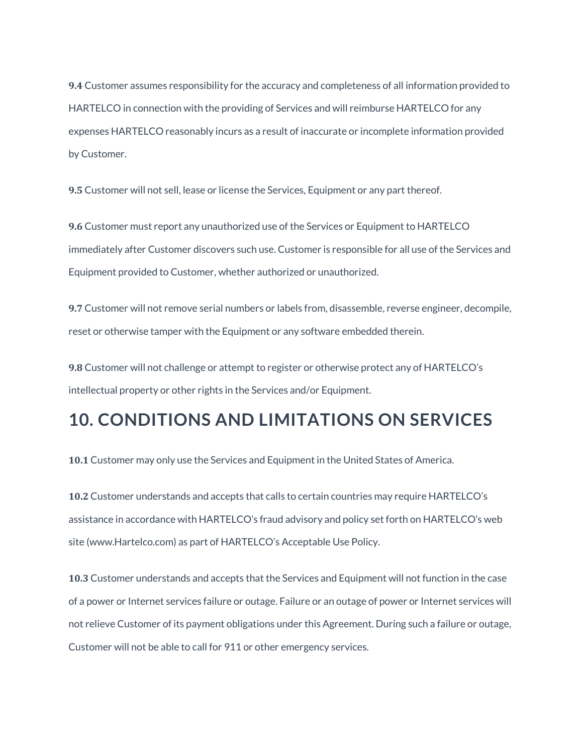**9.4** Customer assumes responsibility for the accuracy and completeness of all information provided to HARTELCO in connection with the providing of Services and will reimburse HARTELCO for any expenses HARTELCO reasonably incurs as a result of inaccurate or incomplete information provided by Customer.

**9.5** Customer will not sell, lease or license the Services, Equipment or any part thereof.

**9.6** Customer must report any unauthorized use of the Services or Equipment to HARTELCO immediately after Customer discovers such use. Customer is responsible for all use of the Services and Equipment provided to Customer, whether authorized or unauthorized.

**9.7** Customer will not remove serial numbers or labels from, disassemble, reverse engineer, decompile, reset or otherwise tamper with the Equipment or any software embedded therein.

**9.8** Customer will not challenge or attempt to register or otherwise protect any of HARTELCO's intellectual property or other rights in the Services and/or Equipment.

## 10. CONDITIONS AND LIMITATIONS ON SERVICES

**10.1** Customer may only use the Services and Equipment in the United States of America.

**10.2** Customer understands and accepts that calls to certain countries may require HARTELCO's assistance in accordance with HARTELCO's fraud advisory and policy set forth on HARTELCO's web site (www.Hartelco.com) as part of HARTELCO's Acceptable Use Policy.

**10.3** Customer understands and accepts that the Services and Equipment will not function in the case of a power or Internet services failure or outage. Failure or an outage of power or Internet services will not relieve Customer of its payment obligations under this Agreement. During such a failure or outage, Customer will not be able to call for 911 or other emergency services.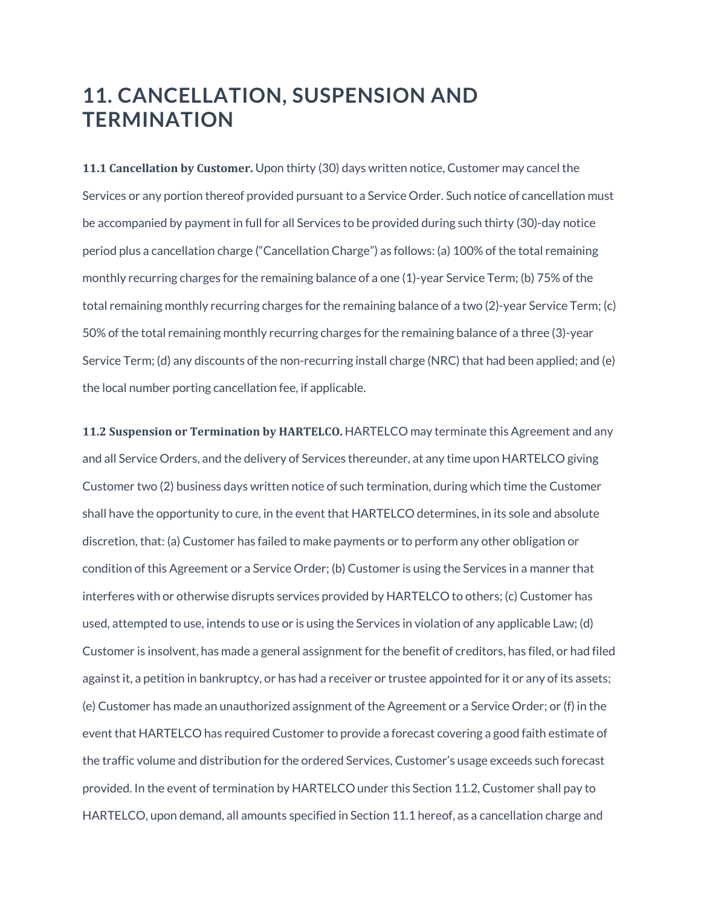# 11. CANCELLATION, SUSPENSION AND TERMINATION

**11.1 Cancellation by Customer.** Upon thirty (30) days written notice, Customer may cancel the Services or any portion thereof provided pursuant to a Service Order. Such notice of cancellation must be accompanied by payment in full for all Services to be provided during such thirty (30)-day notice period plus a cancellation charge ("Cancellation Charge") as follows: (a) 100% of the total remaining monthly recurring charges for the remaining balance of a one (1)-year Service Term; (b) 75% of the total remaining monthly recurring charges for the remaining balance of a two (2)-year Service Term; (c) 50% of the total remaining monthly recurring charges for the remaining balance of a three (3)-year Service Term; (d) any discounts of the non-recurring install charge (NRC) that had been applied; and (e) the local number porting cancellation fee, if applicable.

**11.2 Suspension or Termination by HARTELCO.** HARTELCO may terminate this Agreement and any and all Service Orders, and the delivery of Services thereunder, at any time upon HARTELCO giving Customer two (2) business days written notice of such termination, during which time the Customer shall have the opportunity to cure, in the event that HARTELCO determines, in its sole and absolute discretion, that: (a) Customer has failed to make payments or to perform any other obligation or condition of this Agreement or a Service Order; (b) Customer is using the Services in a manner that interferes with or otherwise disrupts services provided by HARTELCO to others; (c) Customer has used, attempted to use, intends to use or is using the Services in violation of any applicable Law; (d) Customer is insolvent, has made a general assignment for the benefit of creditors, has filed, or had filed against it, a petition in bankruptcy, or has had a receiver or trustee appointed for it or any of its assets; (e) Customer has made an unauthorized assignment of the Agreement or a Service Order; or (f) in the event that HARTELCO has required Customer to provide a forecast covering a good faith estimate of the traffic volume and distribution for the ordered Services, Customer's usage exceeds such forecast provided. In the event of termination by HARTELCO under this Section 11.2, Customer shall pay to HARTELCO, upon demand, all amounts specified in Section 11.1 hereof, as a cancellation charge and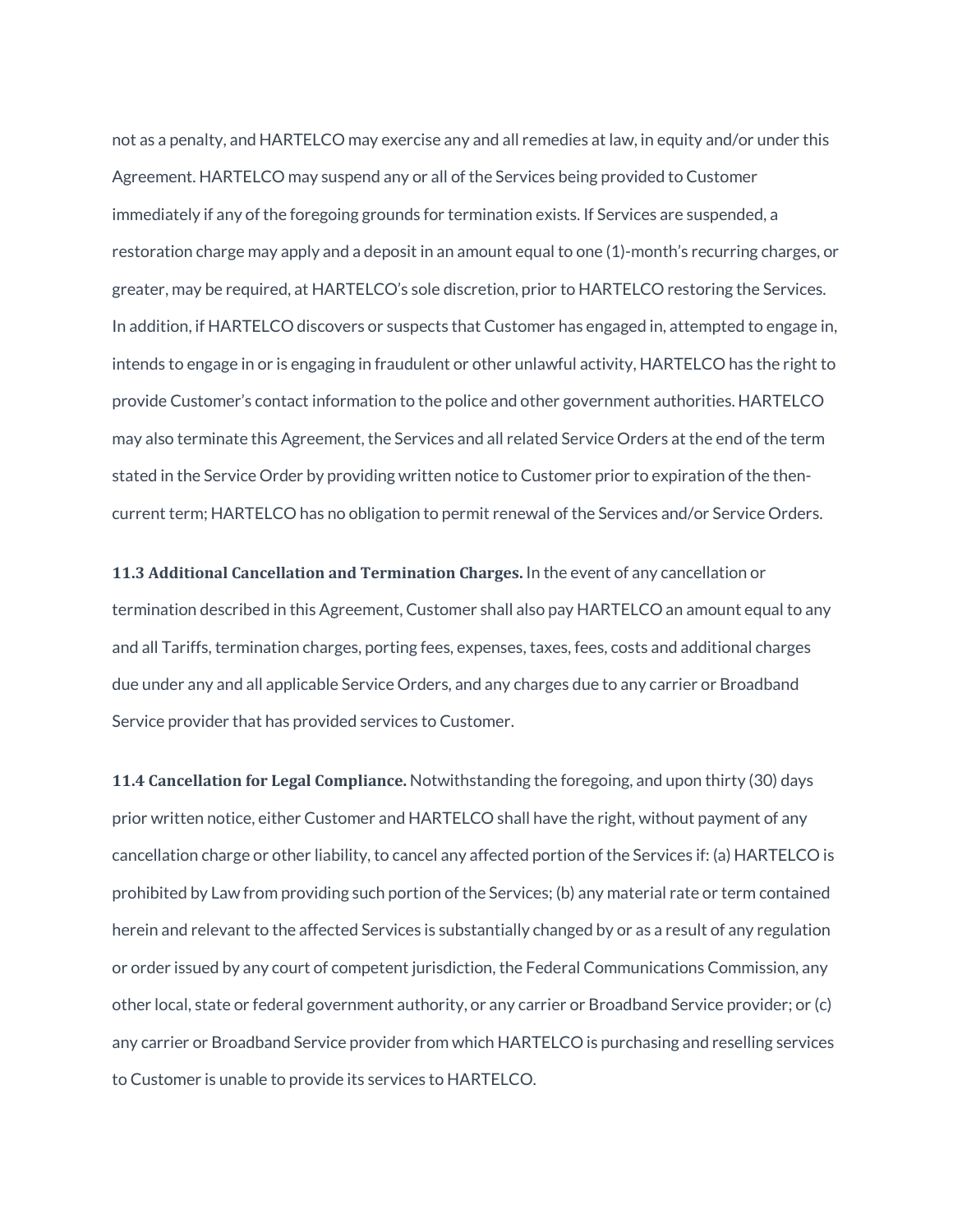not as a penalty, and HARTELCO may exercise any and all remedies at law, in equity and/or under this Agreement. HARTELCO may suspend any or all of the Services being provided to Customer immediately if any of the foregoing grounds for termination exists. If Services are suspended, a restoration charge may apply and a deposit in an amount equal to one (1)-month's recurring charges, or greater, may be required, at HARTELCO's sole discretion, prior to HARTELCO restoring the Services. In addition, if HARTELCO discovers or suspects that Customer has engaged in, attempted to engage in, intends to engage in or is engaging in fraudulent or other unlawful activity, HARTELCO has the right to provide Customer's contact information to the police and other government authorities. HARTELCO may also terminate this Agreement, the Services and all related Service Orders at the end of the term stated in the Service Order by providing written notice to Customer prior to expiration of the then-current term; HARTELCO has no obligation to permit renewal of the Services and/or Service Orders.

**11.3 Additional Cancellation and Termination Charges.** In the event of any cancellation or termination described in this Agreement, Customer shall also pay HARTELCO an amount equal to any and all Tariffs, termination charges, porting fees, expenses, taxes, fees, costs and additional charges due under any and all applicable Service Orders, and any charges due to any carrier or Broadband Service provider that has provided services to Customer.

**11.4 Cancellation for Legal Compliance.** Notwithstanding the foregoing, and upon thirty (30) days prior written notice, either Customer and HARTELCO shall have the right, without payment of any cancellation charge or other liability, to cancel any affected portion of the Services if: (a) HARTELCO is prohibited by Law from providing such portion of the Services; (b) any material rate or term contained herein and relevant to the affected Services is substantially changed by or as a result of any regulation or order issued by any court of competent jurisdiction, the Federal Communications Commission, any other local, state or federal government authority, or any carrier or Broadband Service provider; or (c) any carrier or Broadband Service provider from which HARTELCO is purchasing and reselling services to Customer is unable to provide its services to HARTELCO.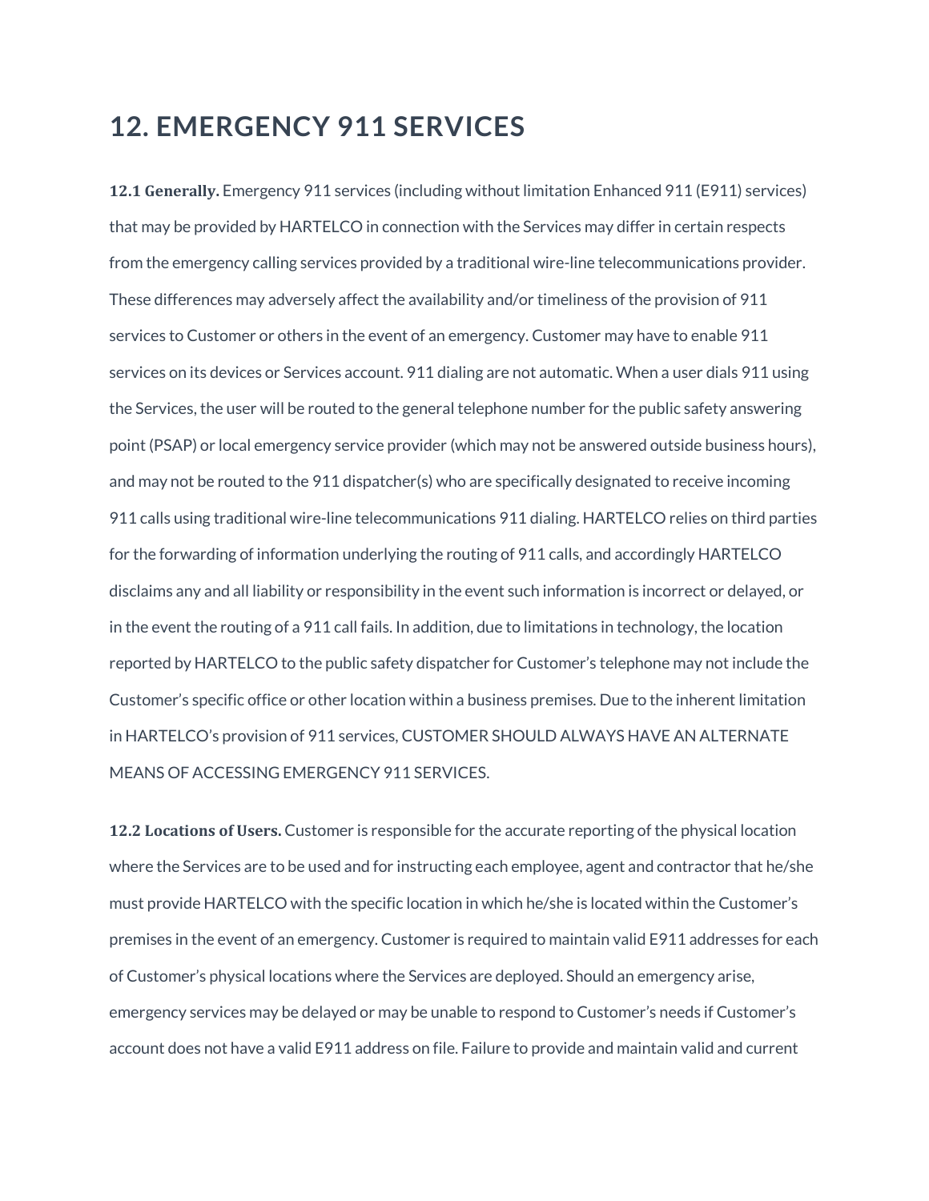# 12. EMERGENCY 911 SERVICES

**12.1 Generally.** Emergency 911 services (including without limitation Enhanced 911 (E911) services) that may be provided by HARTELCO in connection with the Services may differ in certain respects from the emergency calling services provided by a traditional wire-line telecommunications provider. These differences may adversely affect the availability and/or timeliness of the provision of 911 services to Customer or others in the event of an emergency. Customer may have to enable 911 services on its devices or Services account. 911 dialing are not automatic. When a user dials 911 using the Services, the user will be routed to the general telephone number for the public safety answering point (PSAP) or local emergency service provider (which may not be answered outside business hours), and may not be routed to the 911 dispatcher(s) who are specifically designated to receive incoming 911 calls using traditional wire-line telecommunications 911 dialing. HARTELCO relies on third parties for the forwarding of information underlying the routing of 911 calls, and accordingly HARTELCO disclaims any and all liability or responsibility in the event such information is incorrect or delayed, or in the event the routing of a 911 call fails. In addition, due to limitations in technology, the location reported by HARTELCO to the public safety dispatcher for Customer's telephone may not include the Customer's specific office or other location within a business premises. Due to the inherent limitation in HARTELCO's provision of 911 services, CUSTOMER SHOULD ALWAYS HAVE AN ALTERNATE MEANS OF ACCESSING EMERGENCY 911 SERVICES.

**12.2 Locations of Users.** Customer is responsible for the accurate reporting of the physical location where the Services are to be used and for instructing each employee, agent and contractor that he/she must provide HARTELCO with the specific location in which he/she is located within the Customer's premises in the event of an emergency. Customer is required to maintain valid E911 addresses for each of Customer's physical locations where the Services are deployed. Should an emergency arise, emergency services may be delayed or may be unable to respond to Customer's needs if Customer's account does not have a valid E911 address on file. Failure to provide and maintain valid and current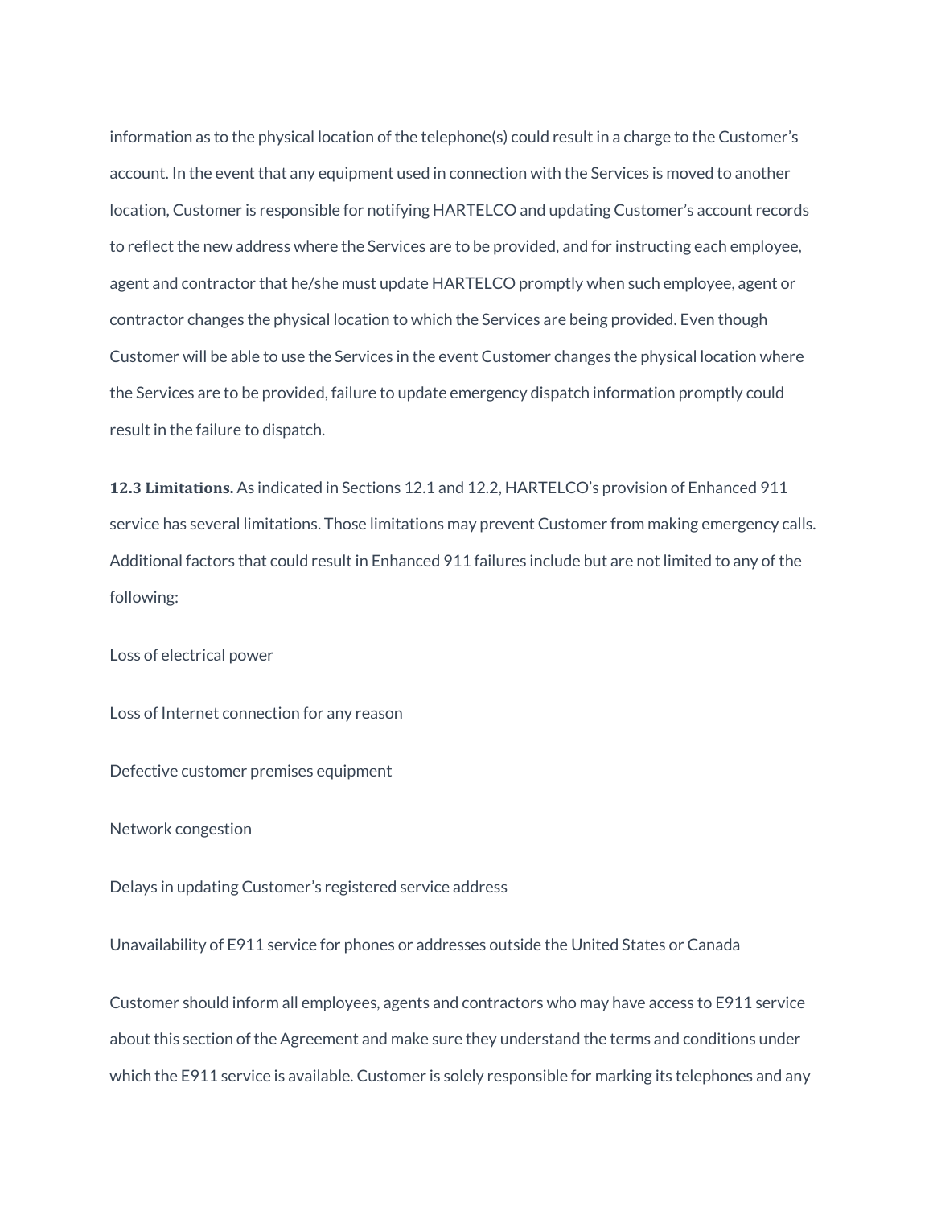information as to the physical location of the telephone(s) could result in a charge to the Customer's account. In the event that any equipment used in connection with the Services is moved to another location, Customer is responsible for notifying HARTELCO and updating Customer's account records to reflect the new address where the Services are to be provided, and for instructing each employee, agent and contractor that he/she must update HARTELCO promptly when such employee, agent or contractor changes the physical location to which the Services are being provided. Even though Customer will be able to use the Services in the event Customer changes the physical location where the Services are to be provided, failure to update emergency dispatch information promptly could result in the failure to dispatch.

**12.3 Limitations.** As indicated in Sections 12.1 and 12.2, HARTELCO's provision of Enhanced 911 service has several limitations. Those limitations may prevent Customer from making emergency calls. Additional factors that could result in Enhanced 911 failures include but are not limited to any of the following:

Loss of electrical power

Loss of Internet connection for any reason

Defective customer premises equipment

Network congestion

Delays in updating Customer's registered service address

Unavailability of E911 service for phones or addresses outside the United States or Canada

Customer should inform all employees, agents and contractors who may have access to E911 service about this section of the Agreement and make sure they understand the terms and conditions under which the E911 service is available. Customer is solely responsible for marking its telephones and any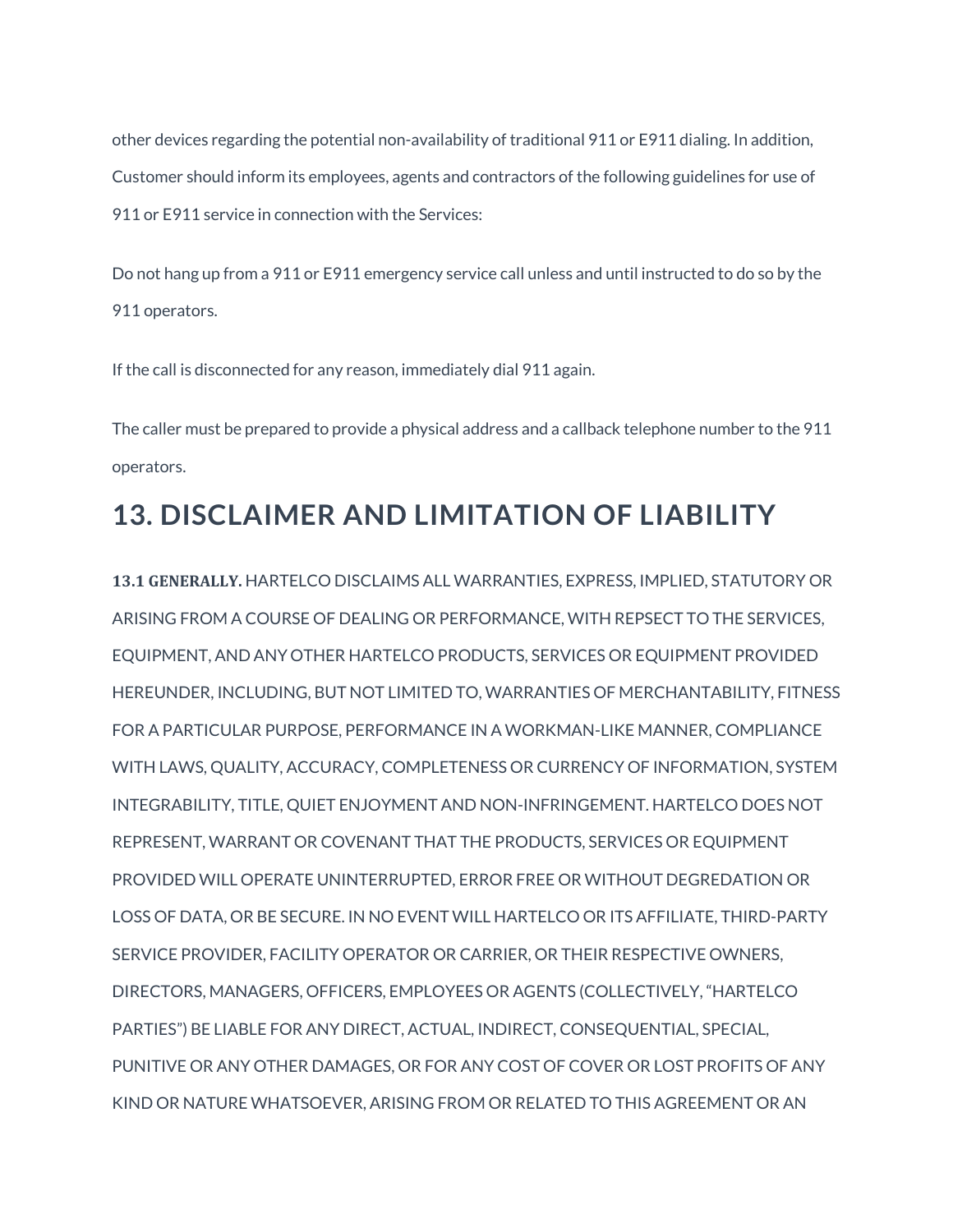other devices regarding the potential non-availability of traditional 911 or E911 dialing. In addition, Customer should inform its employees, agents and contractors of the following guidelines for use of 911 or E911 service in connection with the Services:

Do not hang up from a 911 or E911 emergency service call unless and until instructed to do so by the 911 operators.

If the call is disconnected for any reason, immediately dial 911 again.

The caller must be prepared to provide a physical address and a callback telephone number to the 911 operators.

## 13. DISCLAIMER AND LIMITATION OF LIABILITY

**13.1 GENERALLY.** HARTELCO DISCLAIMS ALL WARRANTIES, EXPRESS, IMPLIED, STATUTORY OR ARISING FROM A COURSE OF DEALING OR PERFORMANCE, WITH REPSECT TO THE SERVICES, EQUIPMENT, AND ANY OTHER HARTELCO PRODUCTS, SERVICES OR EQUIPMENT PROVIDED HEREUNDER, INCLUDING, BUT NOT LIMITED TO, WARRANTIES OF MERCHANTABILITY, FITNESS FOR A PARTICULAR PURPOSE, PERFORMANCE IN A WORKMAN-LIKE MANNER, COMPLIANCE WITH LAWS, QUALITY, ACCURACY, COMPLETENESS OR CURRENCY OF INFORMATION, SYSTEM INTEGRABILITY, TITLE, QUIET ENJOYMENT AND NON-INFRINGEMENT. HARTELCO DOES NOT REPRESENT, WARRANT OR COVENANT THAT THE PRODUCTS, SERVICES OR EQUIPMENT PROVIDED WILL OPERATE UNINTERRUPTED, ERROR FREE OR WITHOUT DEGREDATION OR LOSS OF DATA, OR BE SECURE. IN NO EVENT WILL HARTELCO OR ITS AFFILIATE, THIRD-PARTY SERVICE PROVIDER, FACILITY OPERATOR OR CARRIER, OR THEIR RESPECTIVE OWNERS, DIRECTORS, MANAGERS, OFFICERS, EMPLOYEES OR AGENTS (COLLECTIVELY, "HARTELCO PARTIES") BE LIABLE FOR ANY DIRECT, ACTUAL, INDIRECT, CONSEQUENTIAL, SPECIAL, PUNITIVE OR ANY OTHER DAMAGES, OR FOR ANY COST OF COVER OR LOST PROFITS OF ANY KIND OR NATURE WHATSOEVER, ARISING FROM OR RELATED TO THIS AGREEMENT OR AN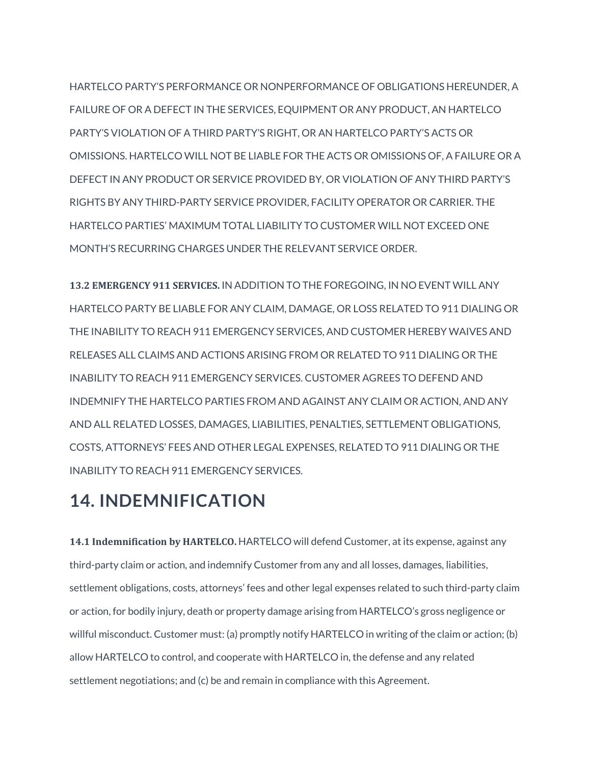HARTELCO PARTY'S PERFORMANCE OR NONPERFORMANCE OF OBLIGATIONS HEREUNDER, A FAILURE OF OR A DEFECT IN THE SERVICES, EQUIPMENT OR ANY PRODUCT, AN HARTELCO PARTY'S VIOLATION OF A THIRD PARTY'S RIGHT, OR AN HARTELCO PARTY'S ACTS OR OMISSIONS. HARTELCO WILL NOT BE LIABLE FOR THE ACTS OR OMISSIONS OF, A FAILURE OR A DEFECT IN ANY PRODUCT OR SERVICE PROVIDED BY, OR VIOLATION OF ANY THIRD PARTY'S RIGHTS BY ANY THIRD-PARTY SERVICE PROVIDER, FACILITY OPERATOR OR CARRIER. THE HARTELCO PARTIES' MAXIMUM TOTAL LIABILITY TO CUSTOMER WILL NOT EXCEED ONE MONTH'S RECURRING CHARGES UNDER THE RELEVANT SERVICE ORDER.

**13.2 EMERGENCY 911 SERVICES.** IN ADDITION TO THE FOREGOING, IN NO EVENT WILL ANY HARTELCO PARTY BE LIABLE FOR ANY CLAIM, DAMAGE, OR LOSS RELATED TO 911 DIALING OR THE INABILITY TO REACH 911 EMERGENCY SERVICES, AND CUSTOMER HEREBY WAIVES AND RELEASES ALL CLAIMS AND ACTIONS ARISING FROM OR RELATED TO 911 DIALING OR THE INABILITY TO REACH 911 EMERGENCY SERVICES. CUSTOMER AGREES TO DEFEND AND INDEMNIFY THE HARTELCO PARTIES FROM AND AGAINST ANY CLAIM OR ACTION, AND ANY AND ALL RELATED LOSSES, DAMAGES, LIABILITIES, PENALTIES, SETTLEMENT OBLIGATIONS, COSTS, ATTORNEYS' FEES AND OTHER LEGAL EXPENSES, RELATED TO 911 DIALING OR THE INABILITY TO REACH 911 EMERGENCY SERVICES.

## 14. INDEMNIFICATION

**14.1 Indemnification by HARTELCO.** HARTELCO will defend Customer, at its expense, against any third-party claim or action, and indemnify Customer from any and all losses, damages, liabilities, settlement obligations, costs, attorneys' fees and other legal expenses related to such third-party claim or action, for bodily injury, death or property damage arising from HARTELCO's gross negligence or willful misconduct. Customer must: (a) promptly notify HARTELCO in writing of the claim or action; (b) allow HARTELCO to control, and cooperate with HARTELCO in, the defense and any related settlement negotiations; and (c) be and remain in compliance with this Agreement.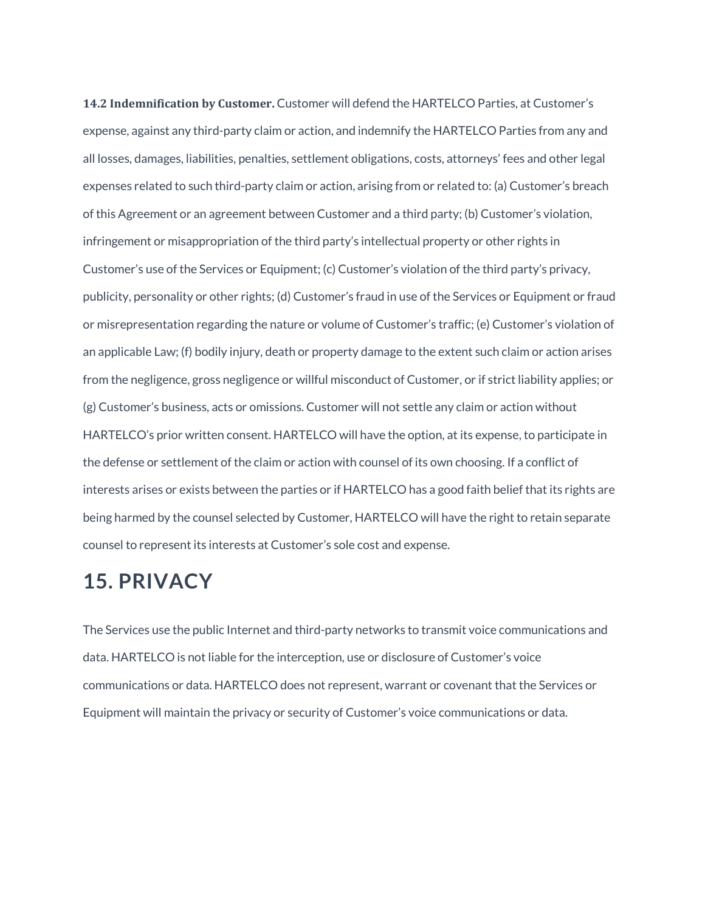**14.2 Indemnification by Customer.** Customer will defend the HARTELCO Parties, at Customer's expense, against any third-party claim or action, and indemnify the HARTELCO Parties from any and all losses, damages, liabilities, penalties, settlement obligations, costs, attorneys' fees and other legal expenses related to such third-party claim or action, arising from or related to: (a) Customer's breach of this Agreement or an agreement between Customer and a third party; (b) Customer's violation, infringement or misappropriation of the third party's intellectual property or other rights in Customer's use of the Services or Equipment; (c) Customer's violation of the third party's privacy, publicity, personality or other rights; (d) Customer's fraud in use of the Services or Equipment or fraud or misrepresentation regarding the nature or volume of Customer's traffic; (e) Customer's violation of an applicable Law; (f) bodily injury, death or property damage to the extent such claim or action arises from the negligence, gross negligence or willful misconduct of Customer, or if strict liability applies; or (g) Customer's business, acts or omissions. Customer will not settle any claim or action without HARTELCO's prior written consent. HARTELCO will have the option, at its expense, to participate in the defense or settlement of the claim or action with counsel of its own choosing. If a conflict of interests arises or exists between the parties or if HARTELCO has a good faith belief that its rights are being harmed by the counsel selected by Customer, HARTELCO will have the right to retain separate counsel to represent its interests at Customer's sole cost and expense.

# 15. PRIVACY

The Services use the public Internet and third-party networks to transmit voice communications and data. HARTELCO is not liable for the interception, use or disclosure of Customer's voice communications or data. HARTELCO does not represent, warrant or covenant that the Services or Equipment will maintain the privacy or security of Customer's voice communications or data.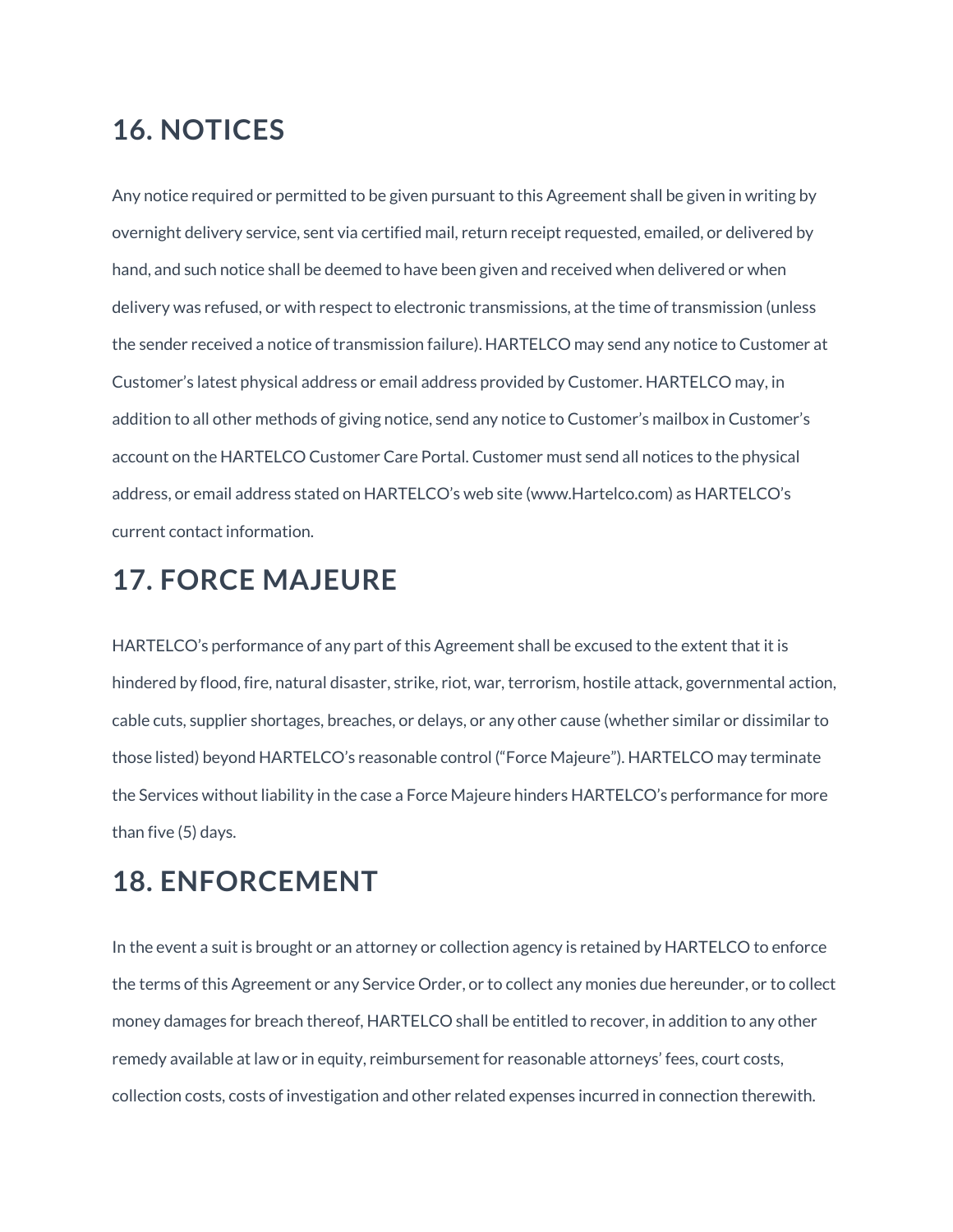## 16. NOTICES

Any notice required or permitted to be given pursuant to this Agreement shall be given in writing by overnight delivery service, sent via certified mail, return receipt requested, emailed, or delivered by hand, and such notice shall be deemed to have been given and received when delivered or when delivery was refused, or with respect to electronic transmissions, at the time of transmission (unless the sender received a notice of transmission failure). HARTELCO may send any notice to Customer at Customer's latest physical address or email address provided by Customer. HARTELCO may, in addition to all other methods of giving notice, send any notice to Customer's mailbox in Customer's account on the HARTELCO Customer Care Portal. Customer must send all notices to the physical address, or email address stated on HARTELCO's web site (www.Hartelco.com) as HARTELCO's current contact information.

## 17. FORCE MAJEURE

HARTELCO's performance of any part of this Agreement shall be excused to the extent that it is hindered by flood, fire, natural disaster, strike, riot, war, terrorism, hostile attack, governmental action, cable cuts, supplier shortages, breaches, or delays, or any other cause (whether similar or dissimilar to those listed) beyond HARTELCO's reasonable control ("Force Majeure"). HARTELCO may terminate the Services without liability in the case a Force Majeure hinders HARTELCO's performance for more than five (5) days.

## 18. ENFORCEMENT

In the event a suit is brought or an attorney or collection agency is retained by HARTELCO to enforce the terms of this Agreement or any Service Order, or to collect any monies due hereunder, or to collect money damages for breach thereof, HARTELCO shall be entitled to recover, in addition to any other remedy available at law or in equity, reimbursement for reasonable attorneys' fees, court costs, collection costs, costs of investigation and other related expenses incurred in connection therewith.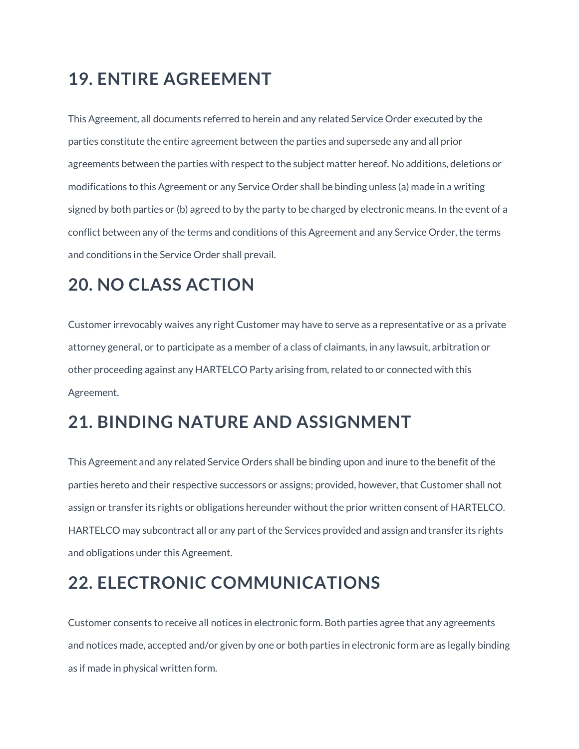## 19. ENTIRE AGREEMENT

This Agreement, all documents referred to herein and any related Service Order executed by the parties constitute the entire agreement between the parties and supersede any and all prior agreements between the parties with respect to the subject matter hereof. No additions, deletions or modifications to this Agreement or any Service Order shall be binding unless (a) made in a writing signed by both parties or (b) agreed to by the party to be charged by electronic means. In the event of a conflict between any of the terms and conditions of this Agreement and any Service Order, the terms and conditions in the Service Order shall prevail.

## 20. NO CLASS ACTION

Customer irrevocably waives any right Customer may have to serve as a representative or as a private attorney general, or to participate as a member of a class of claimants, in any lawsuit, arbitration or other proceeding against any HARTELCO Party arising from, related to or connected with this Agreement.

## 21. BINDING NATURE AND ASSIGNMENT

This Agreement and any related Service Orders shall be binding upon and inure to the benefit of the parties hereto and their respective successors or assigns; provided, however, that Customer shall not assign or transfer its rights or obligations hereunder without the prior written consent of HARTELCO. HARTELCO may subcontract all or any part of the Services provided and assign and transfer its rights and obligations under this Agreement.

## 22. ELECTRONIC COMMUNICATIONS

Customer consents to receive all notices in electronic form. Both parties agree that any agreements and notices made, accepted and/or given by one or both parties in electronic form are as legally binding as if made in physical written form.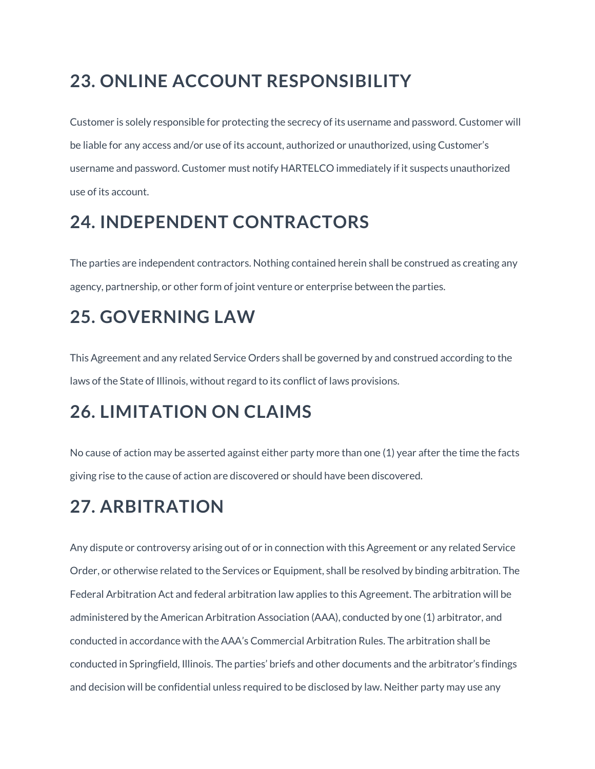## 23. ONLINE ACCOUNT RESPONSIBILITY

Customer is solely responsible for protecting the secrecy of its username and password. Customer will be liable for any access and/or use of its account, authorized or unauthorized, using Customer's username and password. Customer must notify HARTELCO immediately if it suspects unauthorized use of its account.

## 24. INDEPENDENT CONTRACTORS

The parties are independent contractors. Nothing contained herein shall be construed as creating any agency, partnership, or other form of joint venture or enterprise between the parties.

## 25. GOVERNING LAW

This Agreement and any related Service Orders shall be governed by and construed according to the laws of the State of Illinois, without regard to its conflict of laws provisions.

## 26. LIMITATION ON CLAIMS

No cause of action may be asserted against either party more than one (1) year after the time the facts giving rise to the cause of action are discovered or should have been discovered.

## 27. ARBITRATION

Any dispute or controversy arising out of or in connection with this Agreement or any related Service Order, or otherwise related to the Services or Equipment, shall be resolved by binding arbitration. The Federal Arbitration Act and federal arbitration law applies to this Agreement. The arbitration will be administered by the American Arbitration Association (AAA), conducted by one (1) arbitrator, and conducted in accordance with the AAA's Commercial Arbitration Rules. The arbitration shall be conducted in Springfield, Illinois. The parties' briefs and other documents and the arbitrator's findings and decision will be confidential unless required to be disclosed by law. Neither party may use any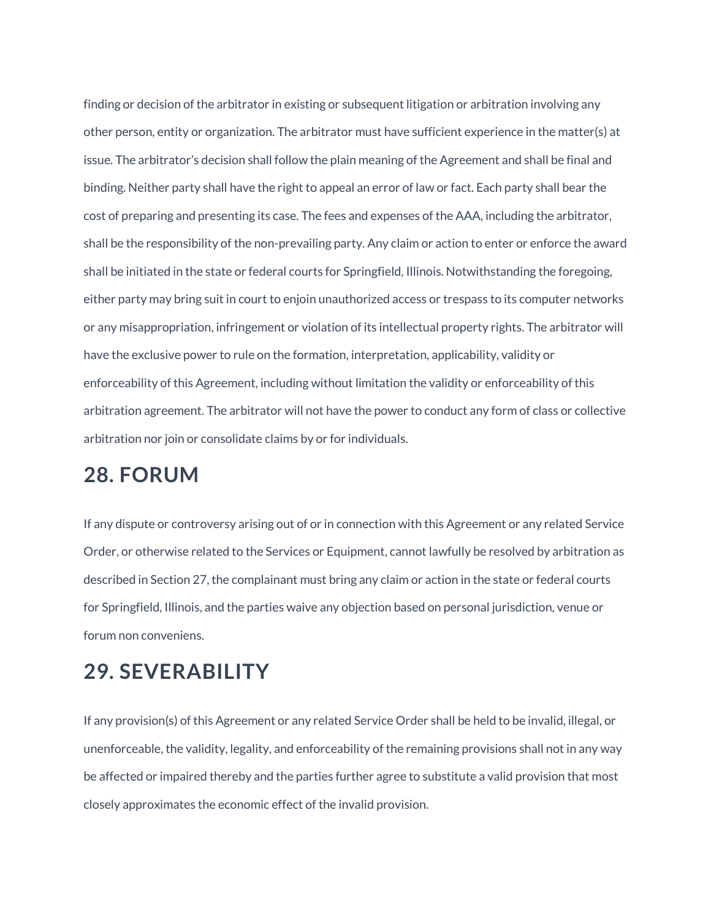finding or decision of the arbitrator in existing or subsequent litigation or arbitration involving any other person, entity or organization. The arbitrator must have sufficient experience in the matter(s) at issue. The arbitrator's decision shall follow the plain meaning of the Agreement and shall be final and binding. Neither party shall have the right to appeal an error of law or fact. Each party shall bear the cost of preparing and presenting its case. The fees and expenses of the AAA, including the arbitrator, shall be the responsibility of the non-prevailing party. Any claim or action to enter or enforce the award shall be initiated in the state or federal courts for Springfield, Illinois. Notwithstanding the foregoing, either party may bring suit in court to enjoin unauthorized access or trespass to its computer networks or any misappropriation, infringement or violation of its intellectual property rights. The arbitrator will have the exclusive power to rule on the formation, interpretation, applicability, validity or enforceability of this Agreement, including without limitation the validity or enforceability of this arbitration agreement. The arbitrator will not have the power to conduct any form of class or collective arbitration nor join or consolidate claims by or for individuals.

## 28. FORUM

If any dispute or controversy arising out of or in connection with this Agreement or any related Service Order, or otherwise related to the Services or Equipment, cannot lawfully be resolved by arbitration as described in Section 27, the complainant must bring any claim or action in the state or federal courts for Springfield, Illinois, and the parties waive any objection based on personal jurisdiction, venue or forum non conveniens.

## 29. SEVERABILITY

If any provision(s) of this Agreement or any related Service Order shall be held to be invalid, illegal, or unenforceable, the validity, legality, and enforceability of the remaining provisions shall not in any way be affected or impaired thereby and the parties further agree to substitute a valid provision that most closely approximates the economic effect of the invalid provision.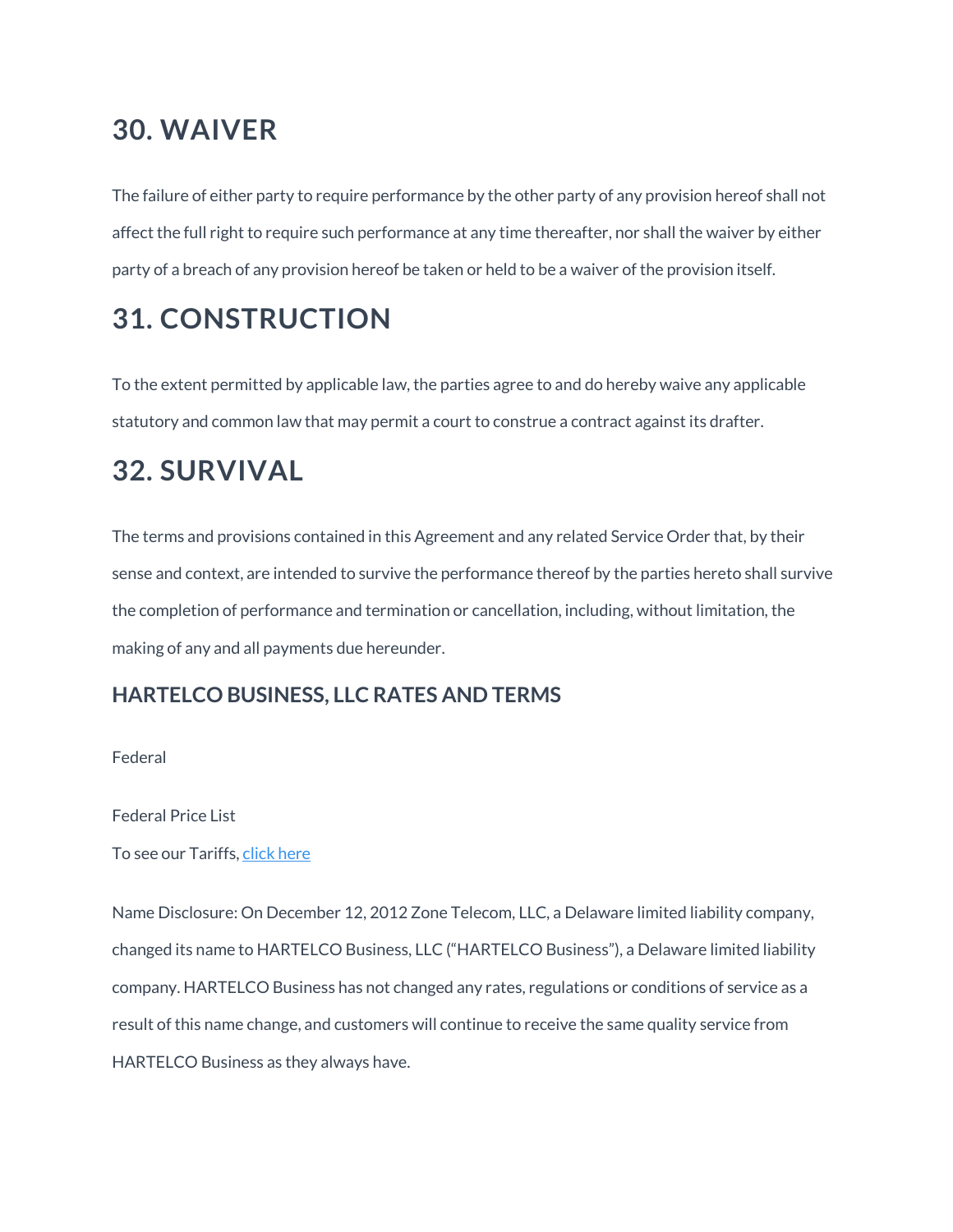# 30. WAIVER

The failure of either party to require performance by the other party of any provision hereof shall not affect the full right to require such performance at any time thereafter, nor shall the waiver by either party of a breach of any provision hereof be taken or held to be a waiver of the provision itself.

# 31. CONSTRUCTION

To the extent permitted by applicable law, the parties agree to and do hereby waive any applicable statutory and common law that may permit a court to construe a contract against its drafter.

# 32. SURVIVAL

The terms and provisions contained in this Agreement and any related Service Order that, by their sense and context, are intended to survive the performance thereof by the parties hereto shall survive the completion of performance and termination or cancellation, including, without limitation, the making of any and all payments due hereunder.

## HARTELCO BUSINESS, LLC RATES AND TERMS

Federal

Federal Price List

To see our Tariffs, click here

Name Disclosure: On December 12, 2012 Zone Telecom, LLC, a Delaware limited liability company, changed its name to HARTELCO Business, LLC ("HARTELCO Business"), a Delaware limited liability company. HARTELCO Business has not changed any rates, regulations or conditions of service as a result of this name change, and customers will continue to receive the same quality service from HARTELCO Business as they always have.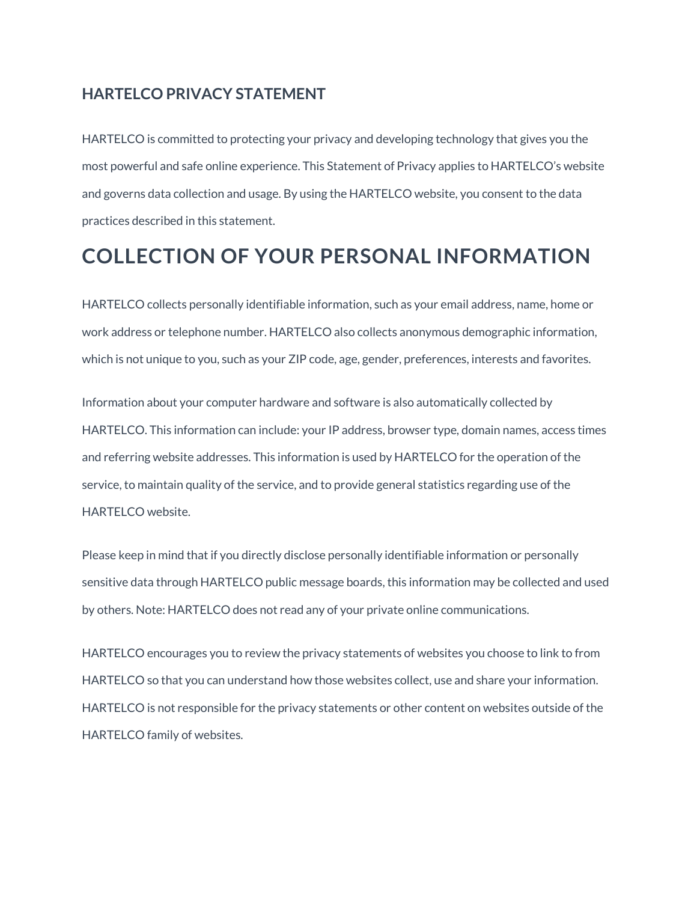### HARTELCO PRIVACY STATEMENT

HARTELCO is committed to protecting your privacy and developing technology that gives you the most powerful and safe online experience. This Statement of Privacy applies to HARTELCO's website and governs data collection and usage. By using the HARTELCO website, you consent to the data practices described in this statement.

## COLLECTION OF YOUR PERSONAL INFORMATION

HARTELCO collects personally identifiable information, such as your email address, name, home or work address or telephone number. HARTELCO also collects anonymous demographic information, which is not unique to you, such as your ZIP code, age, gender, preferences, interests and favorites.

Information about your computer hardware and software is also automatically collected by HARTELCO. This information can include: your IP address, browser type, domain names, access times and referring website addresses. This information is used by HARTELCO for the operation of the service, to maintain quality of the service, and to provide general statistics regarding use of the HARTELCO website.

Please keep in mind that if you directly disclose personally identifiable information or personally sensitive data through HARTELCO public message boards, this information may be collected and used by others. Note: HARTELCO does not read any of your private online communications.

HARTELCO encourages you to review the privacy statements of websites you choose to link to from HARTELCO so that you can understand how those websites collect, use and share your information. HARTELCO is not responsible for the privacy statements or other content on websites outside of the HARTELCO family of websites.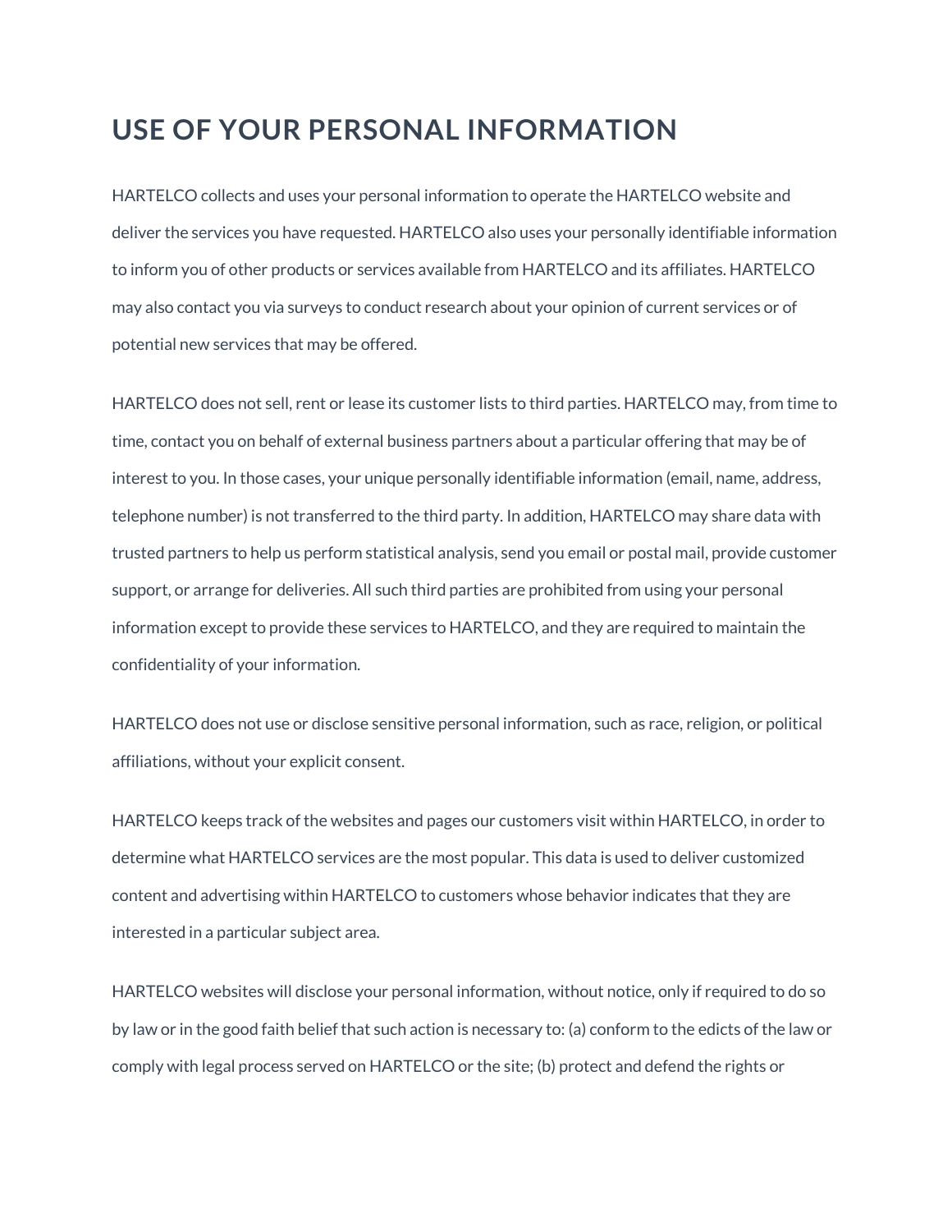# USE OF YOUR PERSONAL INFORMATION

HARTELCO collects and uses your personal information to operate the HARTELCO website and deliver the services you have requested. HARTELCO also uses your personally identifiable information to inform you of other products or services available from HARTELCO and its affiliates. HARTELCO may also contact you via surveys to conduct research about your opinion of current services or of potential new services that may be offered.

HARTELCO does not sell, rent or lease its customer lists to third parties. HARTELCO may, from time to time, contact you on behalf of external business partners about a particular offering that may be of interest to you. In those cases, your unique personally identifiable information (email, name, address, telephone number) is not transferred to the third party. In addition, HARTELCO may share data with trusted partners to help us perform statistical analysis, send you email or postal mail, provide customer support, or arrange for deliveries. All such third parties are prohibited from using your personal information except to provide these services to HARTELCO, and they are required to maintain the confidentiality of your information.

HARTELCO does not use or disclose sensitive personal information, such as race, religion, or political affiliations, without your explicit consent.

HARTELCO keeps track of the websites and pages our customers visit within HARTELCO, in order to determine what HARTELCO services are the most popular. This data is used to deliver customized content and advertising within HARTELCO to customers whose behavior indicates that they are interested in a particular subject area.

HARTELCO websites will disclose your personal information, without notice, only if required to do so by law or in the good faith belief that such action is necessary to: (a) conform to the edicts of the law or comply with legal process served on HARTELCO or the site; (b) protect and defend the rights or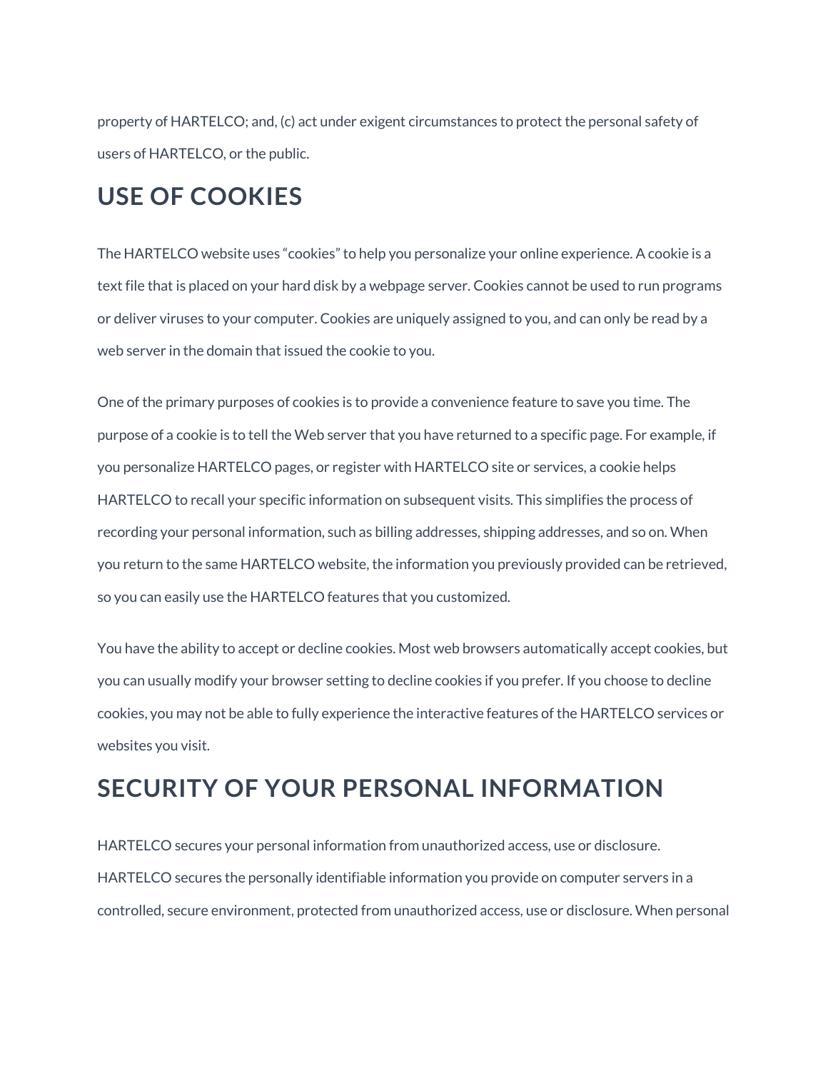property of HARTELCO; and, (c) act under exigent circumstances to protect the personal safety of users of HARTELCO, or the public.

## USE OF COOKIES

The HARTELCO website uses "cookies" to help you personalize your online experience. A cookie is a text file that is placed on your hard disk by a webpage server. Cookies cannot be used to run programs or deliver viruses to your computer. Cookies are uniquely assigned to you, and can only be read by a web server in the domain that issued the cookie to you.

One of the primary purposes of cookies is to provide a convenience feature to save you time. The purpose of a cookie is to tell the Web server that you have returned to a specific page. For example, if you personalize HARTELCO pages, or register with HARTELCO site or services, a cookie helps HARTELCO to recall your specific information on subsequent visits. This simplifies the process of recording your personal information, such as billing addresses, shipping addresses, and so on. When you return to the same HARTELCO website, the information you previously provided can be retrieved, so you can easily use the HARTELCO features that you customized.

You have the ability to accept or decline cookies. Most web browsers automatically accept cookies, but you can usually modify your browser setting to decline cookies if you prefer. If you choose to decline cookies, you may not be able to fully experience the interactive features of the HARTELCO services or websites you visit.

## SECURITY OF YOUR PERSONAL INFORMATION

HARTELCO secures your personal information from unauthorized access, use or disclosure. HARTELCO secures the personally identifiable information you provide on computer servers in a controlled, secure environment, protected from unauthorized access, use or disclosure. When personal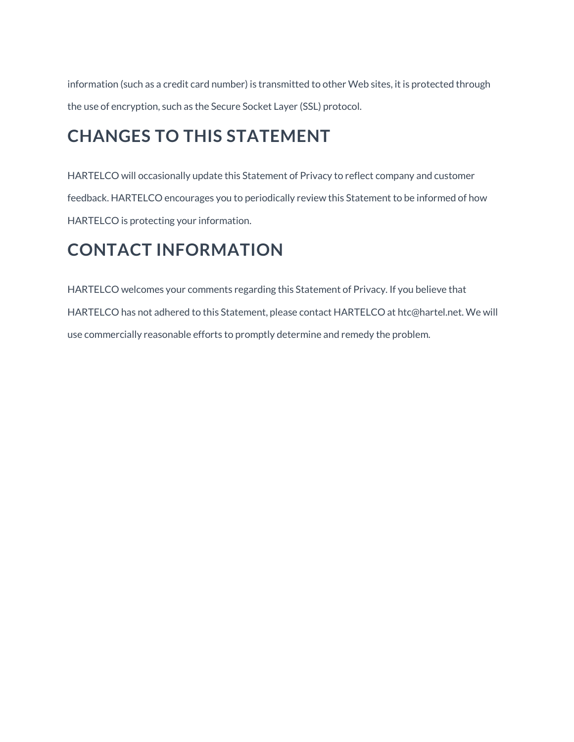information (such as a credit card number) is transmitted to other Web sites, it is protected through the use of encryption, such as the Secure Socket Layer (SSL) protocol.

## CHANGES TO THIS STATEMENT

HARTELCO will occasionally update this Statement of Privacy to reflect company and customer feedback. HARTELCO encourages you to periodically review this Statement to be informed of how HARTELCO is protecting your information.

## CONTACT INFORMATION

HARTELCO welcomes your comments regarding this Statement of Privacy. If you believe that HARTELCO has not adhered to this Statement, please contact HARTELCO at htc@hartel.net. We will use commercially reasonable efforts to promptly determine and remedy the problem.